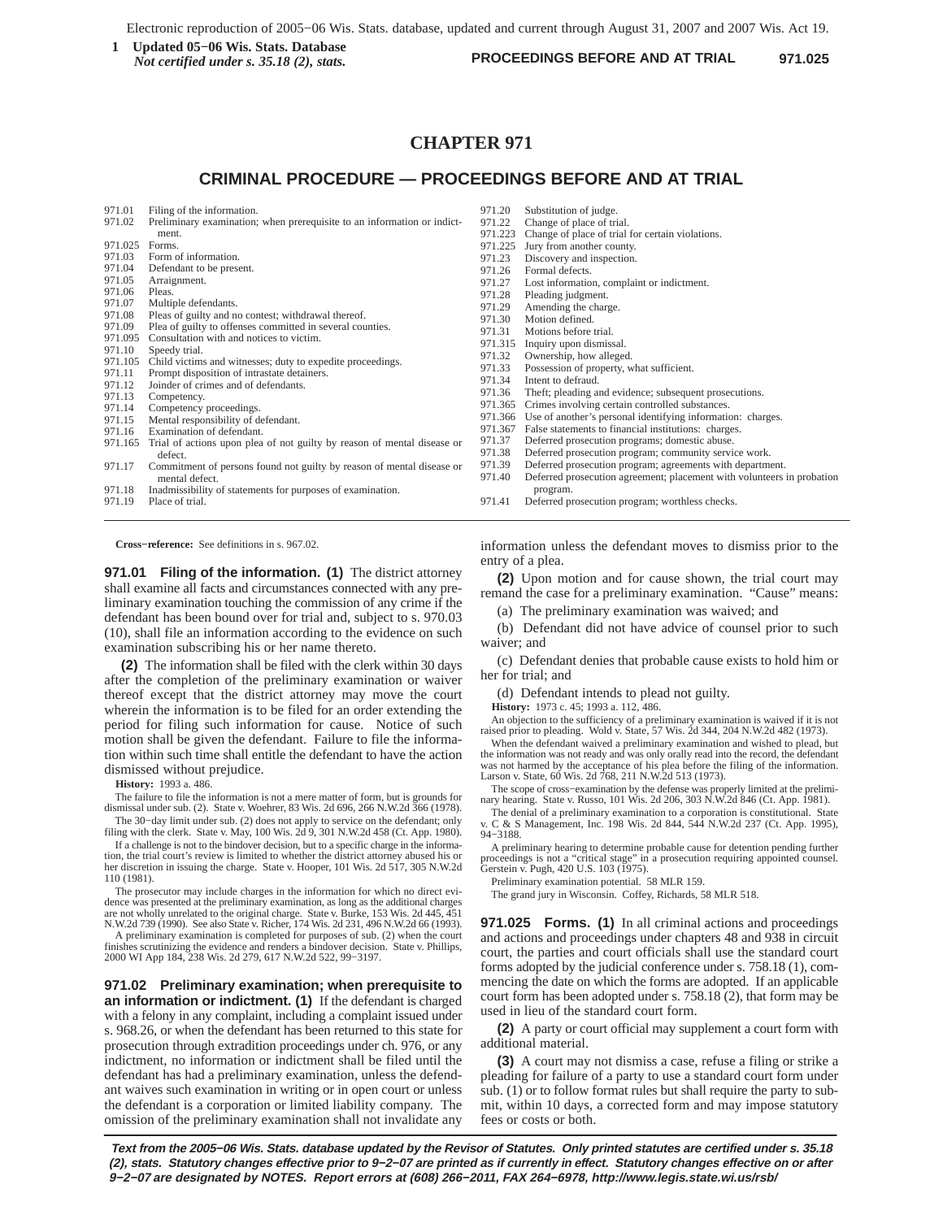# CHAPTER 971

## CRIMINAL PROCEDURE — PROCEEDINGS BEFORE AND AT TRIAL

| | |
|---|---|
| 971.01 | Filing of the information. |
| 971.02 | Preliminary examination; when prerequisite to an information or indictment. |
| 971.025 | Forms. |
| 971.03 | Form of information. |
| 971.04 | Defendant to be present. |
| 971.05 | Arraignment. |
| 971.06 | Pleas. |
| 971.07 | Multiple defendants. |
| 971.08 | Pleas of guilty and no contest; withdrawal thereof. |
| 971.09 | Plea of guilty to offenses committed in several counties. |
| 971.095 | Consultation with and notices to victim. |
| 971.10 | Speedy trial. |
| 971.105 | Child victims and witnesses; duty to expedite proceedings. |
| 971.11 | Prompt disposition of intrastate detainers. |
| 971.12 | Joinder of crimes and of defendants. |
| 971.13 | Competency. |
| 971.14 | Competency proceedings. |
| 971.15 | Mental responsibility of defendant. |
| 971.16 | Examination of defendant. |
| 971.165 | Trial of actions upon plea of not guilty by reason of mental disease or defect. |
| 971.17 | Commitment of persons found not guilty by reason of mental disease or mental defect. |
| 971.18 | Inadmissibility of statements for purposes of examination. |
| 971.19 | Place of trial. |
| 971.20 | Substitution of judge. |
| 971.22 | Change of place of trial. |
| 971.223 | Change of place of trial for certain violations. |
| 971.225 | Jury from another county. |
| 971.23 | Discovery and inspection. |
| 971.26 | Formal defects. |
| 971.27 | Lost information, complaint or indictment. |
| 971.28 | Pleading judgment. |
| 971.29 | Amending the charge. |
| 971.30 | Motion defined. |
| 971.31 | Motions before trial. |
| 971.315 | Inquiry upon dismissal. |
| 971.32 | Ownership, how alleged. |
| 971.33 | Possession of property, what sufficient. |
| 971.34 | Intent to defraud. |
| 971.36 | Theft; pleading and evidence; subsequent prosecutions. |
| 971.365 | Crimes involving certain controlled substances. |
| 971.366 | Use of another's personal identifying information: charges. |
| 971.367 | False statements to financial institutions: charges. |
| 971.37 | Deferred prosecution programs; domestic abuse. |
| 971.38 | Deferred prosecution program; community service work. |
| 971.39 | Deferred prosecution program; agreements with department. |
| 971.40 | Deferred prosecution agreement; placement with volunteers in probation program. |
| 971.41 | Deferred prosecution program; worthless checks. |

**Cross−reference:** See definitions in s. 967.02.

**971.01 Filing of the information. (1)** The district attorney shall examine all facts and circumstances connected with any preliminary examination touching the commission of any crime if the defendant has been bound over for trial and, subject to s. 970.03 (10), shall file an information according to the evidence on such examination subscribing his or her name thereto.

**(2)** The information shall be filed with the clerk within 30 days after the completion of the preliminary examination or waiver thereof except that the district attorney may move the court wherein the information is to be filed for an order extending the period for filing such information for cause. Notice of such motion shall be given the defendant. Failure to file the information within such time shall entitle the defendant to have the action dismissed without prejudice.

**History:** 1993 a. 486.

The failure to file the information is not a mere matter of form, but is grounds for dismissal under sub. (2). State v. Woehrer, 83 Wis. 2d 696, 266 N.W.2d 366 (1978).

The 30−day limit under sub. (2) does not apply to service on the defendant; only filing with the clerk. State v. May, 100 Wis. 2d 9, 301 N.W.2d 458 (Ct. App. 1980).

If a challenge is not to the bindover decision, but to a specific charge in the information, the trial court's review is limited to whether the district attorney abused his or her discretion in issuing the charge. State v. Hooper, 101 Wis. 2d 517, 305 N.W.2d 110 (1981).

The prosecutor may include charges in the information for which no direct evidence was presented at the preliminary examination, as long as the additional charges are not wholly unrelated to the original charge. State v. Burke, 153 Wis. 2d 445, 451 N.W.2d 739 (1990). See also State v. Richer, 174 Wis. 2d 231, 496 N.W.2d 66 (1993).

A preliminary examination is completed for purposes of sub. (2) when the court finishes scrutinizing the evidence and renders a bindover decision. State v. Phillips, 2000 WI App 184, 238 Wis. 2d 279, 617 N.W.2d 522, 99−3197.

**971.02 Preliminary examination; when prerequisite to an information or indictment. (1)** If the defendant is charged with a felony in any complaint, including a complaint issued under s. 968.26, or when the defendant has been returned to this state for prosecution through extradition proceedings under ch. 976, or any indictment, no information or indictment shall be filed until the defendant has had a preliminary examination, unless the defendant waives such examination in writing or in open court or unless the defendant is a corporation or limited liability company. The omission of the preliminary examination shall not invalidate any information unless the defendant moves to dismiss prior to the entry of a plea.

**(2)** Upon motion and for cause shown, the trial court may remand the case for a preliminary examination. "Cause" means:

(a) The preliminary examination was waived; and

(b) Defendant did not have advice of counsel prior to such waiver; and

(c) Defendant denies that probable cause exists to hold him or her for trial; and

(d) Defendant intends to plead not guilty.

**History:** 1973 c. 45; 1993 a. 112, 486.

An objection to the sufficiency of a preliminary examination is waived if it is not raised prior to pleading. Wold v. State, 57 Wis. 2d 344, 204 N.W.2d 482 (1973).

When the defendant waived a preliminary examination and wished to plead, but the information was not ready and was only orally read into the record, the defendant was not harmed by the acceptance of his plea before the filing of the information. Larson v. State, 60 Wis. 2d 768, 211 N.W.2d 513 (1973).

The scope of cross−examination by the defense was properly limited at the preliminary hearing. State v. Russo, 101 Wis. 2d 206, 303 N.W.2d 846 (Ct. App. 1981).

The denial of a preliminary examination to a corporation is constitutional. State v. C & S Management, Inc. 198 Wis. 2d 844, 544 N.W.2d 237 (Ct. App. 1995), 94−3188.

A preliminary hearing to determine probable cause for detention pending further proceedings is not a "critical stage" in a prosecution requiring appointed counsel. Gerstein v. Pugh, 420 U.S. 103 (1975).

Preliminary examination potential. 58 MLR 159.

The grand jury in Wisconsin. Coffey, Richards, 58 MLR 518.

**971.025 Forms. (1)** In all criminal actions and proceedings and actions and proceedings under chapters 48 and 938 in circuit court, the parties and court officials shall use the standard court forms adopted by the judicial conference under s. 758.18 (1), commencing the date on which the forms are adopted. If an applicable court form has been adopted under s. 758.18 (2), that form may be used in lieu of the standard court form.

**(2)** A party or court official may supplement a court form with additional material.

**(3)** A court may not dismiss a case, refuse a filing or strike a pleading for failure of a party to use a standard court form under sub. (1) or to follow format rules but shall require the party to submit, within 10 days, a corrected form and may impose statutory fees or costs or both.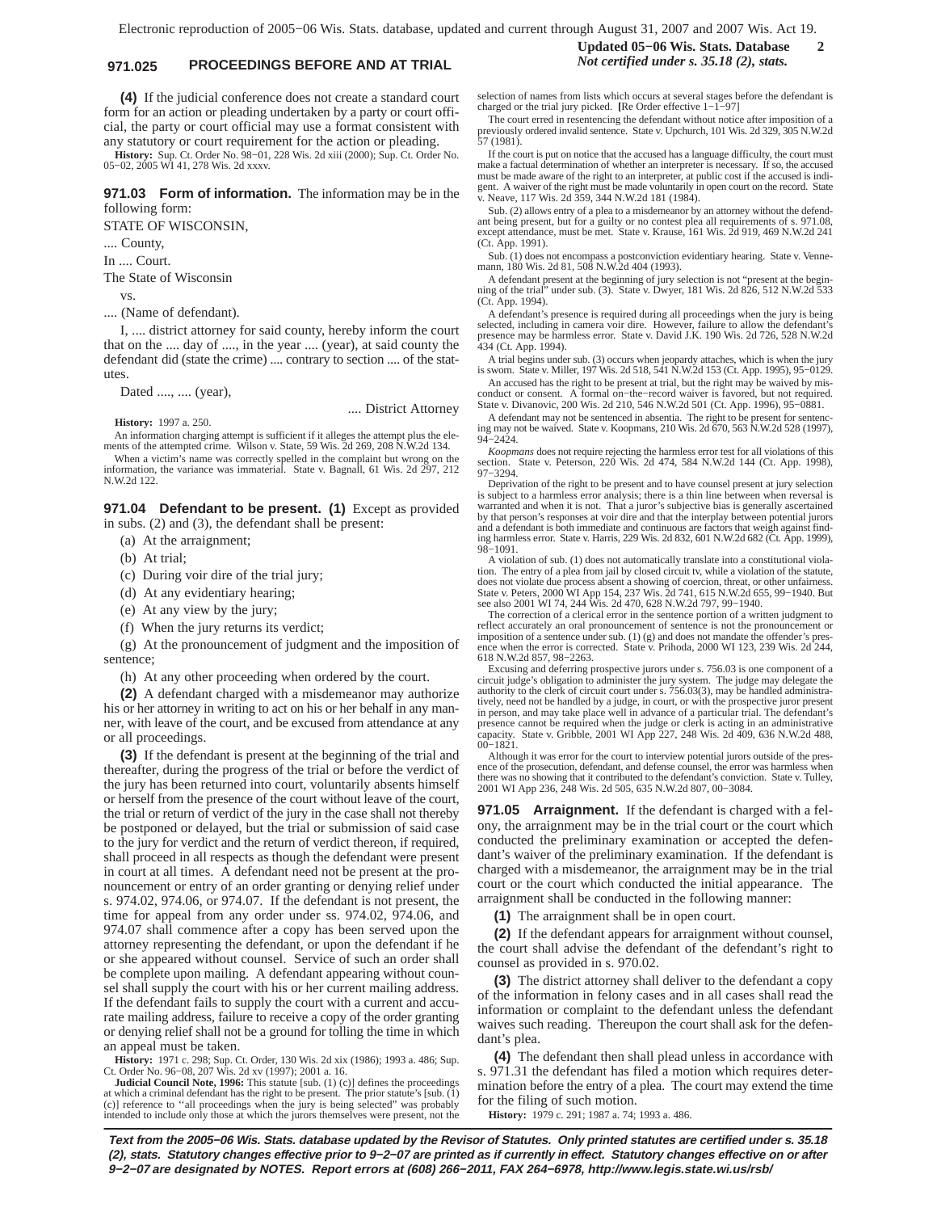**(4)** If the judicial conference does not create a standard court form for an action or pleading undertaken by a party or court official, the party or court official may use a format consistent with any statutory or court requirement for the action or pleading.

**History:** Sup. Ct. Order No. 98−01, 228 Wis. 2d xiii (2000); Sup. Ct. Order No. 05−02, 2005 WI 41, 278 Wis. 2d xxxv.

**971.03 Form of information.** The information may be in the following form:

STATE OF WISCONSIN,

.... County,

In .... Court.

The State of Wisconsin

vs.

.... (Name of defendant).

I, .... district attorney for said county, hereby inform the court that on the .... day of ...., in the year .... (year), at said county the defendant did (state the crime) .... contrary to section .... of the statutes.

Dated ...., .... (year),

.... District Attorney

**History:** 1997 a. 250.

An information charging attempt is sufficient if it alleges the attempt plus the elements of the attempted crime. Wilson v. State, 59 Wis. 2d 269, 208 N.W.2d 134.

When a victim's name was correctly spelled in the complaint but wrong on the information, the variance was immaterial. State v. Bagnall, 61 Wis. 2d 297, 212 N.W.2d 122.

**971.04 Defendant to be present. (1)** Except as provided in subs. (2) and (3), the defendant shall be present:

(a) At the arraignment;

(b) At trial;

(c) During voir dire of the trial jury;

(d) At any evidentiary hearing;

(e) At any view by the jury;

(f) When the jury returns its verdict;

(g) At the pronouncement of judgment and the imposition of sentence;

(h) At any other proceeding when ordered by the court.

**(2)** A defendant charged with a misdemeanor may authorize his or her attorney in writing to act on his or her behalf in any manner, with leave of the court, and be excused from attendance at any or all proceedings.

**(3)** If the defendant is present at the beginning of the trial and thereafter, during the progress of the trial or before the verdict of the jury has been returned into court, voluntarily absents himself or herself from the presence of the court without leave of the court, the trial or return of verdict of the jury in the case shall not thereby be postponed or delayed, but the trial or submission of said case to the jury for verdict and the return of verdict thereon, if required, shall proceed in all respects as though the defendant were present in court at all times. A defendant need not be present at the pronouncement or entry of an order granting or denying relief under s. 974.02, 974.06, or 974.07. If the defendant is not present, the time for appeal from any order under ss. 974.02, 974.06, and 974.07 shall commence after a copy has been served upon the attorney representing the defendant, or upon the defendant if he or she appeared without counsel. Service of such an order shall be complete upon mailing. A defendant appearing without counsel shall supply the court with his or her current mailing address. If the defendant fails to supply the court with a current and accurate mailing address, failure to receive a copy of the order granting or denying relief shall not be a ground for tolling the time in which an appeal must be taken.

**History:** 1971 c. 298; Sup. Ct. Order, 130 Wis. 2d xix (1986); 1993 a. 486; Sup. Ct. Order No. 96−08, 207 Wis. 2d xv (1997); 2001 a. 16.

**Judicial Council Note, 1996:** This statute [sub. (1) (c)] defines the proceedings at which a criminal defendant has the right to be present. The prior statute's [sub. (1) (c)] reference to "all proceedings when the jury is being selected" was probably intended to include only those at which the jurors themselves were present, not the selection of names from lists which occurs at several stages before the defendant is charged or the trial jury picked. [Re Order effective 1−1−97]

The court erred in resentencing the defendant without notice after imposition of a previously ordered invalid sentence. State v. Upchurch, 101 Wis. 2d 329, 305 N.W.2d 57 (1981).

If the court is put on notice that the accused has a language difficulty, the court must make a factual determination of whether an interpreter is necessary. If so, the accused must be made aware of the right to an interpreter, at public cost if the accused is indigent. A waiver of the right must be made voluntarily in open court on the record. State v. Neave, 117 Wis. 2d 359, 344 N.W.2d 181 (1984).

Sub. (2) allows entry of a plea to a misdemeanor by an attorney without the defendant being present, but for a guilty or no contest plea all requirements of s. 971.08, except attendance, must be met. State v. Krause, 161 Wis. 2d 919, 469 N.W.2d 241 (Ct. App. 1991).

Sub. (1) does not encompass a postconviction evidentiary hearing. State v. Vennemann, 180 Wis. 2d 81, 508 N.W.2d 404 (1993).

A defendant present at the beginning of jury selection is not "present at the beginning of the trial" under sub. (3). State v. Dwyer, 181 Wis. 2d 826, 512 N.W.2d 533 (Ct. App. 1994).

A defendant's presence is required during all proceedings when the jury is being selected, including in camera voir dire. However, failure to allow the defendant's presence may be harmless error. State v. David J.K. 190 Wis. 2d 726, 528 N.W.2d 434 (Ct. App. 1994).

A trial begins under sub. (3) occurs when jeopardy attaches, which is when the jury is sworn. State v. Miller, 197 Wis. 2d 518, 541 N.W.2d 153 (Ct. App. 1995), 95−0129.

An accused has the right to be present at trial, but the right may be waived by misconduct or consent. A formal on−the−record waiver is favored, but not required. State v. Divanovic, 200 Wis. 2d 210, 546 N.W.2d 501 (Ct. App. 1996), 95−0881.

A defendant may not be sentenced in absentia. The right to be present for sentencing may not be waived. State v. Koopmans, 210 Wis. 2d 670, 563 N.W.2d 528 (1997), 94−2424.

*Koopmans* does not require rejecting the harmless error test for all violations of this section. State v. Peterson, 220 Wis. 2d 474, 584 N.W.2d 144 (Ct. App. 1998), 97−3294.

Deprivation of the right to be present and to have counsel present at jury selection is subject to a harmless error analysis; there is a thin line between when reversal is warranted and when it is not. That a juror's subjective bias is generally ascertained by that person's responses at voir dire and that the interplay between potential jurors and a defendant is both immediate and continuous are factors that weigh against finding harmless error. State v. Harris, 229 Wis. 2d 832, 601 N.W.2d 682 (Ct. App. 1999), 98−1091.

A violation of sub. (1) does not automatically translate into a constitutional violation. The entry of a plea from jail by closed circuit tv, while a violation of the statute, does not violate due process absent a showing of coercion, threat, or other unfairness. State v. Peters, 2000 WI App 154, 237 Wis. 2d 741, 615 N.W.2d 655, 99−1940. But see also 2001 WI 74, 244 Wis. 2d 470, 628 N.W.2d 797, 99−1940.

The correction of a clerical error in the sentence portion of a written judgment to reflect accurately an oral pronouncement of sentence is not the pronouncement or imposition of a sentence under sub. (1) (g) and does not mandate the offender's presence when the error is corrected. State v. Prihoda, 2000 WI 123, 239 Wis. 2d 244, 618 N.W.2d 857, 98−2263.

Excusing and deferring prospective jurors under s. 756.03 is one component of a circuit judge's obligation to administer the jury system. The judge may delegate the authority to the clerk of circuit court under s. 756.03(3), may be handled administratively, need not be handled by a judge, in court, or with the prospective juror present in person, and may take place well in advance of a particular trial. The defendant's presence cannot be required when the judge or clerk is acting in an administrative capacity. State v. Gribble, 2001 WI App 227, 248 Wis. 2d 409, 636 N.W.2d 488, 00−1821.

Although it was error for the court to interview potential jurors outside of the presence of the prosecution, defendant, and defense counsel, the error was harmless when there was no showing that it contributed to the defendant's conviction. State v. Tulley, 2001 WI App 236, 248 Wis. 2d 505, 635 N.W.2d 807, 00−3084.

**971.05 Arraignment.** If the defendant is charged with a felony, the arraignment may be in the trial court or the court which conducted the preliminary examination or accepted the defendant's waiver of the preliminary examination. If the defendant is charged with a misdemeanor, the arraignment may be in the trial court or the court which conducted the initial appearance. The arraignment shall be conducted in the following manner:

**(1)** The arraignment shall be in open court.

**(2)** If the defendant appears for arraignment without counsel, the court shall advise the defendant of the defendant's right to counsel as provided in s. 970.02.

**(3)** The district attorney shall deliver to the defendant a copy of the information in felony cases and in all cases shall read the information or complaint to the defendant unless the defendant waives such reading. Thereupon the court shall ask for the defendant's plea.

**(4)** The defendant then shall plead unless in accordance with s. 971.31 the defendant has filed a motion which requires determination before the entry of a plea. The court may extend the time for the filing of such motion.

**History:** 1979 c. 291; 1987 a. 74; 1993 a. 486.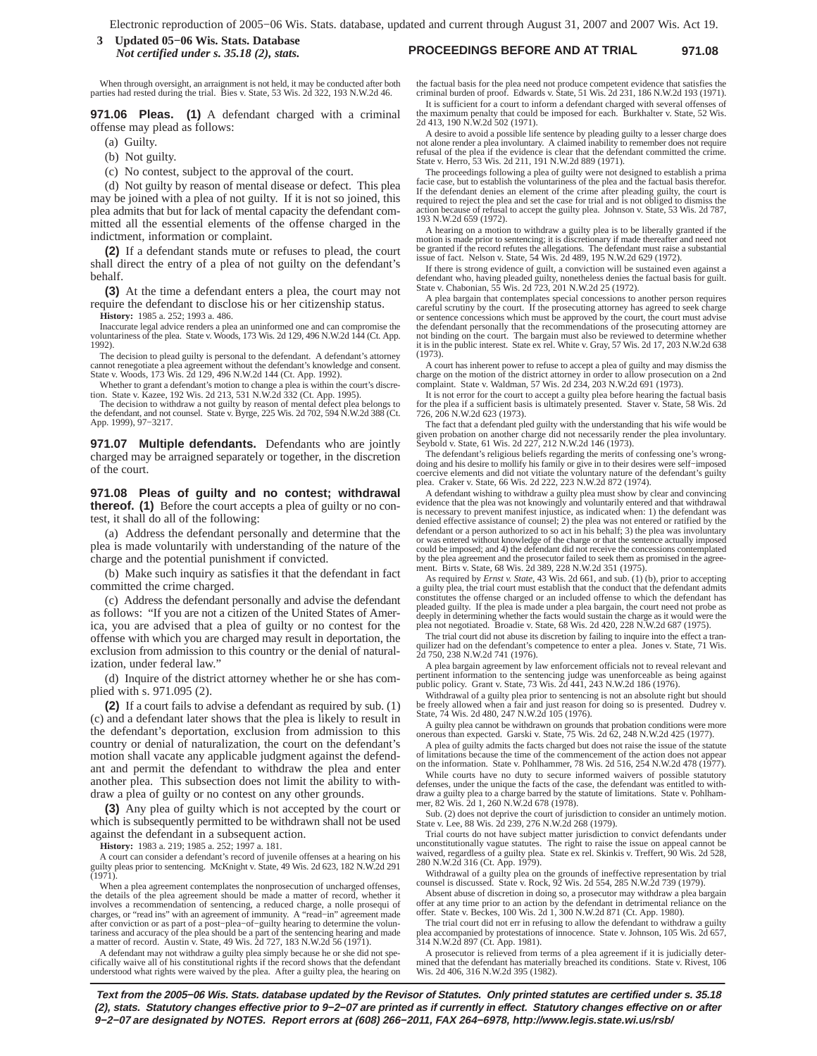When through oversight, an arraignment is not held, it may be conducted after both parties had rested during the trial. Bies v. State, 53 Wis. 2d 322, 193 N.W.2d 46.

**971.06 Pleas.** **(1)** A defendant charged with a criminal offense may plead as follows:

(a) Guilty.

(b) Not guilty.

(c) No contest, subject to the approval of the court.

(d) Not guilty by reason of mental disease or defect. This plea may be joined with a plea of not guilty. If it is not so joined, this plea admits that but for lack of mental capacity the defendant committed all the essential elements of the offense charged in the indictment, information or complaint.

**(2)** If a defendant stands mute or refuses to plead, the court shall direct the entry of a plea of not guilty on the defendant's behalf.

**(3)** At the time a defendant enters a plea, the court may not require the defendant to disclose his or her citizenship status.

**History:** 1985 a. 252; 1993 a. 486.

Inaccurate legal advice renders a plea an uninformed one and can compromise the voluntariness of the plea. State v. Woods, 173 Wis. 2d 129, 496 N.W.2d 144 (Ct. App. 1992).

The decision to plead guilty is personal to the defendant. A defendant's attorney cannot renegotiate a plea agreement without the defendant's knowledge and consent. State v. Woods, 173 Wis. 2d 129, 496 N.W.2d 144 (Ct. App. 1992).

Whether to grant a defendant's motion to change a plea is within the court's discretion. State v. Kazee, 192 Wis. 2d 213, 531 N.W.2d 332 (Ct. App. 1995).

The decision to withdraw a not guilty by reason of mental defect plea belongs to the defendant, and not counsel. State v. Byrge, 225 Wis. 2d 702, 594 N.W.2d 388 (Ct. App. 1999), 97−3217.

**971.07 Multiple defendants.** Defendants who are jointly charged may be arraigned separately or together, in the discretion of the court.

**971.08 Pleas of guilty and no contest; withdrawal thereof.** **(1)** Before the court accepts a plea of guilty or no contest, it shall do all of the following:

(a) Address the defendant personally and determine that the plea is made voluntarily with understanding of the nature of the charge and the potential punishment if convicted.

(b) Make such inquiry as satisfies it that the defendant in fact committed the crime charged.

(c) Address the defendant personally and advise the defendant as follows: "If you are not a citizen of the United States of America, you are advised that a plea of guilty or no contest for the offense with which you are charged may result in deportation, the exclusion from admission to this country or the denial of naturalization, under federal law."

(d) Inquire of the district attorney whether he or she has complied with s. 971.095 (2).

**(2)** If a court fails to advise a defendant as required by sub. (1) (c) and a defendant later shows that the plea is likely to result in the defendant's deportation, exclusion from admission to this country or denial of naturalization, the court on the defendant's motion shall vacate any applicable judgment against the defendant and permit the defendant to withdraw the plea and enter another plea. This subsection does not limit the ability to withdraw a plea of guilty or no contest on any other grounds.

**(3)** Any plea of guilty which is not accepted by the court or which is subsequently permitted to be withdrawn shall not be used against the defendant in a subsequent action.

**History:** 1983 a. 219; 1985 a. 252; 1997 a. 181.

A court can consider a defendant's record of juvenile offenses at a hearing on his guilty pleas prior to sentencing. McKnight v. State, 49 Wis. 2d 623, 182 N.W.2d 291 (1971).

When a plea agreement contemplates the nonprosecution of uncharged offenses, the details of the plea agreement should be made a matter of record, whether it involves a recommendation of sentencing, a reduced charge, a nolle prosequi of charges, or "read ins" with an agreement of immunity. A "read−in" agreement made after conviction or as part of a post−plea−of−guilty hearing to determine the voluntariness and accuracy of the plea should be a part of the sentencing hearing and made a matter of record. Austin v. State, 49 Wis. 2d 727, 183 N.W.2d 56 (1971).

A defendant may not withdraw a guilty plea simply because he or she did not specifically waive all of his constitutional rights if the record shows that the defendant understood what rights were waived by the plea. After a guilty plea, the hearing on the factual basis for the plea need not produce competent evidence that satisfies the criminal burden of proof. Edwards v. State, 51 Wis. 2d 231, 186 N.W.2d 193 (1971).

It is sufficient for a court to inform a defendant charged with several offenses of the maximum penalty that could be imposed for each. Burkhalter v. State, 52 Wis. 2d 413, 190 N.W.2d 502 (1971).

A desire to avoid a possible life sentence by pleading guilty to a lesser charge does not alone render a plea involuntary. A claimed inability to remember does not require refusal of the plea if the evidence is clear that the defendant committed the crime. State v. Herro, 53 Wis. 2d 211, 191 N.W.2d 889 (1971).

The proceedings following a plea of guilty were not designed to establish a prima facie case, but to establish the voluntariness of the plea and the factual basis therefor. If the defendant denies an element of the crime after pleading guilty, the court is required to reject the plea and set the case for trial and is not obliged to dismiss the action because of refusal to accept the guilty plea. Johnson v. State, 53 Wis. 2d 787, 193 N.W.2d 659 (1972).

A hearing on a motion to withdraw a guilty plea is to be liberally granted if the motion is made prior to sentencing; it is discretionary if made thereafter and need not be granted if the record refutes the allegations. The defendant must raise a substantial issue of fact. Nelson v. State, 54 Wis. 2d 489, 195 N.W.2d 629 (1972).

If there is strong evidence of guilt, a conviction will be sustained even against a defendant who, having pleaded guilty, nonetheless denies the factual basis for guilt. State v. Chabonian, 55 Wis. 2d 723, 201 N.W.2d 25 (1972).

A plea bargain that contemplates special concessions to another person requires careful scrutiny by the court. If the prosecuting attorney has agreed to seek charge or sentence concessions which must be approved by the court, the court must advise the defendant personally that the recommendations of the prosecuting attorney are not binding on the court. The bargain must also be reviewed to determine whether it is in the public interest. State ex rel. White v. Gray, 57 Wis. 2d 17, 203 N.W.2d 638 (1973).

A court has inherent power to refuse to accept a plea of guilty and may dismiss the charge on the motion of the district attorney in order to allow prosecution on a 2nd complaint. State v. Waldman, 57 Wis. 2d 234, 203 N.W.2d 691 (1973).

It is not error for the court to accept a guilty plea before hearing the factual basis for the plea if a sufficient basis is ultimately presented. Staver v. State, 58 Wis. 2d 726, 206 N.W.2d 623 (1973).

The fact that a defendant pled guilty with the understanding that his wife would be given probation on another charge did not necessarily render the plea involuntary. Seybold v. State, 61 Wis. 2d 227, 212 N.W.2d 146 (1973).

The defendant's religious beliefs regarding the merits of confessing one's wrongdoing and his desire to mollify his family or give in to their desires were self−imposed coercive elements and did not vitiate the voluntary nature of the defendant's guilty plea. Craker v. State, 66 Wis. 2d 222, 223 N.W.2d 872 (1974).

A defendant wishing to withdraw a guilty plea must show by clear and convincing evidence that the plea was not knowingly and voluntarily entered and that withdrawal is necessary to prevent manifest injustice, as indicated when: 1) the defendant was denied effective assistance of counsel; 2) the plea was not entered or ratified by the defendant or a person authorized to so act in his behalf; 3) the plea was involuntary or was entered without knowledge of the charge or that the sentence actually imposed could be imposed; and 4) the defendant did not receive the concessions contemplated by the plea agreement and the prosecutor failed to seek them as promised in the agreement. Birts v. State, 68 Wis. 2d 389, 228 N.W.2d 351 (1975).

As required by *Ernst v. State*, 43 Wis. 2d 661, and sub. (1) (b), prior to accepting a guilty plea, the trial court must establish that the conduct that the defendant admits constitutes the offense charged or an included offense to which the defendant has pleaded guilty. If the plea is made under a plea bargain, the court need not probe as deeply in determining whether the facts would sustain the charge as it would were the plea not negotiated. Broadie v. State, 68 Wis. 2d 420, 228 N.W.2d 687 (1975).

The trial court did not abuse its discretion by failing to inquire into the effect a tranquilizer had on the defendant's competence to enter a plea. Jones v. State, 71 Wis. 2d 750, 238 N.W.2d 741 (1976).

A plea bargain agreement by law enforcement officials not to reveal relevant and pertinent information to the sentencing judge was unenforceable as being against public policy. Grant v. State, 73 Wis. 2d 441, 243 N.W.2d 186 (1976).

Withdrawal of a guilty plea prior to sentencing is not an absolute right but should be freely allowed when a fair and just reason for doing so is presented. Dudrey v. State, 74 Wis. 2d 480, 247 N.W.2d 105 (1976).

A guilty plea cannot be withdrawn on grounds that probation conditions were more onerous than expected. Garski v. State, 75 Wis. 2d 62, 248 N.W.2d 425 (1977).

A plea of guilty admits the facts charged but does not raise the issue of the statute of limitations because the time of the commencement of the action does not appear on the information. State v. Pohlhammer, 78 Wis. 2d 516, 254 N.W.2d 478 (1977).

While courts have no duty to secure informed waivers of possible statutory defenses, under the unique facts of the case, the defendant was entitled to withdraw a guilty plea to a charge barred by the statute of limitations. State v. Pohlhammer, 82 Wis. 2d 1, 260 N.W.2d 678 (1978).

Sub. (2) does not deprive the court of jurisdiction to consider an untimely motion. State v. Lee, 88 Wis. 2d 239, 276 N.W.2d 268 (1979).

Trial courts do not have subject matter jurisdiction to convict defendants under unconstitutionally vague statutes. The right to raise the issue on appeal cannot be waived, regardless of a guilty plea. State ex rel. Skinkis v. Treffert, 90 Wis. 2d 528, 280 N.W.2d 316 (Ct. App. 1979).

Withdrawal of a guilty plea on the grounds of ineffective representation by trial counsel is discussed. State v. Rock, 92 Wis. 2d 554, 285 N.W.2d 739 (1979).

Absent abuse of discretion in doing so, a prosecutor may withdraw a plea bargain offer at any time prior to an action by the defendant in detrimental reliance on the offer. State v. Beckes, 100 Wis. 2d 1, 300 N.W.2d 871 (Ct. App. 1980).

The trial court did not err in refusing to allow the defendant to withdraw a guilty plea accompanied by protestations of innocence. State v. Johnson, 105 Wis. 2d 657, 314 N.W.2d 897 (Ct. App. 1981).

A prosecutor is relieved from terms of a plea agreement if it is judicially determined that the defendant has materially breached its conditions. State v. Rivest, 106 Wis. 2d 406, 316 N.W.2d 395 (1982).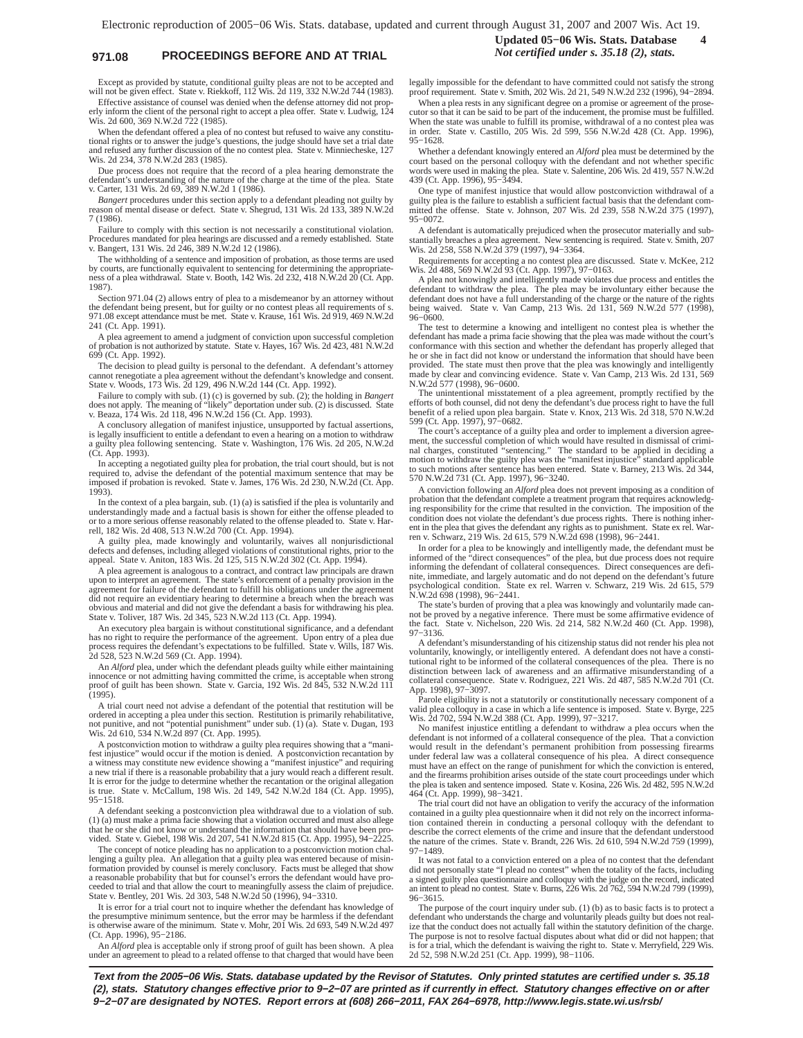Except as provided by statute, conditional guilty pleas are not to be accepted and will not be given effect. State v. Riekkoff, 112 Wis. 2d 119, 332 N.W.2d 744 (1983).

Effective assistance of counsel was denied when the defense attorney did not properly inform the client of the personal right to accept a plea offer. State v. Ludwig, 124 Wis. 2d 600, 369 N.W.2d 722 (1985).

When the defendant offered a plea of no contest but refused to waive any constitutional rights or to answer the judge's questions, the judge should have set a trial date and refused any further discussion of the no contest plea. State v. Minniecheske, 127 Wis. 2d 234, 378 N.W.2d 283 (1985).

Due process does not require that the record of a plea hearing demonstrate the defendant's understanding of the nature of the charge at the time of the plea. State v. Carter, 131 Wis. 2d 69, 389 N.W.2d 1 (1986).

*Bangert* procedures under this section apply to a defendant pleading not guilty by reason of mental disease or defect. State v. Shegrud, 131 Wis. 2d 133, 389 N.W.2d 7 (1986).

Failure to comply with this section is not necessarily a constitutional violation. Procedures mandated for plea hearings are discussed and a remedy established. State v. Bangert, 131 Wis. 2d 246, 389 N.W.2d 12 (1986).

The withholding of a sentence and imposition of probation, as those terms are used by courts, are functionally equivalent to sentencing for determining the appropriateness of a plea withdrawal. State v. Booth, 142 Wis. 2d 232, 418 N.W.2d 20 (Ct. App. 1987).

Section 971.04 (2) allows entry of plea to a misdemeanor by an attorney without the defendant being present, but for guilty or no contest pleas all requirements of s. 971.08 except attendance must be met. State v. Krause, 161 Wis. 2d 919, 469 N.W.2d 241 (Ct. App. 1991).

A plea agreement to amend a judgment of conviction upon successful completion of probation is not authorized by statute. State v. Hayes, 167 Wis. 2d 423, 481 N.W.2d 699 (Ct. App. 1992).

The decision to plead guilty is personal to the defendant. A defendant's attorney cannot renegotiate a plea agreement without the defendant's knowledge and consent. State v. Woods, 173 Wis. 2d 129, 496 N.W.2d 144 (Ct. App. 1992).

Failure to comply with sub. (1) (c) is governed by sub. (2); the holding in *Bangert* does not apply. The meaning of "likely" deportation under sub. (2) is discussed. State v. Beaza, 174 Wis. 2d 118, 496 N.W.2d 156 (Ct. App. 1993).

A conclusory allegation of manifest injustice, unsupported by factual assertions, is legally insufficient to entitle a defendant to even a hearing on a motion to withdraw a guilty plea following sentencing. State v. Washington, 176 Wis. 2d 205, N.W.2d (Ct. App. 1993).

In accepting a negotiated guilty plea for probation, the trial court should, but is not required to, advise the defendant of the potential maximum sentence that may be imposed if probation is revoked. State v. James, 176 Wis. 2d 230, N.W.2d (Ct. App. 1993).

In the context of a plea bargain, sub. (1) (a) is satisfied if the plea is voluntarily and understandingly made and a factual basis is shown for either the offense pleaded to or to a more serious offense reasonably related to the offense pleaded to. State v. Harrell, 182 Wis. 2d 408, 513 N.W.2d 700 (Ct. App. 1994).

A guilty plea, made knowingly and voluntarily, waives all nonjurisdictional defects and defenses, including alleged violations of constitutional rights, prior to the appeal. State v. Aniton, 183 Wis. 2d 125, 515 N.W.2d 302 (Ct. App. 1994).

A plea agreement is analogous to a contract, and contract law principals are drawn upon to interpret an agreement. The state's enforcement of a penalty provision in the agreement for failure of the defendant to fulfill his obligations under the agreement did not require an evidentiary hearing to determine a breach when the breach was obvious and material and did not give the defendant a basis for withdrawing his plea. State v. Toliver, 187 Wis. 2d 345, 523 N.W.2d 113 (Ct. App. 1994).

An executory plea bargain is without constitutional significance, and a defendant has no right to require the performance of the agreement. Upon entry of a plea due process requires the defendant's expectations to be fulfilled. State v. Wills, 187 Wis. 2d 528, 523 N.W.2d 569 (Ct. App. 1994).

An *Alford* plea, under which the defendant pleads guilty while either maintaining innocence or not admitting having committed the crime, is acceptable when strong proof of guilt has been shown. State v. Garcia, 192 Wis. 2d 845, 532 N.W.2d 111 (1995).

A trial court need not advise a defendant of the potential that restitution will be ordered in accepting a plea under this section. Restitution is primarily rehabilitative, not punitive, and not "potential punishment" under sub. (1) (a). State v. Dugan, 193 Wis. 2d 610, 534 N.W.2d 897 (Ct. App. 1995).

A postconviction motion to withdraw a guilty plea requires showing that a "manifest injustice" would occur if the motion is denied. A postconviction recantation by a witness may constitute new evidence showing a "manifest injustice" and requiring a new trial if there is a reasonable probability that a jury would reach a different result. It is error for the judge to determine whether the recantation or the original allegation is true. State v. McCallum, 198 Wis. 2d 149, 542 N.W.2d 184 (Ct. App. 1995), 95−1518.

A defendant seeking a postconviction plea withdrawal due to a violation of sub. (1) (a) must make a prima facie showing that a violation occurred and must also allege that he or she did not know or understand the information that should have been provided. State v. Giebel, 198 Wis. 2d 207, 541 N.W.2d 815 (Ct. App. 1995), 94−2225.

The concept of notice pleading has no application to a postconviction motion challenging a guilty plea. An allegation that a guilty plea was entered because of misinformation provided by counsel is merely conclusory. Facts must be alleged that show a reasonable probability that but for counsel's errors the defendant would have proceeded to trial and that allow the court to meaningfully assess the claim of prejudice. State v. Bentley, 201 Wis. 2d 303, 548 N.W.2d 50 (1996), 94−3310.

It is error for a trial court not to inquire whether the defendant has knowledge of the presumptive minimum sentence, but the error may be harmless if the defendant is otherwise aware of the minimum. State v. Mohr, 201 Wis. 2d 693, 549 N.W.2d 497 (Ct. App. 1996), 95−2186.

An *Alford* plea is acceptable only if strong proof of guilt has been shown. A plea under an agreement to plead to a related offense to that charged that would have been legally impossible for the defendant to have committed could not satisfy the strong proof requirement. State v. Smith, 202 Wis. 2d 21, 549 N.W.2d 232 (1996), 94−2894.

When a plea rests in any significant degree on a promise or agreement of the prosecutor so that it can be said to be part of the inducement, the promise must be fulfilled. When the state was unable to fulfill its promise, withdrawal of a no contest plea was in order. State v. Castillo, 205 Wis. 2d 599, 556 N.W.2d 428 (Ct. App. 1996), 95−1628.

Whether a defendant knowingly entered an *Alford* plea must be determined by the court based on the personal colloquy with the defendant and not whether specific words were used in making the plea. State v. Salentine, 206 Wis. 2d 419, 557 N.W.2d 439 (Ct. App. 1996), 95−3494.

One type of manifest injustice that would allow postconviction withdrawal of a guilty plea is the failure to establish a sufficient factual basis that the defendant committed the offense. State v. Johnson, 207 Wis. 2d 239, 558 N.W.2d 375 (1997), 95−0072.

A defendant is automatically prejudiced when the prosecutor materially and substantially breaches a plea agreement. New sentencing is required. State v. Smith, 207 Wis. 2d 258, 558 N.W.2d 379 (1997), 94−3364.

Requirements for accepting a no contest plea are discussed. State v. McKee, 212 Wis. 2d 488, 569 N.W.2d 93 (Ct. App. 1997), 97−0163.

A plea not knowingly and intelligently made violates due process and entitles the defendant to withdraw the plea. The plea may be involuntary either because the defendant does not have a full understanding of the charge or the nature of the rights being waived. State v. Van Camp, 213 Wis. 2d 131, 569 N.W.2d 577 (1998), 96−0600.

The test to determine a knowing and intelligent no contest plea is whether the defendant has made a prima facie showing that the plea was made without the court's conformance with this section and whether the defendant has properly alleged that he or she in fact did not know or understand the information that should have been provided. The state must then prove that the plea was knowingly and intelligently made by clear and convincing evidence. State v. Van Camp, 213 Wis. 2d 131, 569 N.W.2d 577 (1998), 96−0600.

The unintentional misstatement of a plea agreement, promptly rectified by the efforts of both counsel, did not deny the defendant's due process right to have the full benefit of a relied upon plea bargain. State v. Knox, 213 Wis. 2d 318, 570 N.W.2d 599 (Ct. App. 1997), 97−0682.

The court's acceptance of a guilty plea and order to implement a diversion agreement, the successful completion of which would have resulted in dismissal of criminal charges, constituted "sentencing." The standard to be applied in deciding a motion to withdraw the guilty plea was the "manifest injustice" standard applicable to such motions after sentence has been entered. State v. Barney, 213 Wis. 2d 344, 570 N.W.2d 731 (Ct. App. 1997), 96−3240.

A conviction following an *Alford* plea does not prevent imposing as a condition of probation that the defendant complete a treatment program that requires acknowledging responsibility for the crime that resulted in the conviction. The imposition of the condition does not violate the defendant's due process rights. There is nothing inherent in the plea that gives the defendant any rights as to punishment. State ex rel. Warren v. Schwarz, 219 Wis. 2d 615, 579 N.W.2d 698 (1998), 96−2441.

In order for a plea to be knowingly and intelligently made, the defendant must be informed of the "direct consequences" of the plea, but due process does not require informing the defendant of collateral consequences. Direct consequences are definite, immediate, and largely automatic and do not depend on the defendant's future psychological condition. State ex rel. Warren v. Schwarz, 219 Wis. 2d 615, 579 N.W.2d 698 (1998), 96−2441.

The state's burden of proving that a plea was knowingly and voluntarily made cannot be proved by a negative inference. There must be some affirmative evidence of the fact. State v. Nichelson, 220 Wis. 2d 214, 582 N.W.2d 460 (Ct. App. 1998), 97−3136.

A defendant's misunderstanding of his citizenship status did not render his plea not voluntarily, knowingly, or intelligently entered. A defendant does not have a constitutional right to be informed of the collateral consequences of the plea. There is no distinction between lack of awareness and an affirmative misunderstanding of a collateral consequence. State v. Rodriguez, 221 Wis. 2d 487, 585 N.W.2d 701 (Ct. App. 1998), 97−3097.

Parole eligibility is not a statutorily or constitutionally necessary component of a valid plea colloquy in a case in which a life sentence is imposed. State v. Byrge, 225 Wis. 2d 702, 594 N.W.2d 388 (Ct. App. 1999), 97−3217.

No manifest injustice entitling a defendant to withdraw a plea occurs when the defendant is not informed of a collateral consequence of the plea. That a conviction would result in the defendant's permanent prohibition from possessing firearms under federal law was a collateral consequence of his plea. A direct consequence must have an effect on the range of punishment for which the conviction is entered, and the firearms prohibition arises outside of the state court proceedings under which the plea is taken and sentence imposed. State v. Kosina, 226 Wis. 2d 482, 595 N.W.2d 464 (Ct. App. 1999), 98−3421.

The trial court did not have an obligation to verify the accuracy of the information contained in a guilty plea questionnaire when it did not rely on the incorrect information contained therein in conducting a personal colloquy with the defendant to describe the correct elements of the crime and insure that the defendant understood the nature of the crimes. State v. Brandt, 226 Wis. 2d 610, 594 N.W.2d 759 (1999), 97−1489.

It was not fatal to a conviction entered on a plea of no contest that the defendant did not personally state "I plead no contest" when the totality of the facts, including a signed guilty plea questionnaire and colloquy with the judge on the record, indicated an intent to plead no contest. State v. Burns, 226 Wis. 2d 762, 594 N.W.2d 799 (1999), 96−3615.

The purpose of the court inquiry under sub. (1) (b) as to basic facts is to protect a defendant who understands the charge and voluntarily pleads guilty but does not realize that the conduct does not actually fall within the statutory definition of the charge. The purpose is not to resolve factual disputes about what did or did not happen; that is for a trial, which the defendant is waiving the right to. State v. Merryfield, 229 Wis. 2d 52, 598 N.W.2d 251 (Ct. App. 1999), 98−1106.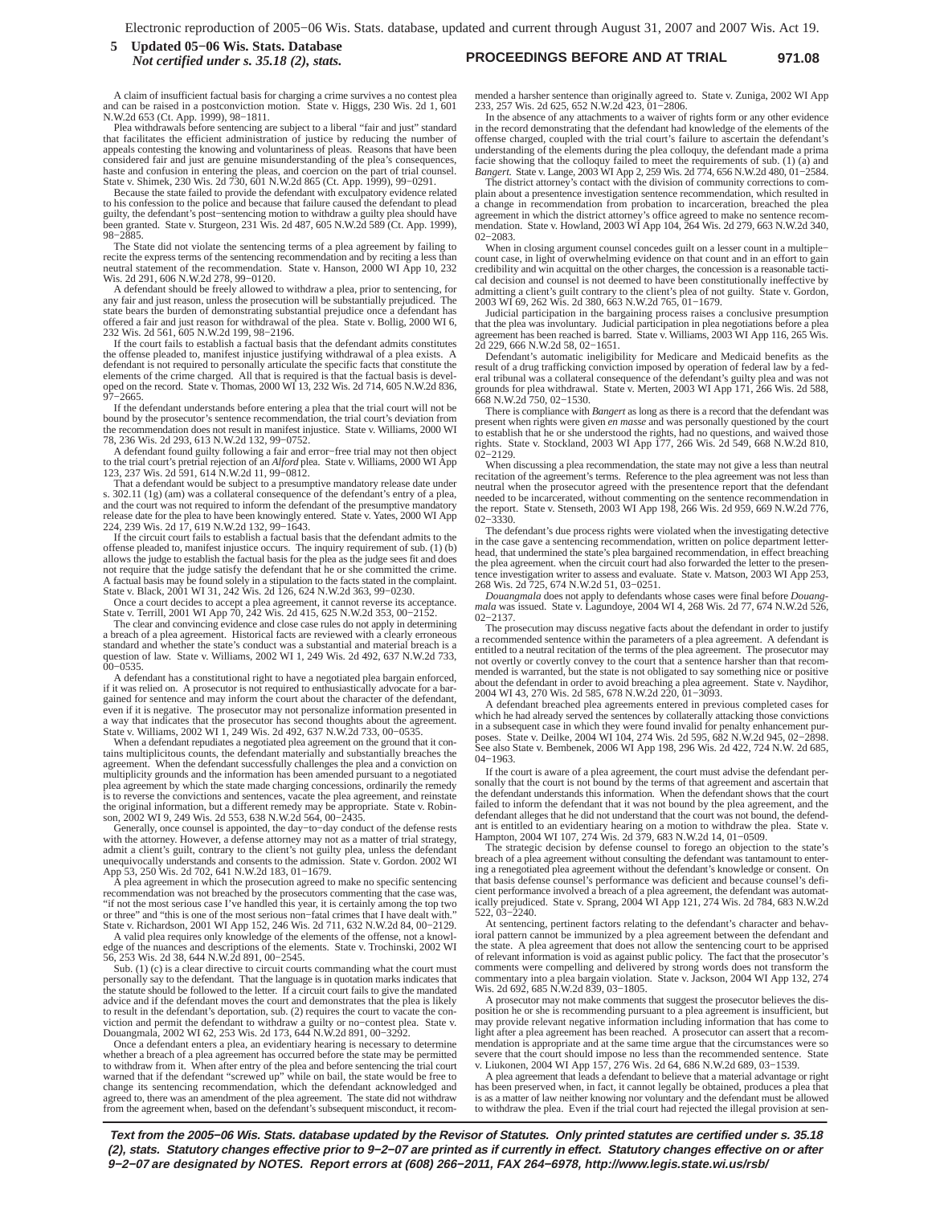A claim of insufficient factual basis for charging a crime survives a no contest plea and can be raised in a postconviction motion. State v. Higgs, 230 Wis. 2d 1, 601 N.W.2d 653 (Ct. App. 1999), 98−1811.

Plea withdrawals before sentencing are subject to a liberal "fair and just" standard that facilitates the efficient administration of justice by reducing the number of appeals contesting the knowing and voluntariness of pleas. Reasons that have been considered fair and just are genuine misunderstanding of the plea's consequences, haste and confusion in entering the pleas, and coercion on the part of trial counsel. State v. Shimek, 230 Wis. 2d 730, 601 N.W.2d 865 (Ct. App. 1999), 99−0291.

Because the state failed to provide the defendant with exculpatory evidence related to his confession to the police and because that failure caused the defendant to plead guilty, the defendant's post−sentencing motion to withdraw a guilty plea should have been granted. State v. Sturgeon, 231 Wis. 2d 487, 605 N.W.2d 589 (Ct. App. 1999), 98−2885.

The State did not violate the sentencing terms of a plea agreement by failing to recite the express terms of the sentencing recommendation and by reciting a less than neutral statement of the recommendation. State v. Hanson, 2000 WI App 10, 232 Wis. 2d 291, 606 N.W.2d 278, 99−0120.

A defendant should be freely allowed to withdraw a plea, prior to sentencing, for any fair and just reason, unless the prosecution will be substantially prejudiced. The state bears the burden of demonstrating substantial prejudice once a defendant has offered a fair and just reason for withdrawal of the plea. State v. Bollig, 2000 WI 6, 232 Wis. 2d 561, 605 N.W.2d 199, 98−2196.

If the court fails to establish a factual basis that the defendant admits constitutes the offense pleaded to, manifest injustice justifying withdrawal of a plea exists. A defendant is not required to personally articulate the specific facts that constitute the elements of the crime charged. All that is required is that the factual basis is developed on the record. State v. Thomas, 2000 WI 13, 232 Wis. 2d 714, 605 N.W.2d 836, 97−2665.

If the defendant understands before entering a plea that the trial court will not be bound by the prosecutor's sentence recommendation, the trial court's deviation from the recommendation does not result in manifest injustice. State v. Williams, 2000 WI 78, 236 Wis. 2d 293, 613 N.W.2d 132, 99−0752.

A defendant found guilty following a fair and error−free trial may not then object to the trial court's pretrial rejection of an *Alford* plea. State v. Williams, 2000 WI App 123, 237 Wis. 2d 591, 614 N.W.2d 11, 99−0812.

That a defendant would be subject to a presumptive mandatory release date under s. 302.11 (1g) (am) was a collateral consequence of the defendant's entry of a plea, and the court was not required to inform the defendant of the presumptive mandatory release date for the plea to have been knowingly entered. State v. Yates, 2000 WI App 224, 239 Wis. 2d 17, 619 N.W.2d 132, 99−1643.

If the circuit court fails to establish a factual basis that the defendant admits to the offense pleaded to, manifest injustice occurs. The inquiry requirement of sub. (1) (b) allows the judge to establish the factual basis for the plea as the judge sees fit and does not require that the judge satisfy the defendant that he or she committed the crime. A factual basis may be found solely in a stipulation to the facts stated in the complaint. State v. Black, 2001 WI 31, 242 Wis. 2d 126, 624 N.W.2d 363, 99−0230.

Once a court decides to accept a plea agreement, it cannot reverse its acceptance. State v. Terrill, 2001 WI App 70, 242 Wis. 2d 415, 625 N.W.2d 353, 00−2152.

The clear and convincing evidence and close case rules do not apply in determining a breach of a plea agreement. Historical facts are reviewed with a clearly erroneous standard and whether the state's conduct was a substantial and material breach is a question of law. State v. Williams, 2002 WI 1, 249 Wis. 2d 492, 637 N.W.2d 733, 00−0535.

A defendant has a constitutional right to have a negotiated plea bargain enforced, if it was relied on. A prosecutor is not required to enthusiastically advocate for a bargained for sentence and may inform the court about the character of the defendant, even if it is negative. The prosecutor may not personalize information presented in a way that indicates that the prosecutor has second thoughts about the agreement. State v. Williams, 2002 WI 1, 249 Wis. 2d 492, 637 N.W.2d 733, 00−0535.

When a defendant repudiates a negotiated plea agreement on the ground that it contains multiplicitous counts, the defendant materially and substantially breaches the agreement. When the defendant successfully challenges the plea and a conviction on multiplicity grounds and the information has been amended pursuant to a negotiated plea agreement by which the state made charging concessions, ordinarily the remedy is to reverse the convictions and sentences, vacate the plea agreement, and reinstate the original information, but a different remedy may be appropriate. State v. Robinson, 2002 WI 9, 249 Wis. 2d 553, 638 N.W.2d 564, 00−2435.

Generally, once counsel is appointed, the day−to−day conduct of the defense rests with the attorney. However, a defense attorney may not as a matter of trial strategy, admit a client's guilt, contrary to the client's not guilty plea, unless the defendant unequivocally understands and consents to the admission. State v. Gordon. 2002 WI App 53, 250 Wis. 2d 702, 641 N.W.2d 183, 01−1679.

A plea agreement in which the prosecution agreed to make no specific sentencing recommendation was not breached by the prosecutors commenting that the case was, "if not the most serious case I've handled this year, it is certainly among the top two or three" and "this is one of the most serious non−fatal crimes that I have dealt with." State v. Richardson, 2001 WI App 152, 246 Wis. 2d 711, 632 N.W.2d 84, 00−2129.

A valid plea requires only knowledge of the elements of the offense, not a knowledge of the nuances and descriptions of the elements. State v. Trochinski, 2002 WI 56, 253 Wis. 2d 38, 644 N.W.2d 891, 00−2545.

Sub. (1) (c) is a clear directive to circuit courts commanding what the court must personally say to the defendant. That the language is in quotation marks indicates that the statute should be followed to the letter. If a circuit court fails to give the mandated advice and if the defendant moves the court and demonstrates that the plea is likely to result in the defendant's deportation, sub. (2) requires the court to vacate the conviction and permit the defendant to withdraw a guilty or no−contest plea. State v. Douangmala, 2002 WI 62, 253 Wis. 2d 173, 644 N.W.2d 891, 00−3292.

Once a defendant enters a plea, an evidentiary hearing is necessary to determine whether a breach of a plea agreement has occurred before the state may be permitted to withdraw from it. When after entry of the plea and before sentencing the trial court warned that if the defendant "screwed up" while on bail, the state would be free to change its sentencing recommendation, which the defendant acknowledged and agreed to, there was an amendment of the plea agreement. The state did not withdraw from the agreement when, based on the defendant's subsequent misconduct, it recommended a harsher sentence than originally agreed to. State v. Zuniga, 2002 WI App 233, 257 Wis. 2d 625, 652 N.W.2d 423, 01−2806.

In the absence of any attachments to a waiver of rights form or any other evidence in the record demonstrating that the defendant had knowledge of the elements of the offense charged, coupled with the trial court's failure to ascertain the defendant's understanding of the elements during the plea colloquy, the defendant made a prima facie showing that the colloquy failed to meet the requirements of sub. (1) (a) and *Bangert.* State v. Lange, 2003 WI App 2, 259 Wis. 2d 774, 656 N.W.2d 480, 01−2584.

The district attorney's contact with the division of community corrections to complain about a presentence investigation sentence recommendation, which resulted in a change in recommendation from probation to incarceration, breached the plea agreement in which the district attorney's office agreed to make no sentence recommendation. State v. Howland, 2003 WI App 104, 264 Wis. 2d 279, 663 N.W.2d 340, 02−2083.

When in closing argument counsel concedes guilt on a lesser count in a multiple−count case, in light of overwhelming evidence on that count and in an effort to gain credibility and win acquittal on the other charges, the concession is a reasonable tactical decision and counsel is not deemed to have been constitutionally ineffective by admitting a client's guilt contrary to the client's plea of not guilty. State v. Gordon, 2003 WI 69, 262 Wis. 2d 380, 663 N.W.2d 765, 01−1679.

Judicial participation in the bargaining process raises a conclusive presumption that the plea was involuntary. Judicial participation in plea negotiations before a plea agreement has been reached is barred. State v. Williams, 2003 WI App 116, 265 Wis. 2d 229, 666 N.W.2d 58, 02−1651.

Defendant's automatic ineligibility for Medicare and Medicaid benefits as the result of a drug trafficking conviction imposed by operation of federal law by a federal tribunal was a collateral consequence of the defendant's guilty plea and was not grounds for plea withdrawal. State v. Merten, 2003 WI App 171, 266 Wis. 2d 588, 668 N.W.2d 750, 02−1530.

There is compliance with *Bangert* as long as there is a record that the defendant was present when rights were given *en masse* and was personally questioned by the court to establish that he or she understood the rights, had no questions, and waived those rights. State v. Stockland, 2003 WI App 177, 266 Wis. 2d 549, 668 N.W.2d 810, 02−2129.

When discussing a plea recommendation, the state may not give a less than neutral recitation of the agreement's terms. Reference to the plea agreement was not less than neutral when the prosecutor agreed with the presentence report that the defendant needed to be incarcerated, without commenting on the sentence recommendation in the report. State v. Stenseth, 2003 WI App 198, 266 Wis. 2d 959, 669 N.W.2d 776, 02−3330.

The defendant's due process rights were violated when the investigating detective in the case gave a sentencing recommendation, written on police department letterhead, that undermined the state's plea bargained recommendation, in effect breaching the plea agreement. when the circuit court had also forwarded the letter to the presentence investigation writer to assess and evaluate. State v. Matson, 2003 WI App 253, 268 Wis. 2d 725, 674 N.W.2d 51, 03−0251.

*Douangmala* does not apply to defendants whose cases were final before *Douangmala* was issued. State v. Lagundoye, 2004 WI 4, 268 Wis. 2d 77, 674 N.W.2d 526, 02−2137.

The prosecution may discuss negative facts about the defendant in order to justify a recommended sentence within the parameters of a plea agreement. A defendant is entitled to a neutral recitation of the terms of the plea agreement. The prosecutor may not overtly or covertly convey to the court that a sentence harsher than that recommended is warranted, but the state is not obligated to say something nice or positive about the defendant in order to avoid breaching a plea agreement. State v. Naydihor, 2004 WI 43, 270 Wis. 2d 585, 678 N.W.2d 220, 01−3093.

A defendant breached plea agreements entered in previous completed cases for which he had already served the sentences by collaterally attacking those convictions in a subsequent case in which they were found invalid for penalty enhancement purposes. State v. Deilke, 2004 WI 104, 274 Wis. 2d 595, 682 N.W.2d 945, 02−2898. See also State v. Bembenek, 2006 WI App 198, 296 Wis. 2d 422, 724 N.W. 2d 685, 04−1963.

If the court is aware of a plea agreement, the court must advise the defendant personally that the court is not bound by the terms of that agreement and ascertain that the defendant understands this information. When the defendant shows that the court failed to inform the defendant that it was not bound by the plea agreement, and the defendant alleges that he did not understand that the court was not bound, the defendant is entitled to an evidentiary hearing on a motion to withdraw the plea. State v. Hampton, 2004 WI 107, 274 Wis. 2d 379, 683 N.W.2d 14, 01−0509.

The strategic decision by defense counsel to forego an objection to the state's breach of a plea agreement without consulting the defendant was tantamount to entering a renegotiated plea agreement without the defendant's knowledge or consent. On that basis defense counsel's performance was deficient and because counsel's deficient performance involved a breach of a plea agreement, the defendant was automatically prejudiced. State v. Sprang, 2004 WI App 121, 274 Wis. 2d 784, 683 N.W.2d 522, 03−2240.

At sentencing, pertinent factors relating to the defendant's character and behavioral pattern cannot be immunized by a plea agreement between the defendant and the state. A plea agreement that does not allow the sentencing court to be apprised of relevant information is void as against public policy. The fact that the prosecutor's comments were compelling and delivered by strong words does not transform the commentary into a plea bargain violation. State v. Jackson, 2004 WI App 132, 274 Wis. 2d 692, 685 N.W.2d 839, 03−1805.

A prosecutor may not make comments that suggest the prosecutor believes the disposition he or she is recommending pursuant to a plea agreement is insufficient, but may provide relevant negative information including information that has come to light after a plea agreement has been reached. A prosecutor can assert that a recommendation is appropriate and at the same time argue that the circumstances were so severe that the court should impose no less than the recommended sentence. State v. Liukonen, 2004 WI App 157, 276 Wis. 2d 64, 686 N.W.2d 689, 03−1539.

A plea agreement that leads a defendant to believe that a material advantage or right has been preserved when, in fact, it cannot legally be obtained, produces a plea that is as a matter of law neither knowing nor voluntary and the defendant must be allowed to withdraw the plea. Even if the trial court had rejected the illegal provision at sen-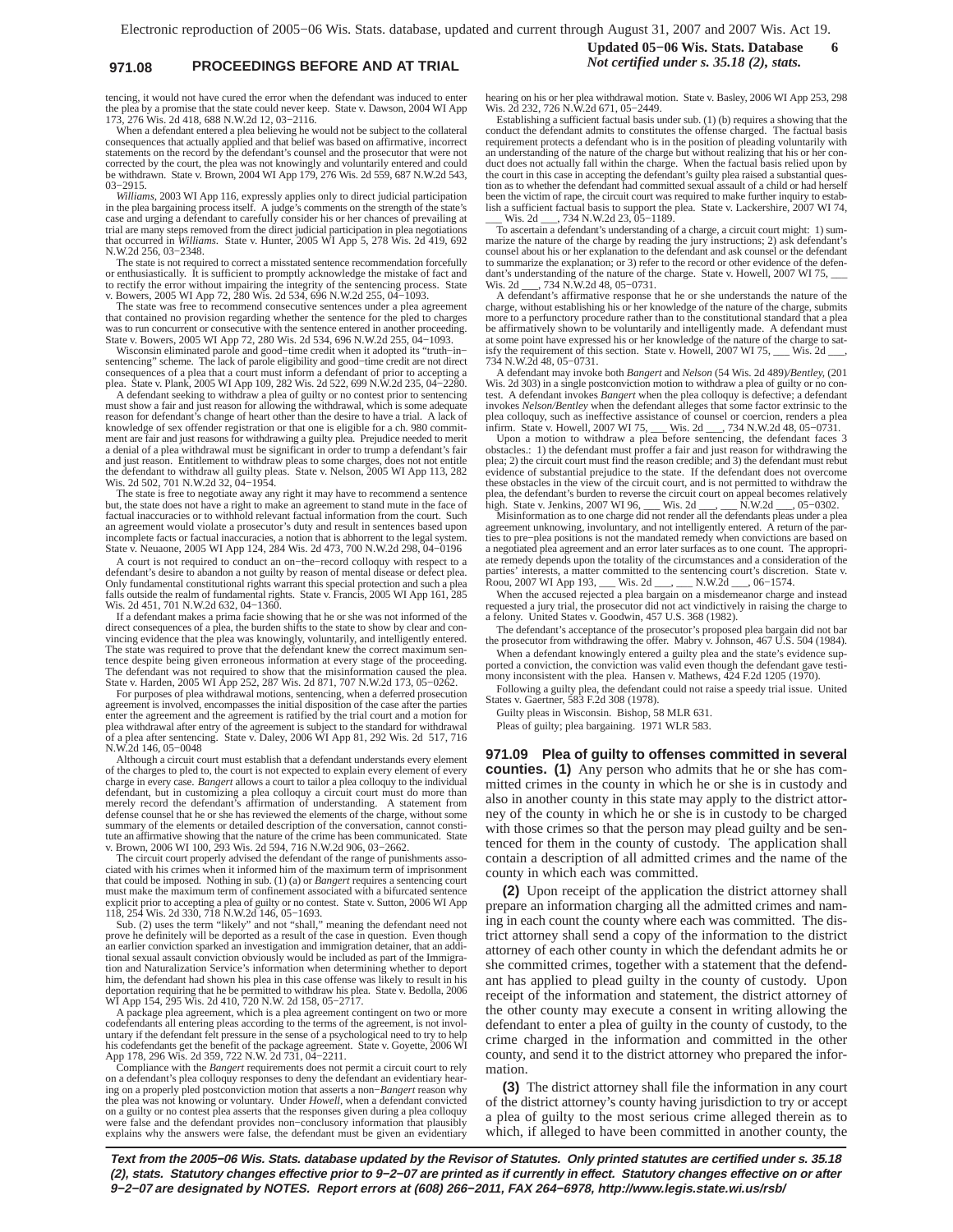tencing, it would not have cured the error when the defendant was induced to enter the plea by a promise that the state could never keep. State v. Dawson, 2004 WI App 173, 276 Wis. 2d 418, 688 N.W.2d 12, 03−2116.

When a defendant entered a plea believing he would not be subject to the collateral consequences that actually applied and that belief was based on affirmative, incorrect statements on the record by the defendant's counsel and the prosecutor that were not corrected by the court, the plea was not knowingly and voluntarily entered and could be withdrawn. State v. Brown, 2004 WI App 179, 276 Wis. 2d 559, 687 N.W.2d 543, 03−2915.

*Williams*, 2003 WI App 116, expressly applies only to direct judicial participation in the plea bargaining process itself. A judge's comments on the strength of the state's case and urging a defendant to carefully consider his or her chances of prevailing at trial are many steps removed from the direct judicial participation in plea negotiations that occurred in *Williams*. State v. Hunter, 2005 WI App 5, 278 Wis. 2d 419, 692 N.W.2d 256, 03−2348.

The state is not required to correct a misstated sentence recommendation forcefully or enthusiastically. It is sufficient to promptly acknowledge the mistake of fact and to rectify the error without impairing the integrity of the sentencing process. State v. Bowers, 2005 WI App 72, 280 Wis. 2d 534, 696 N.W.2d 255, 04−1093.

The state was free to recommend consecutive sentences under a plea agreement that contained no provision regarding whether the sentence for the pled to charges was to run concurrent or consecutive with the sentence entered in another proceeding. State v. Bowers, 2005 WI App 72, 280 Wis. 2d 534, 696 N.W.2d 255, 04−1093.

Wisconsin eliminated parole and good−time credit when it adopted its "truth−in−sentencing" scheme. The lack of parole eligibility and good−time credit are not direct consequences of a plea that a court must inform a defendant of prior to accepting a plea. State v. Plank, 2005 WI App 109, 282 Wis. 2d 522, 699 N.W.2d 235, 04−2280.

A defendant seeking to withdraw a plea of guilty or no contest prior to sentencing must show a fair and just reason for allowing the withdrawal, which is some adequate reason for defendant's change of heart other than the desire to have a trial. A lack of knowledge of sex offender registration or that one is eligible for a ch. 980 commitment are fair and just reasons for withdrawing a guilty plea. Prejudice needed to merit a denial of a plea withdrawal must be significant in order to trump a defendant's fair and just reason. Entitlement to withdraw pleas to some charges, does not not entitle the defendant to withdraw all guilty pleas. State v. Nelson, 2005 WI App 113, 282 Wis. 2d 502, 701 N.W.2d 32, 04−1954.

The state is free to negotiate away any right it may have to recommend a sentence but, the state does not have a right to make an agreement to stand mute in the face of factual inaccuracies or to withhold relevant factual information from the court. Such an agreement would violate a prosecutor's duty and result in sentences based upon incomplete facts or factual inaccuracies, a notion that is abhorrent to the legal system. State v. Neuaone, 2005 WI App 124, 284 Wis. 2d 473, 700 N.W.2d 298, 04−0196

A court is not required to conduct an on−the−record colloquy with respect to a defendant's desire to abandon a not guilty by reason of mental disease or defect plea. Only fundamental constitutional rights warrant this special protection and such a plea falls outside the realm of fundamental rights. State v. Francis, 2005 WI App 161, 285 Wis. 2d 451, 701 N.W.2d 632, 04−1360.

If a defendant makes a prima facie showing that he or she was not informed of the direct consequences of a plea, the burden shifts to the state to show by clear and convincing evidence that the plea was knowingly, voluntarily, and intelligently entered. The state was required to prove that the defendant knew the correct maximum sentence despite being given erroneous information at every stage of the proceeding. The defendant was not required to show that the misinformation caused the plea. State v. Harden, 2005 WI App 252, 287 Wis. 2d 871, 707 N.W.2d 173, 05−0262.

For purposes of plea withdrawal motions, sentencing, when a deferred prosecution agreement is involved, encompasses the initial disposition of the case after the parties enter the agreement and the agreement is ratified by the trial court and a motion for plea withdrawal after entry of the agreement is subject to the standard for withdrawal of a plea after sentencing. State v. Daley, 2006 WI App 81, 292 Wis. 2d 517, 716 N.W.2d 146, 05−0048

Although a circuit court must establish that a defendant understands every element of the charges to pled to, the court is not expected to explain every element of every charge in every case. *Bangert* allows a court to tailor a plea colloquy to the individual defendant, but in customizing a plea colloquy a circuit court must do more than merely record the defendant's affirmation of understanding. A statement from defense counsel that he or she has reviewed the elements of the charge, without some summary of the elements or detailed description of the conversation, cannot constitute an affirmative showing that the nature of the crime has been communicated. State v. Brown, 2006 WI 100, 293 Wis. 2d 594, 716 N.W.2d 906, 03−2662.

The circuit court properly advised the defendant of the range of punishments associated with his crimes when it informed him of the maximum term of imprisonment that could be imposed. Nothing in sub. (1) (a) or *Bangert* requires a sentencing court must make the maximum term of confinement associated with a bifurcated sentence explicit prior to accepting a plea of guilty or no contest. State v. Sutton, 2006 WI App 118, 254 Wis. 2d 330, 718 N.W.2d 146, 05−1693.

Sub. (2) uses the term "likely" and not "shall," meaning the defendant need not prove he definitely will be deported as a result of the case in question. Even though an earlier conviction sparked an investigation and immigration detainer, that an additional sexual assault conviction obviously would be included as part of the Immigration and Naturalization Service's information when determining whether to deport him, the defendant had shown his plea in this case offense was likely to result in his deportation requiring that he be permitted to withdraw his plea. State v. Bedolla, 2006 WI App 154, 295 Wis. 2d 410, 720 N.W. 2d 158, 05−2717.

A package plea agreement, which is a plea agreement contingent on two or more codefendants all entering pleas according to the terms of the agreement, is not involuntary if the defendant felt pressure in the sense of a psychological need to try to help his codefendants get the benefit of the package agreement. State v. Goyette, 2006 WI App 178, 296 Wis. 2d 359, 722 N.W. 2d 731, 04−2211.

Compliance with the *Bangert* requirements does not permit a circuit court to rely on a defendant's plea colloquy responses to deny the defendant an evidentiary hearing on a properly pled postconviction motion that asserts a non−*Bangert* reason why the plea was not knowing or voluntary. Under *Howell*, when a defendant convicted on a guilty or no contest plea asserts that the responses given during a plea colloquy were false and the defendant provides non−conclusory information that plausibly explains why the answers were false, the defendant must be given an evidentiary hearing on his or her plea withdrawal motion. State v. Basley, 2006 WI App 253, 298 Wis. 2d 232, 726 N.W.2d 671, 05−2449.

Establishing a sufficient factual basis under sub. (1) (b) requires a showing that the conduct the defendant admits to constitutes the offense charged. The factual basis requirement protects a defendant who is in the position of pleading voluntarily with an understanding of the nature of the charge but without realizing that his or her conduct does not actually fall within the charge. When the factual basis relied upon by the court in this case in accepting the defendant's guilty plea raised a substantial question as to whether the defendant had committed sexual assault of a child or had herself been the victim of rape, the circuit court was required to make further inquiry to establish a sufficient factual basis to support the plea. State v. Lackershire, 2007 WI 74, ___ Wis. 2d ___, 734 N.W.2d 23, 05−1189.

To ascertain a defendant's understanding of a charge, a circuit court might: 1) summarize the nature of the charge by reading the jury instructions; 2) ask defendant's counsel about his or her explanation to the defendant and ask counsel or the defendant to summarize the explanation; or 3) refer to the record or other evidence of the defendant's understanding of the nature of the charge. State v. Howell, 2007 WI 75, ___ Wis. 2d ___, 734 N.W.2d 48, 05−0731.

A defendant's affirmative response that he or she understands the nature of the charge, without establishing his or her knowledge of the nature of the charge, submits more to a perfunctory procedure rather than to the constitutional standard that a plea be affirmatively shown to be voluntarily and intelligently made. A defendant must at some point have expressed his or her knowledge of the nature of the charge to satisfy the requirement of this section. State v. Howell, 2007 WI 75, ___ Wis. 2d ___, 734 N.W.2d 48, 05−0731.

A defendant may invoke both *Bangert* and *Nelson* (54 Wis. 2d 489)/*Bentley*, (201 Wis. 2d 303) in a single postconviction motion to withdraw a plea of guilty or no contest. A defendant invokes *Bangert* when the plea colloquy is defective; a defendant invokes *Nelson/Bentley* when the defendant alleges that some factor extrinsic to the plea colloquy, such as ineffective assistance of counsel or coercion, renders a plea infirm. State v. Howell, 2007 WI 75, ___ Wis. 2d ___, 734 N.W.2d 48, 05−0731.

Upon a motion to withdraw a plea before sentencing, the defendant faces 3 obstacles.: 1) the defendant must proffer a fair and just reason for withdrawing the plea; 2) the circuit court must find the reason credible; and 3) the defendant must rebut evidence of substantial prejudice to the state. If the defendant does not overcome these obstacles in the view of the circuit court, and is not permitted to withdraw the plea, the defendant's burden to reverse the circuit court on appeal becomes relatively high. State v. Jenkins, 2007 WI 96, ___ Wis. 2d ___, ___ N.W.2d ___, 05−0302.

Misinformation as to one charge did not render all the defendants pleas under a plea agreement unknowing, involuntary, and not intelligently entered. A return of the parties to pre−plea positions is not the mandated remedy when convictions are based on a negotiated plea agreement and an error later surfaces as to one count. The appropriate remedy depends upon the totality of the circumstances and a consideration of the parties' interests, a matter committed to the sentencing court's discretion. State v. Roou, 2007 WI App 193, ___ Wis. 2d ___, ___ N.W.2d ___, 06−1574.

When the accused rejected a plea bargain on a misdemeanor charge and instead requested a jury trial, the prosecutor did not act vindictively in raising the charge to a felony. United States v. Goodwin, 457 U.S. 368 (1982).

The defendant's acceptance of the prosecutor's proposed plea bargain did not bar the prosecutor from withdrawing the offer. Mabry v. Johnson, 467 U.S. 504 (1984).

When a defendant knowingly entered a guilty plea and the state's evidence supported a conviction, the conviction was valid even though the defendant gave testimony inconsistent with the plea. Hansen v. Mathews, 424 F.2d 1205 (1970).

Following a guilty plea, the defendant could not raise a speedy trial issue. United States v. Gaertner, 583 F.2d 308 (1978).

Guilty pleas in Wisconsin. Bishop, 58 MLR 631.

Pleas of guilty; plea bargaining. 1971 WLR 583.

**971.09 Plea of guilty to offenses committed in several counties.** **(1)** Any person who admits that he or she has committed crimes in the county in which he or she is in custody and also in another county in this state may apply to the district attorney of the county in which he or she is in custody to be charged with those crimes so that the person may plead guilty and be sentenced for them in the county of custody. The application shall contain a description of all admitted crimes and the name of the county in which each was committed.

**(2)** Upon receipt of the application the district attorney shall prepare an information charging all the admitted crimes and naming in each count the county where each was committed. The district attorney shall send a copy of the information to the district attorney of each other county in which the defendant admits he or she committed crimes, together with a statement that the defendant has applied to plead guilty in the county of custody. Upon receipt of the information and statement, the district attorney of the other county may execute a consent in writing allowing the defendant to enter a plea of guilty in the county of custody, to the crime charged in the information and committed in the other county, and send it to the district attorney who prepared the information.

**(3)** The district attorney shall file the information in any court of the district attorney's county having jurisdiction to try or accept a plea of guilty to the most serious crime alleged therein as to which, if alleged to have been committed in another county, the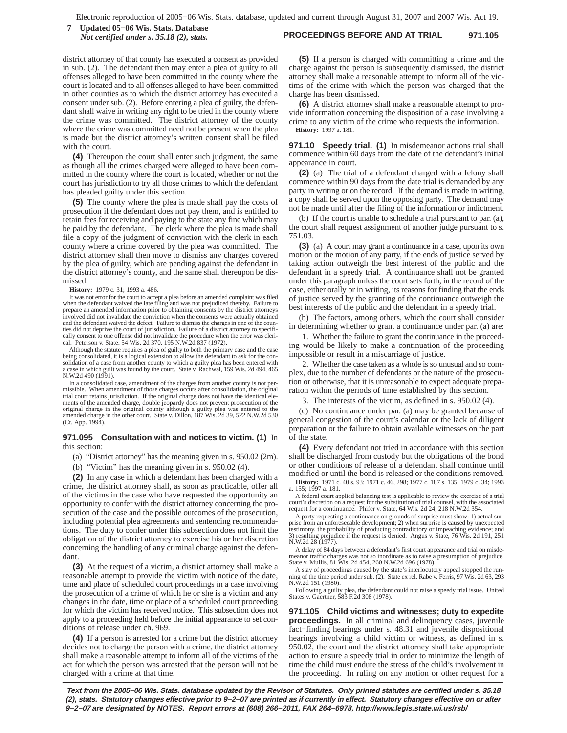district attorney of that county has executed a consent as provided in sub. (2). The defendant then may enter a plea of guilty to all offenses alleged to have been committed in the county where the court is located and to all offenses alleged to have been committed in other counties as to which the district attorney has executed a consent under sub. (2). Before entering a plea of guilty, the defendant shall waive in writing any right to be tried in the county where the crime was committed. The district attorney of the county where the crime was committed need not be present when the plea is made but the district attorney's written consent shall be filed with the court.

**(4)** Thereupon the court shall enter such judgment, the same as though all the crimes charged were alleged to have been committed in the county where the court is located, whether or not the court has jurisdiction to try all those crimes to which the defendant has pleaded guilty under this section.

**(5)** The county where the plea is made shall pay the costs of prosecution if the defendant does not pay them, and is entitled to retain fees for receiving and paying to the state any fine which may be paid by the defendant. The clerk where the plea is made shall file a copy of the judgment of conviction with the clerk in each county where a crime covered by the plea was committed. The district attorney shall then move to dismiss any charges covered by the plea of guilty, which are pending against the defendant in the district attorney's county, and the same shall thereupon be dismissed.

**History:** 1979 c. 31; 1993 a. 486.

It was not error for the court to accept a plea before an amended complaint was filed when the defendant waived the late filing and was not prejudiced thereby. Failure to prepare an amended information prior to obtaining consents by the district attorneys involved did not invalidate the conviction when the consents were actually obtained and the defendant waived the defect. Failure to dismiss the charges in one of the counties did not deprive the court of jurisdiction. Failure of a district attorney to specifically consent to one offense did not invalidate the procedure when the error was clerical. Peterson v. State, 54 Wis. 2d 370, 195 N.W.2d 837 (1972).

Although the statute requires a plea of guilty to both the primary case and the case being consolidated, it is a logical extension to allow the defendant to ask for the consolidation of a case from another county to which a guilty plea has been entered with a case in which guilt was found by the court. State v. Rachwal, 159 Wis. 2d 494, 465 N.W.2d 490 (1991).

In a consolidated case, amendment of the charges from another county is not permissible. When amendment of those charges occurs after consolidation, the original trial court retains jurisdiction. If the original charge does not have the identical elements of the amended charge, double jeopardy does not prevent prosecution of the original charge in the original county although a guilty plea was entered to the amended charge in the other court. State v. Dillon, 187 Wis. 2d 39, 522 N.W.2d 530 (Ct. App. 1994).

**971.095 Consultation with and notices to victim.** **(1)** In this section:

(a) "District attorney" has the meaning given in s. 950.02 (2m).

(b) "Victim" has the meaning given in s. 950.02 (4).

**(2)** In any case in which a defendant has been charged with a crime, the district attorney shall, as soon as practicable, offer all of the victims in the case who have requested the opportunity an opportunity to confer with the district attorney concerning the prosecution of the case and the possible outcomes of the prosecution, including potential plea agreements and sentencing recommendations. The duty to confer under this subsection does not limit the obligation of the district attorney to exercise his or her discretion concerning the handling of any criminal charge against the defendant.

**(3)** At the request of a victim, a district attorney shall make a reasonable attempt to provide the victim with notice of the date, time and place of scheduled court proceedings in a case involving the prosecution of a crime of which he or she is a victim and any changes in the date, time or place of a scheduled court proceeding for which the victim has received notice. This subsection does not apply to a proceeding held before the initial appearance to set conditions of release under ch. 969.

**(4)** If a person is arrested for a crime but the district attorney decides not to charge the person with a crime, the district attorney shall make a reasonable attempt to inform all of the victims of the act for which the person was arrested that the person will not be charged with a crime at that time.

**(5)** If a person is charged with committing a crime and the charge against the person is subsequently dismissed, the district attorney shall make a reasonable attempt to inform all of the victims of the crime with which the person was charged that the charge has been dismissed.

**(6)** A district attorney shall make a reasonable attempt to provide information concerning the disposition of a case involving a crime to any victim of the crime who requests the information.

**History:** 1997 a. 181.

**971.10 Speedy trial.** **(1)** In misdemeanor actions trial shall commence within 60 days from the date of the defendant's initial appearance in court.

**(2)** (a) The trial of a defendant charged with a felony shall commence within 90 days from the date trial is demanded by any party in writing or on the record. If the demand is made in writing, a copy shall be served upon the opposing party. The demand may not be made until after the filing of the information or indictment.

(b) If the court is unable to schedule a trial pursuant to par. (a), the court shall request assignment of another judge pursuant to s. 751.03.

**(3)** (a) A court may grant a continuance in a case, upon its own motion or the motion of any party, if the ends of justice served by taking action outweigh the best interest of the public and the defendant in a speedy trial. A continuance shall not be granted under this paragraph unless the court sets forth, in the record of the case, either orally or in writing, its reasons for finding that the ends of justice served by the granting of the continuance outweigh the best interests of the public and the defendant in a speedy trial.

(b) The factors, among others, which the court shall consider in determining whether to grant a continuance under par. (a) are:

1. Whether the failure to grant the continuance in the proceeding would be likely to make a continuation of the proceeding impossible or result in a miscarriage of justice.

2. Whether the case taken as a whole is so unusual and so complex, due to the number of defendants or the nature of the prosecution or otherwise, that it is unreasonable to expect adequate preparation within the periods of time established by this section.

3. The interests of the victim, as defined in s. 950.02 (4).

(c) No continuance under par. (a) may be granted because of general congestion of the court's calendar or the lack of diligent preparation or the failure to obtain available witnesses on the part of the state.

**(4)** Every defendant not tried in accordance with this section shall be discharged from custody but the obligations of the bond or other conditions of release of a defendant shall continue until modified or until the bond is released or the conditions removed.

**History:** 1971 c. 40 s. 93; 1971 c. 46, 298; 1977 c. 187 s. 135; 1979 c. 34; 1993 a. 155; 1997 a. 181.

A federal court applied balancing test is applicable to review the exercise of a trial court's discretion on a request for the substitution of trial counsel, with the associated request for a continuance. Phifer v. State, 64 Wis. 2d 24, 218 N.W.2d 354.

A party requesting a continuance on grounds of surprise must show: 1) actual surprise from an unforeseeable development; 2) when surprise is caused by unexpected testimony, the probability of producing contradictory or impeaching evidence; and 3) resulting prejudice if the request is denied. Angus v. State, 76 Wis. 2d 191, 251 N.W.2d 28 (1977).

A delay of 84 days between a defendant's first court appearance and trial on misdemeanor traffic charges was not so inordinate as to raise a presumption of prejudice. State v. Mullis, 81 Wis. 2d 454, 260 N.W.2d 696 (1978).

A stay of proceedings caused by the state's interlocutory appeal stopped the running of the time period under sub. (2). State ex rel. Rabe v. Ferris, 97 Wis. 2d 63, 293 N.W.2d 151 (1980).

Following a guilty plea, the defendant could not raise a speedy trial issue. United States v. Gaertner, 583 F.2d 308 (1978).

**971.105 Child victims and witnesses; duty to expedite proceedings.** In all criminal and delinquency cases, juvenile fact−finding hearings under s. 48.31 and juvenile dispositional hearings involving a child victim or witness, as defined in s. 950.02, the court and the district attorney shall take appropriate action to ensure a speedy trial in order to minimize the length of time the child must endure the stress of the child's involvement in the proceeding. In ruling on any motion or other request for a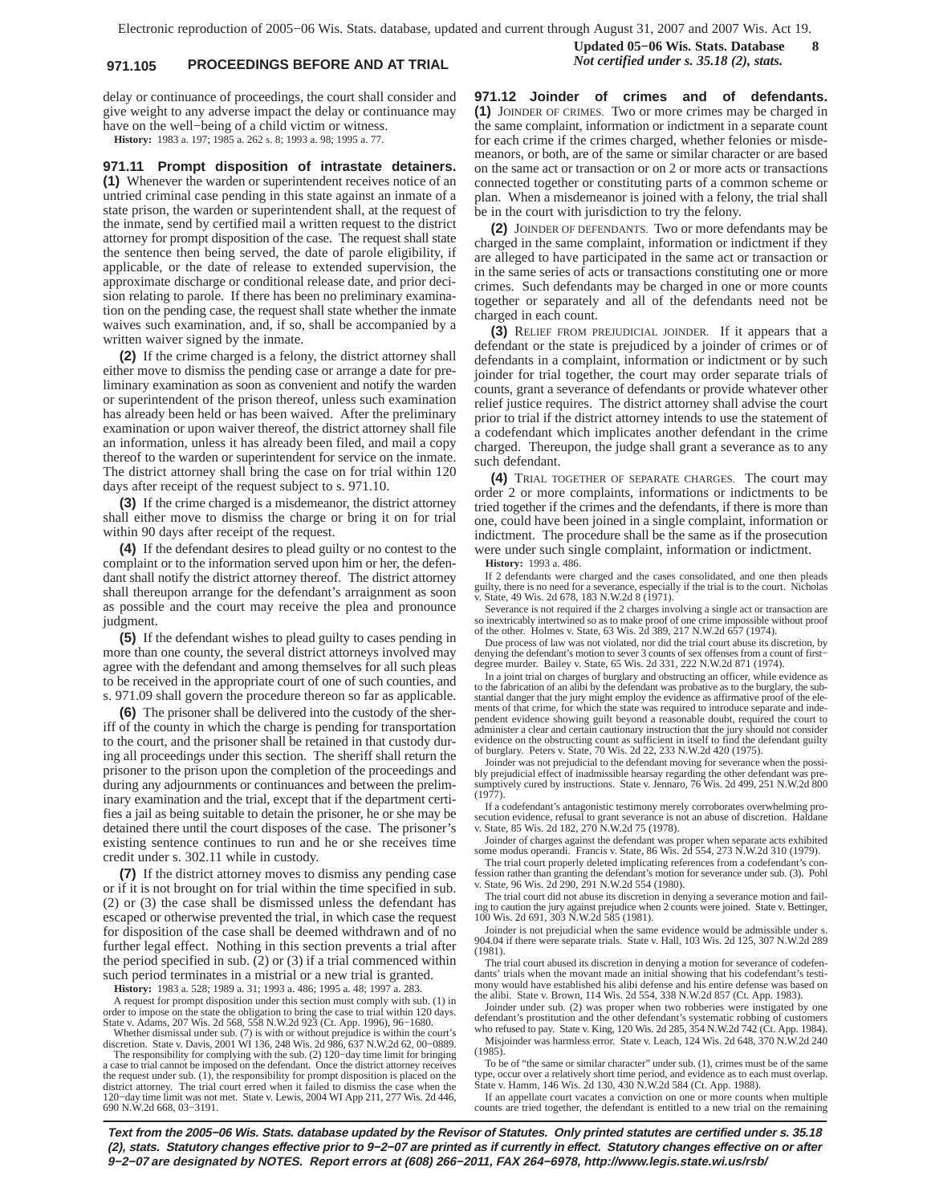delay or continuance of proceedings, the court shall consider and give weight to any adverse impact the delay or continuance may have on the well−being of a child victim or witness.

**History:** 1983 a. 197; 1985 a. 262 s. 8; 1993 a. 98; 1995 a. 77.

**971.11 Prompt disposition of intrastate detainers.** **(1)** Whenever the warden or superintendent receives notice of an untried criminal case pending in this state against an inmate of a state prison, the warden or superintendent shall, at the request of the inmate, send by certified mail a written request to the district attorney for prompt disposition of the case. The request shall state the sentence then being served, the date of parole eligibility, if applicable, or the date of release to extended supervision, the approximate discharge or conditional release date, and prior decision relating to parole. If there has been no preliminary examination on the pending case, the request shall state whether the inmate waives such examination, and, if so, shall be accompanied by a written waiver signed by the inmate.

**(2)** If the crime charged is a felony, the district attorney shall either move to dismiss the pending case or arrange a date for preliminary examination as soon as convenient and notify the warden or superintendent of the prison thereof, unless such examination has already been held or has been waived. After the preliminary examination or upon waiver thereof, the district attorney shall file an information, unless it has already been filed, and mail a copy thereof to the warden or superintendent for service on the inmate. The district attorney shall bring the case on for trial within 120 days after receipt of the request subject to s. 971.10.

**(3)** If the crime charged is a misdemeanor, the district attorney shall either move to dismiss the charge or bring it on for trial within 90 days after receipt of the request.

**(4)** If the defendant desires to plead guilty or no contest to the complaint or to the information served upon him or her, the defendant shall notify the district attorney thereof. The district attorney shall thereupon arrange for the defendant's arraignment as soon as possible and the court may receive the plea and pronounce judgment.

**(5)** If the defendant wishes to plead guilty to cases pending in more than one county, the several district attorneys involved may agree with the defendant and among themselves for all such pleas to be received in the appropriate court of one of such counties, and s. 971.09 shall govern the procedure thereon so far as applicable.

**(6)** The prisoner shall be delivered into the custody of the sheriff of the county in which the charge is pending for transportation to the court, and the prisoner shall be retained in that custody during all proceedings under this section. The sheriff shall return the prisoner to the prison upon the completion of the proceedings and during any adjournments or continuances and between the preliminary examination and the trial, except that if the department certifies a jail as being suitable to detain the prisoner, he or she may be detained there until the court disposes of the case. The prisoner's existing sentence continues to run and he or she receives time credit under s. 302.11 while in custody.

**(7)** If the district attorney moves to dismiss any pending case or if it is not brought on for trial within the time specified in sub. (2) or (3) the case shall be dismissed unless the defendant has escaped or otherwise prevented the trial, in which case the request for disposition of the case shall be deemed withdrawn and of no further legal effect. Nothing in this section prevents a trial after the period specified in sub. (2) or (3) if a trial commenced within such period terminates in a mistrial or a new trial is granted.

**History:** 1983 a. 528; 1989 a. 31; 1993 a. 486; 1995 a. 48; 1997 a. 283.

A request for prompt disposition under this section must comply with sub. (1) in order to impose on the state the obligation to bring the case to trial within 120 days. State v. Adams, 207 Wis. 2d 568, 558 N.W.2d 923 (Ct. App. 1996), 96−1680.

Whether dismissal under sub. (7) is with or without prejudice is within the court's discretion. State v. Davis, 2001 WI 136, 248 Wis. 2d 986, 637 N.W.2d 62, 00−0889.

The responsibility for complying with the sub. (2) 120−day time limit for bringing a case to trial cannot be imposed on the defendant. Once the district attorney receives the request under sub. (1), the responsibility for prompt disposition is placed on the district attorney. The trial court erred when it failed to dismiss the case when the 120−day time limit was not met. State v. Lewis, 2004 WI App 211, 277 Wis. 2d 446, 690 N.W.2d 668, 03−3191.

**971.12 Joinder of crimes and of defendants.** **(1)** JOINDER OF CRIMES. Two or more crimes may be charged in the same complaint, information or indictment in a separate count for each crime if the crimes charged, whether felonies or misdemeanors, or both, are of the same or similar character or are based on the same act or transaction or on 2 or more acts or transactions connected together or constituting parts of a common scheme or plan. When a misdemeanor is joined with a felony, the trial shall be in the court with jurisdiction to try the felony.

**(2)** JOINDER OF DEFENDANTS. Two or more defendants may be charged in the same complaint, information or indictment if they are alleged to have participated in the same act or transaction or in the same series of acts or transactions constituting one or more crimes. Such defendants may be charged in one or more counts together or separately and all of the defendants need not be charged in each count.

**(3)** RELIEF FROM PREJUDICIAL JOINDER. If it appears that a defendant or the state is prejudiced by a joinder of crimes or of defendants in a complaint, information or indictment or by such joinder for trial together, the court may order separate trials of counts, grant a severance of defendants or provide whatever other relief justice requires. The district attorney shall advise the court prior to trial if the district attorney intends to use the statement of a codefendant which implicates another defendant in the crime charged. Thereupon, the judge shall grant a severance as to any such defendant.

**(4)** TRIAL TOGETHER OF SEPARATE CHARGES. The court may order 2 or more complaints, informations or indictments to be tried together if the crimes and the defendants, if there is more than one, could have been joined in a single complaint, information or indictment. The procedure shall be the same as if the prosecution were under such single complaint, information or indictment.

**History:** 1993 a. 486.

If 2 defendants were charged and the cases consolidated, and one then pleads guilty, there is no need for a severance, especially if the trial is to the court. Nicholas v. State, 49 Wis. 2d 678, 183 N.W.2d 8 (1971).

Severance is not required if the 2 charges involving a single act or transaction are so inextricably intertwined so as to make proof of one crime impossible without proof of the other. Holmes v. State, 63 Wis. 2d 389, 217 N.W.2d 657 (1974).

Due process of law was not violated, nor did the trial court abuse its discretion, by denying the defendant's motion to sever 3 counts of sex offenses from a count of first−degree murder. Bailey v. State, 65 Wis. 2d 331, 222 N.W.2d 871 (1974).

In a joint trial on charges of burglary and obstructing an officer, while evidence as to the fabrication of an alibi by the defendant was probative as to the burglary, the substantial danger that the jury might employ the evidence as affirmative proof of the elements of that crime, for which the state was required to introduce separate and independent evidence showing guilt beyond a reasonable doubt, required the court to administer a clear and certain cautionary instruction that the jury should not consider evidence on the obstructing count as sufficient in itself to find the defendant guilty of burglary. Peters v. State, 70 Wis. 2d 22, 233 N.W.2d 420 (1975).

Joinder was not prejudicial to the defendant moving for severance when the possibly prejudicial effect of inadmissible hearsay regarding the other defendant was presumptively cured by instructions. State v. Jennaro, 76 Wis. 2d 499, 251 N.W.2d 800 (1977).

If a codefendant's antagonistic testimony merely corroborates overwhelming prosecution evidence, refusal to grant severance is not an abuse of discretion. Haldane v. State, 85 Wis. 2d 182, 270 N.W.2d 75 (1978).

Joinder of charges against the defendant was proper when separate acts exhibited some modus operandi. Francis v. State, 86 Wis. 2d 554, 273 N.W.2d 310 (1979).

The trial court properly deleted implicating references from a codefendant's confession rather than granting the defendant's motion for severance under sub. (3). Pohl v. State, 96 Wis. 2d 290, 291 N.W.2d 554 (1980).

The trial court did not abuse its discretion in denying a severance motion and failing to caution the jury against prejudice when 2 counts were joined. State v. Bettinger, 100 Wis. 2d 691, 303 N.W.2d 585 (1981).

Joinder is not prejudicial when the same evidence would be admissible under s. 904.04 if there were separate trials. State v. Hall, 103 Wis. 2d 125, 307 N.W.2d 289 (1981).

The trial court abused its discretion in denying a motion for severance of codefendants' trials when the movant made an initial showing that his codefendant's testimony would have established his alibi defense and his entire defense was based on the alibi. State v. Brown, 114 Wis. 2d 554, 338 N.W.2d 857 (Ct. App. 1983).

Joinder under sub. (2) was proper when two robberies were instigated by one defendant's prostitution and the other defendant's systematic robbing of customers who refused to pay. State v. King, 120 Wis. 2d 285, 354 N.W.2d 742 (Ct. App. 1984).

Misjoinder was harmless error. State v. Leach, 124 Wis. 2d 648, 370 N.W.2d 240 (1985).

To be of "the same or similar character" under sub. (1), crimes must be of the same type, occur over a relatively short time period, and evidence as to each must overlap. State v. Hamm, 146 Wis. 2d 130, 430 N.W.2d 584 (Ct. App. 1988).

If an appellate court vacates a conviction on one or more counts when multiple counts are tried together, the defendant is entitled to a new trial on the remaining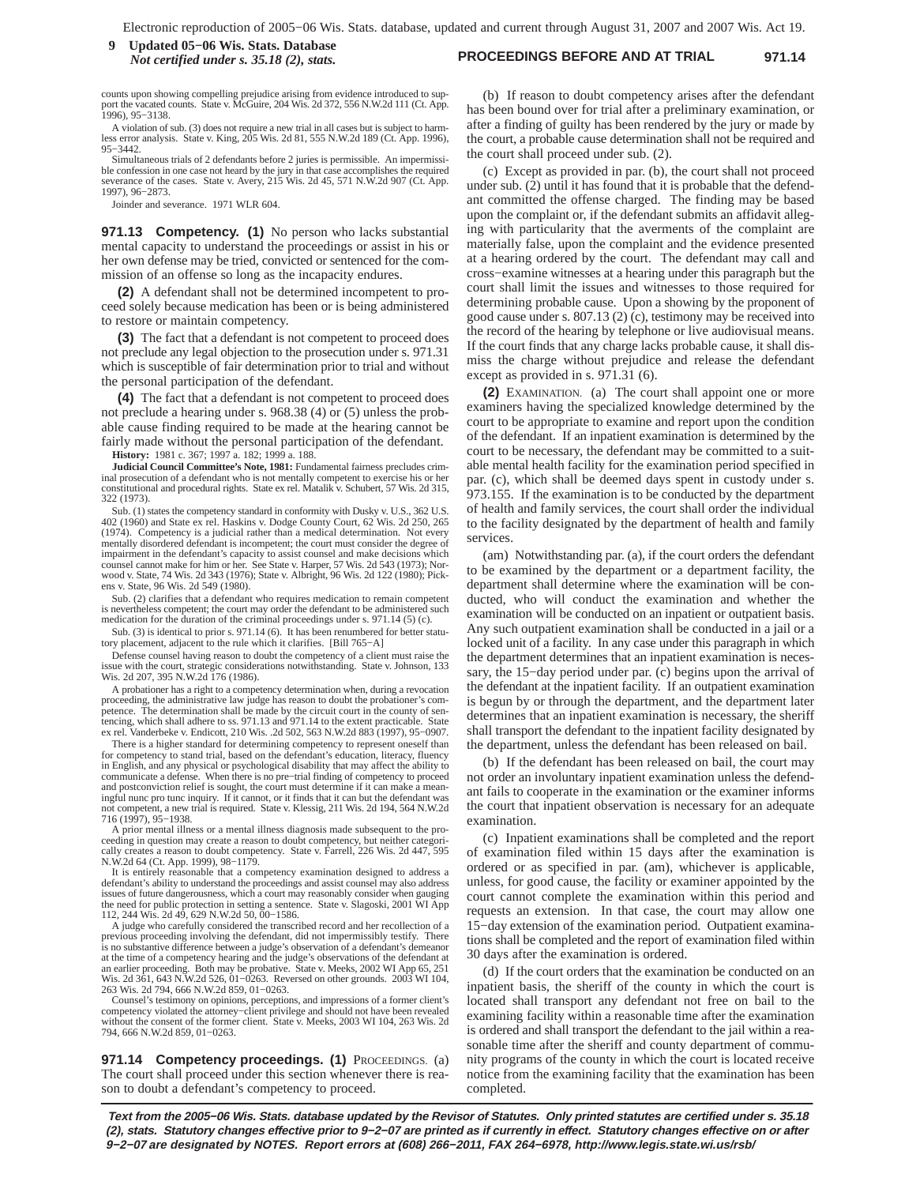counts upon showing compelling prejudice arising from evidence introduced to support the vacated counts. State v. McGuire, 204 Wis. 2d 372, 556 N.W.2d 111 (Ct. App. 1996), 95−3138.

A violation of sub. (3) does not require a new trial in all cases but is subject to harmless error analysis. State v. King, 205 Wis. 2d 81, 555 N.W.2d 189 (Ct. App. 1996), 95−3442.

Simultaneous trials of 2 defendants before 2 juries is permissible. An impermissible confession in one case not heard by the jury in that case accomplishes the required severance of the cases. State v. Avery, 215 Wis. 2d 45, 571 N.W.2d 907 (Ct. App. 1997), 96−2873.

Joinder and severance. 1971 WLR 604.

**971.13 Competency. (1)** No person who lacks substantial mental capacity to understand the proceedings or assist in his or her own defense may be tried, convicted or sentenced for the commission of an offense so long as the incapacity endures.

**(2)** A defendant shall not be determined incompetent to proceed solely because medication has been or is being administered to restore or maintain competency.

**(3)** The fact that a defendant is not competent to proceed does not preclude any legal objection to the prosecution under s. 971.31 which is susceptible of fair determination prior to trial and without the personal participation of the defendant.

**(4)** The fact that a defendant is not competent to proceed does not preclude a hearing under s. 968.38 (4) or (5) unless the probable cause finding required to be made at the hearing cannot be fairly made without the personal participation of the defendant.

**History:** 1981 c. 367; 1997 a. 182; 1999 a. 188.

**Judicial Council Committee's Note, 1981:** Fundamental fairness precludes criminal prosecution of a defendant who is not mentally competent to exercise his or her constitutional and procedural rights. State ex rel. Matalik v. Schubert, 57 Wis. 2d 315, 322 (1973).

Sub. (1) states the competency standard in conformity with Dusky v. U.S., 362 U.S. 402 (1960) and State ex rel. Haskins v. Dodge County Court, 62 Wis. 2d 250, 265 (1974). Competency is a judicial rather than a medical determination. Not every mentally disordered defendant is incompetent; the court must consider the degree of impairment in the defendant's capacity to assist counsel and make decisions which counsel cannot make for him or her. See State v. Harper, 57 Wis. 2d 543 (1973); Norwood v. State, 74 Wis. 2d 343 (1976); State v. Albright, 96 Wis. 2d 122 (1980); Pickens v. State, 96 Wis. 2d 549 (1980).

Sub. (2) clarifies that a defendant who requires medication to remain competent is nevertheless competent; the court may order the defendant to be administered such medication for the duration of the criminal proceedings under s. 971.14 (5) (c).

Sub. (3) is identical to prior s. 971.14 (6). It has been renumbered for better statutory placement, adjacent to the rule which it clarifies. [Bill 765−A]

Defense counsel having reason to doubt the competency of a client must raise the issue with the court, strategic considerations notwithstanding. State v. Johnson, 133 Wis. 2d 207, 395 N.W.2d 176 (1986).

A probationer has a right to a competency determination when, during a revocation proceeding, the administrative law judge has reason to doubt the probationer's competence. The determination shall be made by the circuit court in the county of sentencing, which shall adhere to ss. 971.13 and 971.14 to the extent practicable. State ex rel. Vanderbeke v. Endicott, 210 Wis. .2d 502, 563 N.W.2d 883 (1997), 95−0907.

There is a higher standard for determining competency to represent oneself than for competency to stand trial, based on the defendant's education, literacy, fluency in English, and any physical or psychological disability that may affect the ability to communicate a defense. When there is no pre−trial finding of competency to proceed and postconviction relief is sought, the court must determine if it can make a meaningful nunc pro tunc inquiry. If it cannot, or it finds that it can but the defendant was not competent, a new trial is required. State v. Klessig, 211 Wis. 2d 194, 564 N.W.2d 716 (1997), 95−1938.

A prior mental illness or a mental illness diagnosis made subsequent to the proceeding in question may create a reason to doubt competency, but neither categorically creates a reason to doubt competency. State v. Farrell, 226 Wis. 2d 447, 595 N.W.2d 64 (Ct. App. 1999), 98−1179.

It is entirely reasonable that a competency examination designed to address a defendant's ability to understand the proceedings and assist counsel may also address issues of future dangerousness, which a court may reasonably consider when gauging the need for public protection in setting a sentence. State v. Slagoski, 2001 WI App 112, 244 Wis. 2d 49, 629 N.W.2d 50, 00−1586.

A judge who carefully considered the transcribed record and her recollection of a previous proceeding involving the defendant, did not impermissibly testify. There is no substantive difference between a judge's observation of a defendant's demeanor at the time of a competency hearing and the judge's observations of the defendant at an earlier proceeding. Both may be probative. State v. Meeks, 2002 WI App 65, 251 Wis. 2d 361, 643 N.W.2d 526, 01−0263. Reversed on other grounds. 2003 WI 104, 263 Wis. 2d 794, 666 N.W.2d 859, 01−0263.

Counsel's testimony on opinions, perceptions, and impressions of a former client's competency violated the attorney−client privilege and should not have been revealed without the consent of the former client. State v. Meeks, 2003 WI 104, 263 Wis. 2d 794, 666 N.W.2d 859, 01−0263.

**971.14 Competency proceedings. (1)** PROCEEDINGS. (a) The court shall proceed under this section whenever there is reason to doubt a defendant's competency to proceed.

(b) If reason to doubt competency arises after the defendant has been bound over for trial after a preliminary examination, or after a finding of guilty has been rendered by the jury or made by the court, a probable cause determination shall not be required and the court shall proceed under sub. (2).

(c) Except as provided in par. (b), the court shall not proceed under sub. (2) until it has found that it is probable that the defendant committed the offense charged. The finding may be based upon the complaint or, if the defendant submits an affidavit alleging with particularity that the averments of the complaint are materially false, upon the complaint and the evidence presented at a hearing ordered by the court. The defendant may call and cross−examine witnesses at a hearing under this paragraph but the court shall limit the issues and witnesses to those required for determining probable cause. Upon a showing by the proponent of good cause under s. 807.13 (2) (c), testimony may be received into the record of the hearing by telephone or live audiovisual means. If the court finds that any charge lacks probable cause, it shall dismiss the charge without prejudice and release the defendant except as provided in s. 971.31 (6).

**(2)** EXAMINATION. (a) The court shall appoint one or more examiners having the specialized knowledge determined by the court to be appropriate to examine and report upon the condition of the defendant. If an inpatient examination is determined by the court to be necessary, the defendant may be committed to a suitable mental health facility for the examination period specified in par. (c), which shall be deemed days spent in custody under s. 973.155. If the examination is to be conducted by the department of health and family services, the court shall order the individual to the facility designated by the department of health and family services.

(am) Notwithstanding par. (a), if the court orders the defendant to be examined by the department or a department facility, the department shall determine where the examination will be conducted, who will conduct the examination and whether the examination will be conducted on an inpatient or outpatient basis. Any such outpatient examination shall be conducted in a jail or a locked unit of a facility. In any case under this paragraph in which the department determines that an inpatient examination is necessary, the 15−day period under par. (c) begins upon the arrival of the defendant at the inpatient facility. If an outpatient examination is begun by or through the department, and the department later determines that an inpatient examination is necessary, the sheriff shall transport the defendant to the inpatient facility designated by the department, unless the defendant has been released on bail.

(b) If the defendant has been released on bail, the court may not order an involuntary inpatient examination unless the defendant fails to cooperate in the examination or the examiner informs the court that inpatient observation is necessary for an adequate examination.

(c) Inpatient examinations shall be completed and the report of examination filed within 15 days after the examination is ordered or as specified in par. (am), whichever is applicable, unless, for good cause, the facility or examiner appointed by the court cannot complete the examination within this period and requests an extension. In that case, the court may allow one 15−day extension of the examination period. Outpatient examinations shall be completed and the report of examination filed within 30 days after the examination is ordered.

(d) If the court orders that the examination be conducted on an inpatient basis, the sheriff of the county in which the court is located shall transport any defendant not free on bail to the examining facility within a reasonable time after the examination is ordered and shall transport the defendant to the jail within a reasonable time after the sheriff and county department of community programs of the county in which the court is located receive notice from the examining facility that the examination has been completed.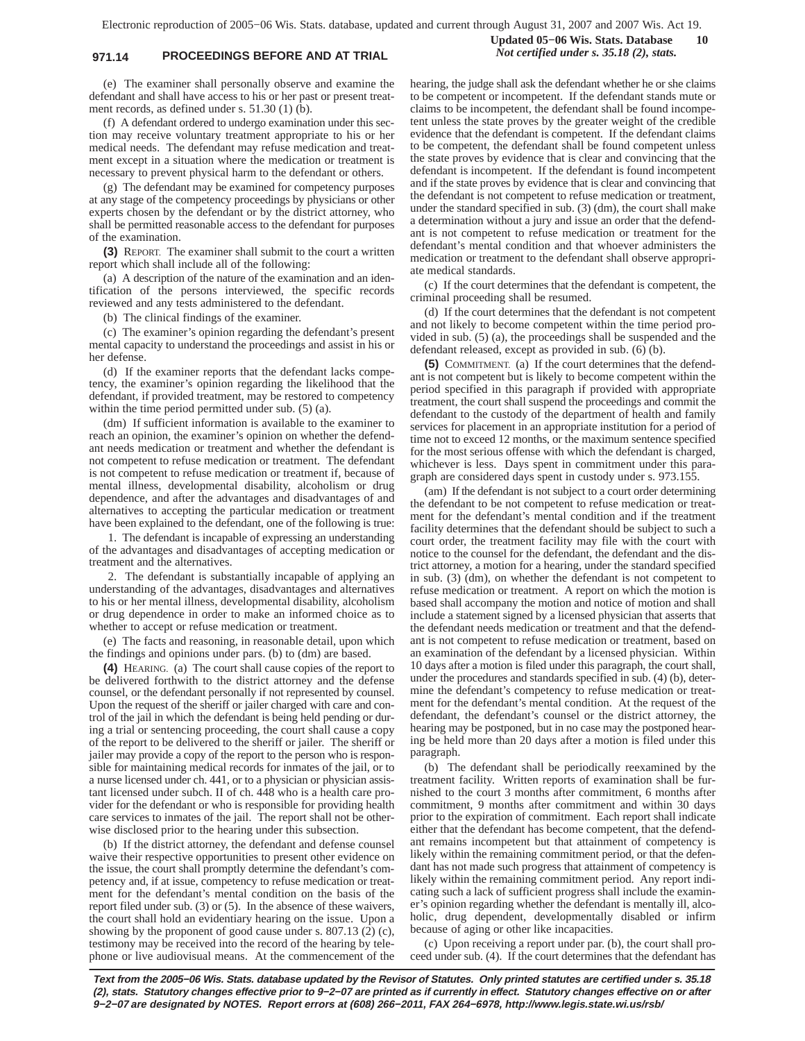(e) The examiner shall personally observe and examine the defendant and shall have access to his or her past or present treatment records, as defined under s. 51.30 (1) (b).

(f) A defendant ordered to undergo examination under this section may receive voluntary treatment appropriate to his or her medical needs. The defendant may refuse medication and treatment except in a situation where the medication or treatment is necessary to prevent physical harm to the defendant or others.

(g) The defendant may be examined for competency purposes at any stage of the competency proceedings by physicians or other experts chosen by the defendant or by the district attorney, who shall be permitted reasonable access to the defendant for purposes of the examination.

**(3)** REPORT. The examiner shall submit to the court a written report which shall include all of the following:

(a) A description of the nature of the examination and an identification of the persons interviewed, the specific records reviewed and any tests administered to the defendant.

(b) The clinical findings of the examiner.

(c) The examiner's opinion regarding the defendant's present mental capacity to understand the proceedings and assist in his or her defense.

(d) If the examiner reports that the defendant lacks competency, the examiner's opinion regarding the likelihood that the defendant, if provided treatment, may be restored to competency within the time period permitted under sub. (5) (a).

(dm) If sufficient information is available to the examiner to reach an opinion, the examiner's opinion on whether the defendant needs medication or treatment and whether the defendant is not competent to refuse medication or treatment. The defendant is not competent to refuse medication or treatment if, because of mental illness, developmental disability, alcoholism or drug dependence, and after the advantages and disadvantages of and alternatives to accepting the particular medication or treatment have been explained to the defendant, one of the following is true:

1. The defendant is incapable of expressing an understanding of the advantages and disadvantages of accepting medication or treatment and the alternatives.

2. The defendant is substantially incapable of applying an understanding of the advantages, disadvantages and alternatives to his or her mental illness, developmental disability, alcoholism or drug dependence in order to make an informed choice as to whether to accept or refuse medication or treatment.

(e) The facts and reasoning, in reasonable detail, upon which the findings and opinions under pars. (b) to (dm) are based.

**(4)** HEARING. (a) The court shall cause copies of the report to be delivered forthwith to the district attorney and the defense counsel, or the defendant personally if not represented by counsel. Upon the request of the sheriff or jailer charged with care and control of the jail in which the defendant is being held pending or during a trial or sentencing proceeding, the court shall cause a copy of the report to be delivered to the sheriff or jailer. The sheriff or jailer may provide a copy of the report to the person who is responsible for maintaining medical records for inmates of the jail, or to a nurse licensed under ch. 441, or to a physician or physician assistant licensed under subch. II of ch. 448 who is a health care provider for the defendant or who is responsible for providing health care services to inmates of the jail. The report shall not be otherwise disclosed prior to the hearing under this subsection.

(b) If the district attorney, the defendant and defense counsel waive their respective opportunities to present other evidence on the issue, the court shall promptly determine the defendant's competency and, if at issue, competency to refuse medication or treatment for the defendant's mental condition on the basis of the report filed under sub. (3) or (5). In the absence of these waivers, the court shall hold an evidentiary hearing on the issue. Upon a showing by the proponent of good cause under s. 807.13 (2) (c), testimony may be received into the record of the hearing by telephone or live audiovisual means. At the commencement of the hearing, the judge shall ask the defendant whether he or she claims to be competent or incompetent. If the defendant stands mute or claims to be incompetent, the defendant shall be found incompetent unless the state proves by the greater weight of the credible evidence that the defendant is competent. If the defendant claims to be competent, the defendant shall be found competent unless the state proves by evidence that is clear and convincing that the defendant is incompetent. If the defendant is found incompetent and if the state proves by evidence that is clear and convincing that the defendant is not competent to refuse medication or treatment, under the standard specified in sub. (3) (dm), the court shall make a determination without a jury and issue an order that the defendant is not competent to refuse medication or treatment for the defendant's mental condition and that whoever administers the medication or treatment to the defendant shall observe appropriate medical standards.

(c) If the court determines that the defendant is competent, the criminal proceeding shall be resumed.

(d) If the court determines that the defendant is not competent and not likely to become competent within the time period provided in sub. (5) (a), the proceedings shall be suspended and the defendant released, except as provided in sub. (6) (b).

**(5)** COMMITMENT. (a) If the court determines that the defendant is not competent but is likely to become competent within the period specified in this paragraph if provided with appropriate treatment, the court shall suspend the proceedings and commit the defendant to the custody of the department of health and family services for placement in an appropriate institution for a period of time not to exceed 12 months, or the maximum sentence specified for the most serious offense with which the defendant is charged, whichever is less. Days spent in commitment under this paragraph are considered days spent in custody under s. 973.155.

(am) If the defendant is not subject to a court order determining the defendant to be not competent to refuse medication or treatment for the defendant's mental condition and if the treatment facility determines that the defendant should be subject to such a court order, the treatment facility may file with the court with notice to the counsel for the defendant, the defendant and the district attorney, a motion for a hearing, under the standard specified in sub. (3) (dm), on whether the defendant is not competent to refuse medication or treatment. A report on which the motion is based shall accompany the motion and notice of motion and shall include a statement signed by a licensed physician that asserts that the defendant needs medication or treatment and that the defendant is not competent to refuse medication or treatment, based on an examination of the defendant by a licensed physician. Within 10 days after a motion is filed under this paragraph, the court shall, under the procedures and standards specified in sub. (4) (b), determine the defendant's competency to refuse medication or treatment for the defendant's mental condition. At the request of the defendant, the defendant's counsel or the district attorney, the hearing may be postponed, but in no case may the postponed hearing be held more than 20 days after a motion is filed under this paragraph.

(b) The defendant shall be periodically reexamined by the treatment facility. Written reports of examination shall be furnished to the court 3 months after commitment, 6 months after commitment, 9 months after commitment and within 30 days prior to the expiration of commitment. Each report shall indicate either that the defendant has become competent, that the defendant remains incompetent but that attainment of competency is likely within the remaining commitment period, or that the defendant has not made such progress that attainment of competency is likely within the remaining commitment period. Any report indicating such a lack of sufficient progress shall include the examiner's opinion regarding whether the defendant is mentally ill, alcoholic, drug dependent, developmentally disabled or infirm because of aging or other like incapacities.

(c) Upon receiving a report under par. (b), the court shall proceed under sub. (4). If the court determines that the defendant has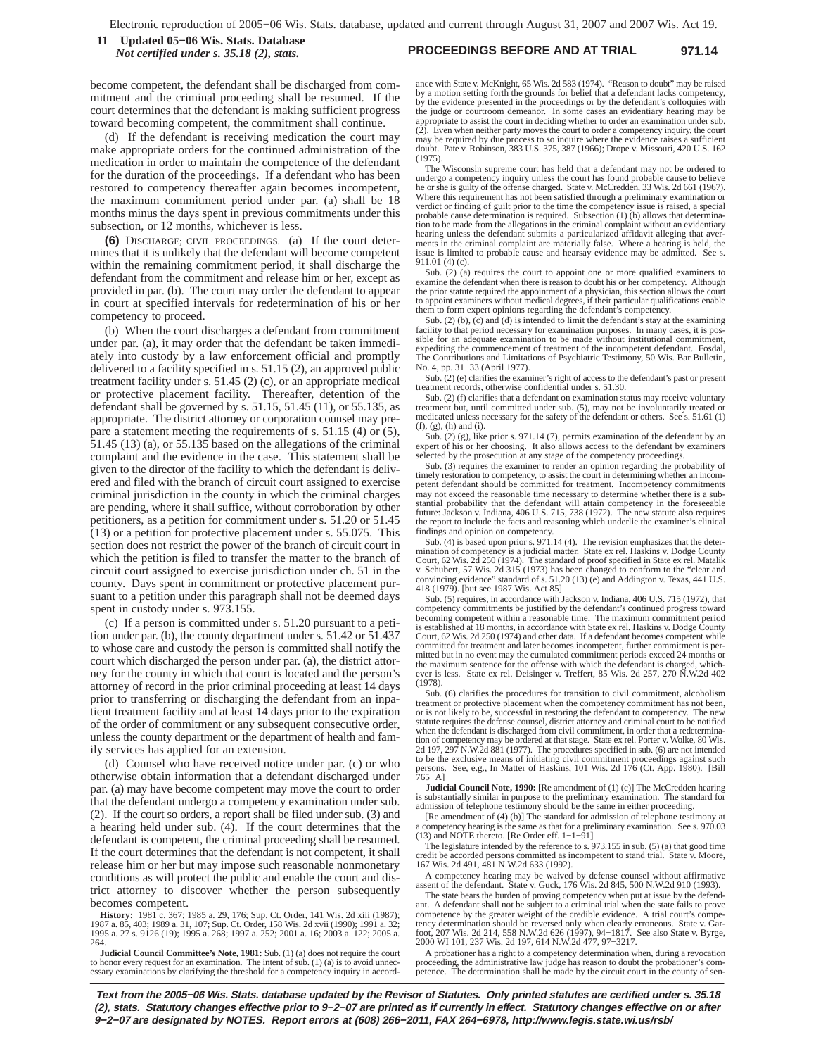become competent, the defendant shall be discharged from commitment and the criminal proceeding shall be resumed. If the court determines that the defendant is making sufficient progress toward becoming competent, the commitment shall continue.

(d) If the defendant is receiving medication the court may make appropriate orders for the continued administration of the medication in order to maintain the competence of the defendant for the duration of the proceedings. If a defendant who has been restored to competency thereafter again becomes incompetent, the maximum commitment period under par. (a) shall be 18 months minus the days spent in previous commitments under this subsection, or 12 months, whichever is less.

**(6)** DISCHARGE; CIVIL PROCEEDINGS. (a) If the court determines that it is unlikely that the defendant will become competent within the remaining commitment period, it shall discharge the defendant from the commitment and release him or her, except as provided in par. (b). The court may order the defendant to appear in court at specified intervals for redetermination of his or her competency to proceed.

(b) When the court discharges a defendant from commitment under par. (a), it may order that the defendant be taken immediately into custody by a law enforcement official and promptly delivered to a facility specified in s. 51.15 (2), an approved public treatment facility under s. 51.45 (2) (c), or an appropriate medical or protective placement facility. Thereafter, detention of the defendant shall be governed by s. 51.15, 51.45 (11), or 55.135, as appropriate. The district attorney or corporation counsel may prepare a statement meeting the requirements of s. 51.15 (4) or (5), 51.45 (13) (a), or 55.135 based on the allegations of the criminal complaint and the evidence in the case. This statement shall be given to the director of the facility to which the defendant is delivered and filed with the branch of circuit court assigned to exercise criminal jurisdiction in the county in which the criminal charges are pending, where it shall suffice, without corroboration by other petitioners, as a petition for commitment under s. 51.20 or 51.45 (13) or a petition for protective placement under s. 55.075. This section does not restrict the power of the branch of circuit court in which the petition is filed to transfer the matter to the branch of circuit court assigned to exercise jurisdiction under ch. 51 in the county. Days spent in commitment or protective placement pursuant to a petition under this paragraph shall not be deemed days spent in custody under s. 973.155.

(c) If a person is committed under s. 51.20 pursuant to a petition under par. (b), the county department under s. 51.42 or 51.437 to whose care and custody the person is committed shall notify the court which discharged the person under par. (a), the district attorney for the county in which that court is located and the person's attorney of record in the prior criminal proceeding at least 14 days prior to transferring or discharging the defendant from an inpatient treatment facility and at least 14 days prior to the expiration of the order of commitment or any subsequent consecutive order, unless the county department or the department of health and family services has applied for an extension.

(d) Counsel who have received notice under par. (c) or who otherwise obtain information that a defendant discharged under par. (a) may have become competent may move the court to order that the defendant undergo a competency examination under sub. (2). If the court so orders, a report shall be filed under sub. (3) and a hearing held under sub. (4). If the court determines that the defendant is competent, the criminal proceeding shall be resumed. If the court determines that the defendant is not competent, it shall release him or her but may impose such reasonable nonmonetary conditions as will protect the public and enable the court and district attorney to discover whether the person subsequently becomes competent.

**History:** 1981 c. 367; 1985 a. 29, 176; Sup. Ct. Order, 141 Wis. 2d xiii (1987); 1987 a. 85, 403; 1989 a. 31, 107; Sup. Ct. Order, 158 Wis. 2d xvii (1990); 1991 a. 32; 1995 a. 27 s. 9126 (19); 1995 a. 268; 1997 a. 252; 2001 a. 16; 2003 a. 122; 2005 a. 264.

**Judicial Council Committee's Note, 1981:** Sub. (1) (a) does not require the court to honor every request for an examination. The intent of sub. (1) (a) is to avoid unnecessary examinations by clarifying the threshold for a competency inquiry in accordance with State v. McKnight, 65 Wis. 2d 583 (1974). "Reason to doubt" may be raised by a motion setting forth the grounds for belief that a defendant lacks competency, by the evidence presented in the proceedings or by the defendant's colloquies with the judge or courtroom demeanor. In some cases an evidentiary hearing may be appropriate to assist the court in deciding whether to order an examination under sub. (2). Even when neither party moves the court to order a competency inquiry, the court may be required by due process to so inquire where the evidence raises a sufficient doubt. Pate v. Robinson, 383 U.S. 375, 387 (1966); Drope v. Missouri, 420 U.S. 162 (1975).

The Wisconsin supreme court has held that a defendant may not be ordered to undergo a competency inquiry unless the court has found probable cause to believe he or she is guilty of the offense charged. State v. McCredden, 33 Wis. 2d 661 (1967). Where this requirement has not been satisfied through a preliminary examination or verdict or finding of guilt prior to the time the competency issue is raised, a special probable cause determination is required. Subsection (1) (b) allows that determination to be made from the allegations in the criminal complaint without an evidentiary hearing unless the defendant submits a particularized affidavit alleging that averments in the criminal complaint are materially false. Where a hearing is held, the issue is limited to probable cause and hearsay evidence may be admitted. See s. 911.01 (4) (c).

Sub. (2) (a) requires the court to appoint one or more qualified examiners to examine the defendant when there is reason to doubt his or her competency. Although the prior statute required the appointment of a physician, this section allows the court to appoint examiners without medical degrees, if their particular qualifications enable them to form expert opinions regarding the defendant's competency.

Sub. (2) (b), (c) and (d) is intended to limit the defendant's stay at the examining facility to that period necessary for examination purposes. In many cases, it is possible for an adequate examination to be made without institutional commitment, expediting the commencement of treatment of the incompetent defendant. Fosdal, The Contributions and Limitations of Psychiatric Testimony, 50 Wis. Bar Bulletin, No. 4, pp. 31–33 (April 1977).

Sub. (2) (e) clarifies the examiner's right of access to the defendant's past or present treatment records, otherwise confidential under s. 51.30.

Sub. (2) (f) clarifies that a defendant on examination status may receive voluntary treatment but, until committed under sub. (5), may not be involuntarily treated or medicated unless necessary for the safety of the defendant or others. See s. 51.61 (1) (f), (g), (h) and (i).

Sub. (2) (g), like prior s. 971.14 (7), permits examination of the defendant by an expert of his or her choosing. It also allows access to the defendant by examiners selected by the prosecution at any stage of the competency proceedings.

Sub. (3) requires the examiner to render an opinion regarding the probability of timely restoration to competency, to assist the court in determining whether an incompetent defendant should be committed for treatment. Incompetency commitments may not exceed the reasonable time necessary to determine whether there is a substantial probability that the defendant will attain competency in the foreseeable future: Jackson v. Indiana, 406 U.S. 715, 738 (1972). The new statute also requires the report to include the facts and reasoning which underlie the examiner's clinical findings and opinion on competency.

Sub. (4) is based upon prior s. 971.14 (4). The revision emphasizes that the determination of competency is a judicial matter. State ex rel. Haskins v. Dodge County Court, 62 Wis. 2d 250 (1974). The standard of proof specified in State ex rel. Matalik v. Schubert, 57 Wis. 2d 315 (1973) has been changed to conform to the "clear and convincing evidence" standard of s. 51.20 (13) (e) and Addington v. Texas, 441 U.S. 418 (1979). [but see 1987 Wis. Act 85]

Sub. (5) requires, in accordance with Jackson v. Indiana, 406 U.S. 715 (1972), that competency commitments be justified by the defendant's continued progress toward becoming competent within a reasonable time. The maximum commitment period is established at 18 months, in accordance with State ex rel. Haskins v. Dodge County Court, 62 Wis. 2d 250 (1974) and other data. If a defendant becomes competent while committed for treatment and later becomes incompetent, further commitment is permitted but in no event may the cumulated commitment periods exceed 24 months or the maximum sentence for the offense with which the defendant is charged, whichever is less. State ex rel. Deisinger v. Treffert, 85 Wis. 2d 257, 270 N.W.2d 402 (1978).

Sub. (6) clarifies the procedures for transition to civil commitment, alcoholism treatment or protective placement when the competency commitment has not been, or is not likely to be, successful in restoring the defendant to competency. The new statute requires the defense counsel, district attorney and criminal court to be notified when the defendant is discharged from civil commitment, in order that a redetermination of competency may be ordered at that stage. State ex rel. Porter v. Wolke, 80 Wis. 2d 197, 297 N.W.2d 881 (1977). The procedures specified in sub. (6) are not intended to be the exclusive means of initiating civil commitment proceedings against such persons. See, e.g., In Matter of Haskins, 101 Wis. 2d 176 (Ct. App. 1980). [Bill 765–A]

**Judicial Council Note, 1990:** [Re amendment of (1) (c)] The McCredden hearing is substantially similar in purpose to the preliminary examination. The standard for admission of telephone testimony should be the same in either proceeding.

[Re amendment of (4) (b)] The standard for admission of telephone testimony at a competency hearing is the same as that for a preliminary examination. See s. 970.03 (13) and NOTE thereto. [Re Order eff. 1–1–91]

The legislature intended by the reference to s. 973.155 in sub. (5) (a) that good time credit be accorded persons committed as incompetent to stand trial. State v. Moore, 167 Wis. 2d 491, 481 N.W.2d 633 (1992).

A competency hearing may be waived by defense counsel without affirmative assent of the defendant. State v. Guck, 176 Wis. 2d 845, 500 N.W.2d 910 (1993).

The state bears the burden of proving competency when put at issue by the defendant. A defendant shall not be subject to a criminal trial when the state fails to prove competence by the greater weight of the credible evidence. A trial court's competency determination should be reversed only when clearly erroneous. State v. Garfoot, 207 Wis. 2d 214, 558 N.W.2d 626 (1997), 94–1817. See also State v. Byrge, 2000 WI 101, 237 Wis. 2d 197, 614 N.W.2d 477, 97–3217.

A probationer has a right to a competency determination when, during a revocation proceeding, the administrative law judge has reason to doubt the probationer's competence. The determination shall be made by the circuit court in the county of sen-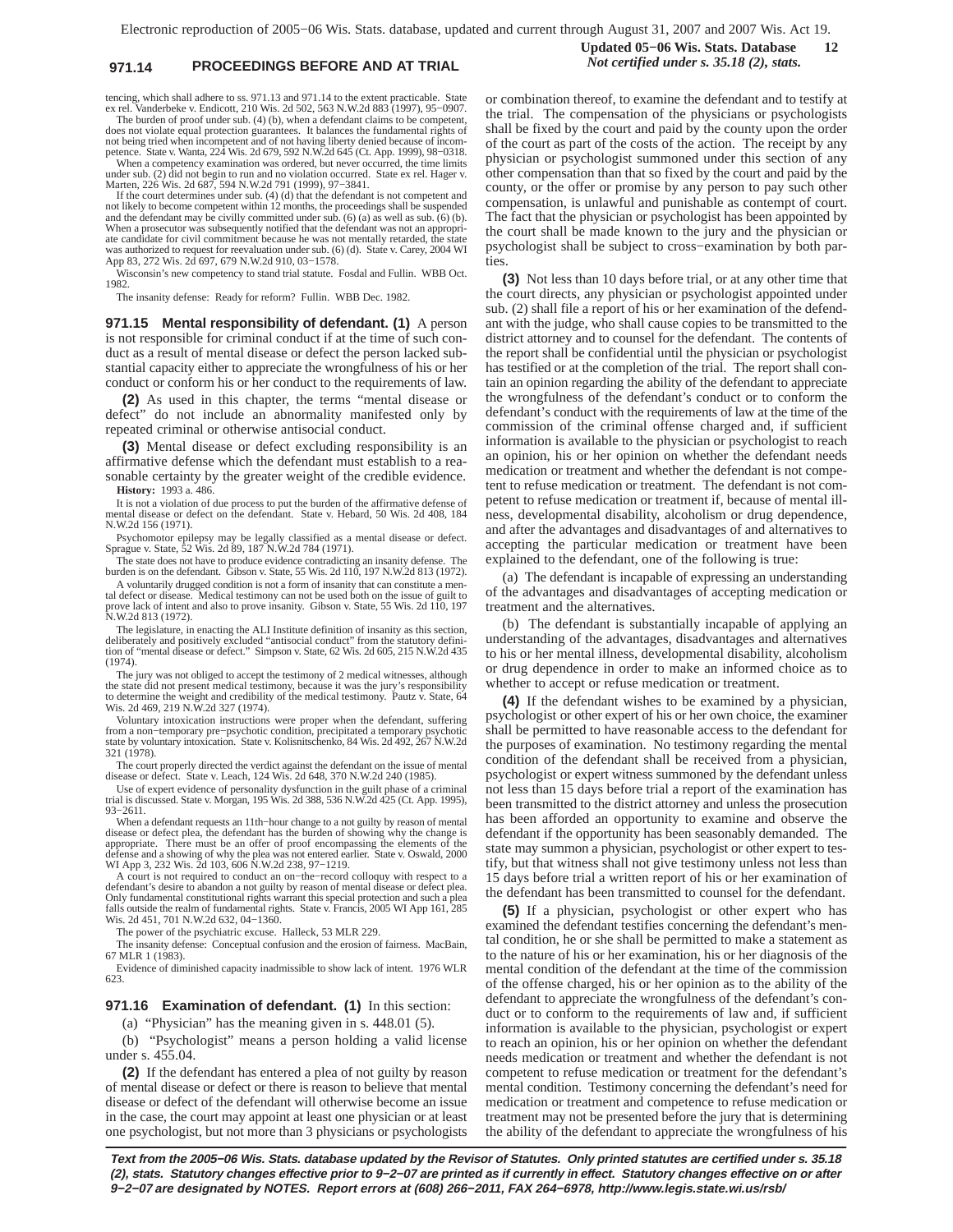tencing, which shall adhere to ss. 971.13 and 971.14 to the extent practicable. State ex rel. Vanderbeke v. Endicott, 210 Wis. 2d 502, 563 N.W.2d 883 (1997), 95−0907.

The burden of proof under sub. (4) (b), when a defendant claims to be competent, does not violate equal protection guarantees. It balances the fundamental rights of not being tried when incompetent and of not having liberty denied because of incompetence. State v. Wanta, 224 Wis. 2d 679, 592 N.W.2d 645 (Ct. App. 1999), 98−0318.

When a competency examination was ordered, but never occurred, the time limits under sub. (2) did not begin to run and no violation occurred. State ex rel. Hager v. Marten, 226 Wis. 2d 687, 594 N.W.2d 791 (1999), 97−3841.

If the court determines under sub. (4) (d) that the defendant is not competent and not likely to become competent within 12 months, the proceedings shall be suspended and the defendant may be civilly committed under sub. (6) (a) as well as sub. (6) (b). When a prosecutor was subsequently notified that the defendant was not an appropriate candidate for civil commitment because he was not mentally retarded, the state was authorized to request for reevaluation under sub. (6) (d). State v. Carey, 2004 WI App 83, 272 Wis. 2d 697, 679 N.W.2d 910, 03−1578.

Wisconsin's new competency to stand trial statute. Fosdal and Fullin. WBB Oct. 1982.

The insanity defense: Ready for reform? Fullin. WBB Dec. 1982.

**971.15 Mental responsibility of defendant. (1)** A person is not responsible for criminal conduct if at the time of such conduct as a result of mental disease or defect the person lacked substantial capacity either to appreciate the wrongfulness of his or her conduct or conform his or her conduct to the requirements of law.

**(2)** As used in this chapter, the terms "mental disease or defect" do not include an abnormality manifested only by repeated criminal or otherwise antisocial conduct.

**(3)** Mental disease or defect excluding responsibility is an affirmative defense which the defendant must establish to a reasonable certainty by the greater weight of the credible evidence.

**History:** 1993 a. 486.

It is not a violation of due process to put the burden of the affirmative defense of mental disease or defect on the defendant. State v. Hebard, 50 Wis. 2d 408, 184 N.W.2d 156 (1971).

Psychomotor epilepsy may be legally classified as a mental disease or defect. Sprague v. State, 52 Wis. 2d 89, 187 N.W.2d 784 (1971).

The state does not have to produce evidence contradicting an insanity defense. The burden is on the defendant. Gibson v. State, 55 Wis. 2d 110, 197 N.W.2d 813 (1972).

A voluntarily drugged condition is not a form of insanity that can constitute a mental defect or disease. Medical testimony can not be used both on the issue of guilt to prove lack of intent and also to prove insanity. Gibson v. State, 55 Wis. 2d 110, 197 N.W.2d 813 (1972).

The legislature, in enacting the ALI Institute definition of insanity as this section, deliberately and positively excluded "antisocial conduct" from the statutory definition of "mental disease or defect." Simpson v. State, 62 Wis. 2d 605, 215 N.W.2d 435 (1974).

The jury was not obliged to accept the testimony of 2 medical witnesses, although the state did not present medical testimony, because it was the jury's responsibility to determine the weight and credibility of the medical testimony. Pautz v. State, 64 Wis. 2d 469, 219 N.W.2d 327 (1974).

Voluntary intoxication instructions were proper when the defendant, suffering from a non−temporary pre−psychotic condition, precipitated a temporary psychotic state by voluntary intoxication. State v. Kolisnitschenko, 84 Wis. 2d 492, 267 N.W.2d 321 (1978).

The court properly directed the verdict against the defendant on the issue of mental disease or defect. State v. Leach, 124 Wis. 2d 648, 370 N.W.2d 240 (1985).

Use of expert evidence of personality dysfunction in the guilt phase of a criminal trial is discussed. State v. Morgan, 195 Wis. 2d 388, 536 N.W.2d 425 (Ct. App. 1995), 93−2611.

When a defendant requests an 11th−hour change to a not guilty by reason of mental disease or defect plea, the defendant has the burden of showing why the change is appropriate. There must be an offer of proof encompassing the elements of the defense and a showing of why the plea was not entered earlier. State v. Oswald, 2000 WI App 3, 232 Wis. 2d 103, 606 N.W.2d 238, 97−1219.

A court is not required to conduct an on−the−record colloquy with respect to a defendant's desire to abandon a not guilty by reason of mental disease or defect plea. Only fundamental constitutional rights warrant this special protection and such a plea falls outside the realm of fundamental rights. State v. Francis, 2005 WI App 161, 285 Wis. 2d 451, 701 N.W.2d 632, 04−1360.

The power of the psychiatric excuse. Halleck, 53 MLR 229.

The insanity defense: Conceptual confusion and the erosion of fairness. MacBain, 67 MLR 1 (1983).

Evidence of diminished capacity inadmissible to show lack of intent. 1976 WLR 623.

**971.16 Examination of defendant. (1)** In this section:

(a) "Physician" has the meaning given in s. 448.01 (5).

(b) "Psychologist" means a person holding a valid license under s. 455.04.

**(2)** If the defendant has entered a plea of not guilty by reason of mental disease or defect or there is reason to believe that mental disease or defect of the defendant will otherwise become an issue in the case, the court may appoint at least one physician or at least one psychologist, but not more than 3 physicians or psychologists or combination thereof, to examine the defendant and to testify at the trial. The compensation of the physicians or psychologists shall be fixed by the court and paid by the county upon the order of the court as part of the costs of the action. The receipt by any physician or psychologist summoned under this section of any other compensation than that so fixed by the court and paid by the county, or the offer or promise by any person to pay such other compensation, is unlawful and punishable as contempt of court. The fact that the physician or psychologist has been appointed by the court shall be made known to the jury and the physician or psychologist shall be subject to cross−examination by both parties.

**(3)** Not less than 10 days before trial, or at any other time that the court directs, any physician or psychologist appointed under sub. (2) shall file a report of his or her examination of the defendant with the judge, who shall cause copies to be transmitted to the district attorney and to counsel for the defendant. The contents of the report shall be confidential until the physician or psychologist has testified or at the completion of the trial. The report shall contain an opinion regarding the ability of the defendant to appreciate the wrongfulness of the defendant's conduct or to conform the defendant's conduct with the requirements of law at the time of the commission of the criminal offense charged and, if sufficient information is available to the physician or psychologist to reach an opinion, his or her opinion on whether the defendant needs medication or treatment and whether the defendant is not competent to refuse medication or treatment. The defendant is not competent to refuse medication or treatment if, because of mental illness, developmental disability, alcoholism or drug dependence, and after the advantages and disadvantages of and alternatives to accepting the particular medication or treatment have been explained to the defendant, one of the following is true:

(a) The defendant is incapable of expressing an understanding of the advantages and disadvantages of accepting medication or treatment and the alternatives.

(b) The defendant is substantially incapable of applying an understanding of the advantages, disadvantages and alternatives to his or her mental illness, developmental disability, alcoholism or drug dependence in order to make an informed choice as to whether to accept or refuse medication or treatment.

**(4)** If the defendant wishes to be examined by a physician, psychologist or other expert of his or her own choice, the examiner shall be permitted to have reasonable access to the defendant for the purposes of examination. No testimony regarding the mental condition of the defendant shall be received from a physician, psychologist or expert witness summoned by the defendant unless not less than 15 days before trial a report of the examination has been transmitted to the district attorney and unless the prosecution has been afforded an opportunity to examine and observe the defendant if the opportunity has been seasonably demanded. The state may summon a physician, psychologist or other expert to testify, but that witness shall not give testimony unless not less than 15 days before trial a written report of his or her examination of the defendant has been transmitted to counsel for the defendant.

**(5)** If a physician, psychologist or other expert who has examined the defendant testifies concerning the defendant's mental condition, he or she shall be permitted to make a statement as to the nature of his or her examination, his or her diagnosis of the mental condition of the defendant at the time of the commission of the offense charged, his or her opinion as to the ability of the defendant to appreciate the wrongfulness of the defendant's conduct or to conform to the requirements of law and, if sufficient information is available to the physician, psychologist or expert to reach an opinion, his or her opinion on whether the defendant needs medication or treatment and whether the defendant is not competent to refuse medication or treatment for the defendant's mental condition. Testimony concerning the defendant's need for medication or treatment and competence to refuse medication or treatment may not be presented before the jury that is determining the ability of the defendant to appreciate the wrongfulness of his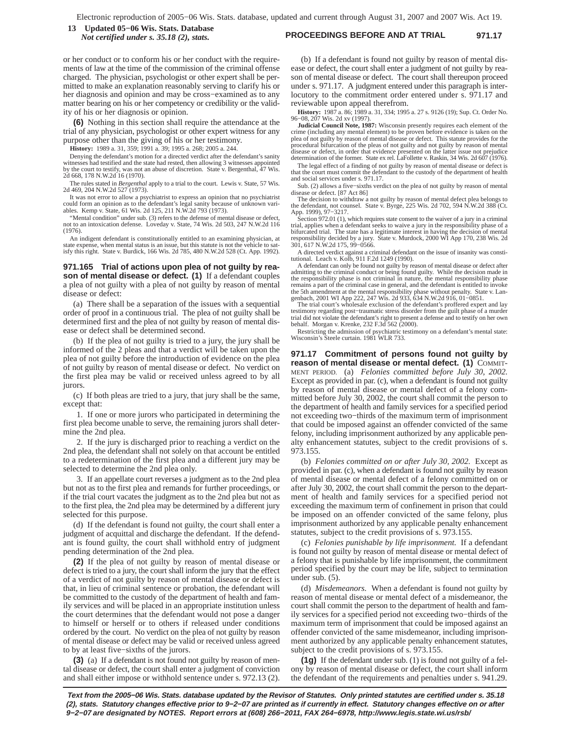or her conduct or to conform his or her conduct with the requirements of law at the time of the commission of the criminal offense charged. The physician, psychologist or other expert shall be permitted to make an explanation reasonably serving to clarify his or her diagnosis and opinion and may be cross−examined as to any matter bearing on his or her competency or credibility or the validity of his or her diagnosis or opinion.

**(6)** Nothing in this section shall require the attendance at the trial of any physician, psychologist or other expert witness for any purpose other than the giving of his or her testimony.

**History:** 1989 a. 31, 359; 1991 a. 39; 1995 a. 268; 2005 a. 244.

Denying the defendant's motion for a directed verdict after the defendant's sanity witnesses had testified and the state had rested, then allowing 3 witnesses appointed by the court to testify, was not an abuse of discretion. State v. Bergenthal, 47 Wis. 2d 668, 178 N.W.2d 16 (1970).

The rules stated in *Bergenthal* apply to a trial to the court. Lewis v. State, 57 Wis. 2d 469, 204 N.W.2d 527 (1973).

It was not error to allow a psychiatrist to express an opinion that no psychiatrist could form an opinion as to the defendant's legal sanity because of unknown variables. Kemp v. State, 61 Wis. 2d 125, 211 N.W.2d 793 (1973).

"Mental condition" under sub. (3) refers to the defense of mental disease or defect, not to an intoxication defense. Loveday v. State, 74 Wis. 2d 503, 247 N.W.2d 116 (1976).

An indigent defendant is constitutionally entitled to an examining physician, at state expense, when mental status is an issue, but this statute is not the vehicle to satisfy this right. State v. Burdick, 166 Wis. 2d 785, 480 N.W.2d 528 (Ct. App. 1992).

**971.165 Trial of actions upon plea of not guilty by reason of mental disease or defect. (1)** If a defendant couples a plea of not guilty with a plea of not guilty by reason of mental disease or defect:

(a) There shall be a separation of the issues with a sequential order of proof in a continuous trial. The plea of not guilty shall be determined first and the plea of not guilty by reason of mental disease or defect shall be determined second.

(b) If the plea of not guilty is tried to a jury, the jury shall be informed of the 2 pleas and that a verdict will be taken upon the plea of not guilty before the introduction of evidence on the plea of not guilty by reason of mental disease or defect. No verdict on the first plea may be valid or received unless agreed to by all jurors.

(c) If both pleas are tried to a jury, that jury shall be the same, except that:

1. If one or more jurors who participated in determining the first plea become unable to serve, the remaining jurors shall determine the 2nd plea.

2. If the jury is discharged prior to reaching a verdict on the 2nd plea, the defendant shall not solely on that account be entitled to a redetermination of the first plea and a different jury may be selected to determine the 2nd plea only.

3. If an appellate court reverses a judgment as to the 2nd plea but not as to the first plea and remands for further proceedings, or if the trial court vacates the judgment as to the 2nd plea but not as to the first plea, the 2nd plea may be determined by a different jury selected for this purpose.

(d) If the defendant is found not guilty, the court shall enter a judgment of acquittal and discharge the defendant. If the defendant is found guilty, the court shall withhold entry of judgment pending determination of the 2nd plea.

**(2)** If the plea of not guilty by reason of mental disease or defect is tried to a jury, the court shall inform the jury that the effect of a verdict of not guilty by reason of mental disease or defect is that, in lieu of criminal sentence or probation, the defendant will be committed to the custody of the department of health and family services and will be placed in an appropriate institution unless the court determines that the defendant would not pose a danger to himself or herself or to others if released under conditions ordered by the court. No verdict on the plea of not guilty by reason of mental disease or defect may be valid or received unless agreed to by at least five−sixths of the jurors.

**(3)** (a) If a defendant is not found not guilty by reason of mental disease or defect, the court shall enter a judgment of conviction and shall either impose or withhold sentence under s. 972.13 (2).

(b) If a defendant is found not guilty by reason of mental disease or defect, the court shall enter a judgment of not guilty by reason of mental disease or defect. The court shall thereupon proceed under s. 971.17. A judgment entered under this paragraph is interlocutory to the commitment order entered under s. 971.17 and reviewable upon appeal therefrom.

**History:** 1987 a. 86; 1989 a. 31, 334; 1995 a. 27 s. 9126 (19); Sup. Ct. Order No. 96−08, 207 Wis. 2d xv (1997).

**Judicial Council Note, 1987:** Wisconsin presently requires each element of the crime (including any mental element) to be proven before evidence is taken on the plea of not guilty by reason of mental disease or defect. This statute provides for the procedural bifurcation of the pleas of not guilty and not guilty by reason of mental disease or defect, in order that evidence presented on the latter issue not prejudice determination of the former. State ex rel. LaFollette v. Raskin, 34 Wis. 2d 607 (1976).

The legal effect of a finding of not guilty by reason of mental disease or defect is that the court must commit the defendant to the custody of the department of health and social services under s. 971.17.

Sub. (2) allows a five−sixths verdict on the plea of not guilty by reason of mental disease or defect. [87 Act 86]

The decision to withdraw a not guilty by reason of mental defect plea belongs to the defendant, not counsel. State v. Byrge, 225 Wis. 2d 702, 594 N.W.2d 388 (Ct. App. 1999), 97−3217.

Section 972.01 (1), which requires state consent to the waiver of a jury in a criminal trial, applies when a defendant seeks to waive a jury in the responsibility phase of a bifurcated trial. The state has a legitimate interest in having the decision of mental responsibility decided by a jury. State v. Murdock, 2000 WI App 170, 238 Wis. 2d 301, 617 N.W.2d 175, 99−0566.

A directed verdict against a criminal defendant on the issue of insanity was constitutional. Leach v. Kolb, 911 F.2d 1249 (1990).

A defendant can only be found not guilty by reason of mental disease or defect after admitting to the criminal conduct or being found guilty. While the decision made in the responsibility phase is not criminal in nature, the mental responsibility phase remains a part of the criminal case in general, and the defendant is entitled to invoke the 5th amendment at the mental responsibility phase without penalty. State v. Langenbach, 2001 WI App 222, 247 Wis. 2d 933, 634 N.W.2d 916, 01−0851.

The trial court's wholesale exclusion of the defendant's proffered expert and lay testimony regarding post−traumatic stress disorder from the guilt phase of a murder trial did not violate the defendant's right to present a defense and to testify on her own behalf. Morgan v. Krenke, 232 F.3d 562 (2000).

Restricting the admission of psychiatric testimony on a defendant's mental state: Wisconsin's Steele curtain. 1981 WLR 733.

**971.17 Commitment of persons found not guilty by reason of mental disease or mental defect. (1)** COMMITMENT PERIOD. (a) *Felonies committed before July 30, 2002.* Except as provided in par. (c), when a defendant is found not guilty by reason of mental disease or mental defect of a felony committed before July 30, 2002, the court shall commit the person to the department of health and family services for a specified period not exceeding two−thirds of the maximum term of imprisonment that could be imposed against an offender convicted of the same felony, including imprisonment authorized by any applicable penalty enhancement statutes, subject to the credit provisions of s. 973.155.

(b) *Felonies committed on or after July 30, 2002.* Except as provided in par. (c), when a defendant is found not guilty by reason of mental disease or mental defect of a felony committed on or after July 30, 2002, the court shall commit the person to the department of health and family services for a specified period not exceeding the maximum term of confinement in prison that could be imposed on an offender convicted of the same felony, plus imprisonment authorized by any applicable penalty enhancement statutes, subject to the credit provisions of s. 973.155.

(c) *Felonies punishable by life imprisonment.* If a defendant is found not guilty by reason of mental disease or mental defect of a felony that is punishable by life imprisonment, the commitment period specified by the court may be life, subject to termination under sub. (5).

(d) *Misdemeanors.* When a defendant is found not guilty by reason of mental disease or mental defect of a misdemeanor, the court shall commit the person to the department of health and family services for a specified period not exceeding two−thirds of the maximum term of imprisonment that could be imposed against an offender convicted of the same misdemeanor, including imprisonment authorized by any applicable penalty enhancement statutes, subject to the credit provisions of s. 973.155.

**(1g)** If the defendant under sub. (1) is found not guilty of a felony by reason of mental disease or defect, the court shall inform the defendant of the requirements and penalties under s. 941.29.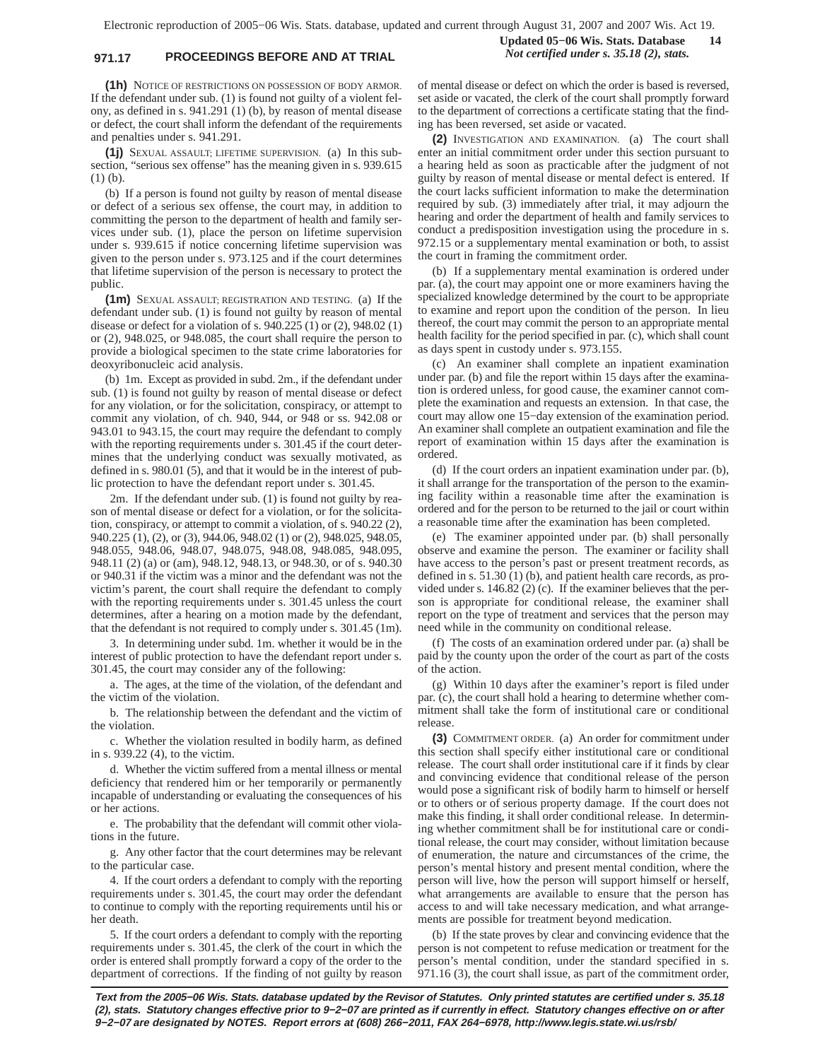**(1h)** NOTICE OF RESTRICTIONS ON POSSESSION OF BODY ARMOR. If the defendant under sub. (1) is found not guilty of a violent felony, as defined in s. 941.291 (1) (b), by reason of mental disease or defect, the court shall inform the defendant of the requirements and penalties under s. 941.291.

**(1j)** SEXUAL ASSAULT; LIFETIME SUPERVISION. (a) In this subsection, "serious sex offense" has the meaning given in s. 939.615 (1) (b).

(b) If a person is found not guilty by reason of mental disease or defect of a serious sex offense, the court may, in addition to committing the person to the department of health and family services under sub. (1), place the person on lifetime supervision under s. 939.615 if notice concerning lifetime supervision was given to the person under s. 973.125 and if the court determines that lifetime supervision of the person is necessary to protect the public.

**(1m)** SEXUAL ASSAULT; REGISTRATION AND TESTING. (a) If the defendant under sub. (1) is found not guilty by reason of mental disease or defect for a violation of s. 940.225 (1) or (2), 948.02 (1) or (2), 948.025, or 948.085, the court shall require the person to provide a biological specimen to the state crime laboratories for deoxyribonucleic acid analysis.

(b) 1m. Except as provided in subd. 2m., if the defendant under sub. (1) is found not guilty by reason of mental disease or defect for any violation, or for the solicitation, conspiracy, or attempt to commit any violation, of ch. 940, 944, or 948 or ss. 942.08 or 943.01 to 943.15, the court may require the defendant to comply with the reporting requirements under s. 301.45 if the court determines that the underlying conduct was sexually motivated, as defined in s. 980.01 (5), and that it would be in the interest of public protection to have the defendant report under s. 301.45.

2m. If the defendant under sub. (1) is found not guilty by reason of mental disease or defect for a violation, or for the solicitation, conspiracy, or attempt to commit a violation, of s. 940.22 (2), 940.225 (1), (2), or (3), 944.06, 948.02 (1) or (2), 948.025, 948.05, 948.055, 948.06, 948.07, 948.075, 948.08, 948.085, 948.095, 948.11 (2) (a) or (am), 948.12, 948.13, or 948.30, or of s. 940.30 or 940.31 if the victim was a minor and the defendant was not the victim's parent, the court shall require the defendant to comply with the reporting requirements under s. 301.45 unless the court determines, after a hearing on a motion made by the defendant, that the defendant is not required to comply under s. 301.45 (1m).

3. In determining under subd. 1m. whether it would be in the interest of public protection to have the defendant report under s. 301.45, the court may consider any of the following:

a. The ages, at the time of the violation, of the defendant and the victim of the violation.

b. The relationship between the defendant and the victim of the violation.

c. Whether the violation resulted in bodily harm, as defined in s. 939.22 (4), to the victim.

d. Whether the victim suffered from a mental illness or mental deficiency that rendered him or her temporarily or permanently incapable of understanding or evaluating the consequences of his or her actions.

e. The probability that the defendant will commit other violations in the future.

g. Any other factor that the court determines may be relevant to the particular case.

4. If the court orders a defendant to comply with the reporting requirements under s. 301.45, the court may order the defendant to continue to comply with the reporting requirements until his or her death.

5. If the court orders a defendant to comply with the reporting requirements under s. 301.45, the clerk of the court in which the order is entered shall promptly forward a copy of the order to the department of corrections. If the finding of not guilty by reason of mental disease or defect on which the order is based is reversed, set aside or vacated, the clerk of the court shall promptly forward to the department of corrections a certificate stating that the finding has been reversed, set aside or vacated.

**(2)** INVESTIGATION AND EXAMINATION. (a) The court shall enter an initial commitment order under this section pursuant to a hearing held as soon as practicable after the judgment of not guilty by reason of mental disease or mental defect is entered. If the court lacks sufficient information to make the determination required by sub. (3) immediately after trial, it may adjourn the hearing and order the department of health and family services to conduct a predisposition investigation using the procedure in s. 972.15 or a supplementary mental examination or both, to assist the court in framing the commitment order.

(b) If a supplementary mental examination is ordered under par. (a), the court may appoint one or more examiners having the specialized knowledge determined by the court to be appropriate to examine and report upon the condition of the person. In lieu thereof, the court may commit the person to an appropriate mental health facility for the period specified in par. (c), which shall count as days spent in custody under s. 973.155.

(c) An examiner shall complete an inpatient examination under par. (b) and file the report within 15 days after the examination is ordered unless, for good cause, the examiner cannot complete the examination and requests an extension. In that case, the court may allow one 15−day extension of the examination period. An examiner shall complete an outpatient examination and file the report of examination within 15 days after the examination is ordered.

(d) If the court orders an inpatient examination under par. (b), it shall arrange for the transportation of the person to the examining facility within a reasonable time after the examination is ordered and for the person to be returned to the jail or court within a reasonable time after the examination has been completed.

(e) The examiner appointed under par. (b) shall personally observe and examine the person. The examiner or facility shall have access to the person's past or present treatment records, as defined in s. 51.30 (1) (b), and patient health care records, as provided under s. 146.82 (2) (c). If the examiner believes that the person is appropriate for conditional release, the examiner shall report on the type of treatment and services that the person may need while in the community on conditional release.

(f) The costs of an examination ordered under par. (a) shall be paid by the county upon the order of the court as part of the costs of the action.

(g) Within 10 days after the examiner's report is filed under par. (c), the court shall hold a hearing to determine whether commitment shall take the form of institutional care or conditional release.

**(3)** COMMITMENT ORDER. (a) An order for commitment under this section shall specify either institutional care or conditional release. The court shall order institutional care if it finds by clear and convincing evidence that conditional release of the person would pose a significant risk of bodily harm to himself or herself or to others or of serious property damage. If the court does not make this finding, it shall order conditional release. In determining whether commitment shall be for institutional care or conditional release, the court may consider, without limitation because of enumeration, the nature and circumstances of the crime, the person's mental history and present mental condition, where the person will live, how the person will support himself or herself, what arrangements are available to ensure that the person has access to and will take necessary medication, and what arrangements are possible for treatment beyond medication.

(b) If the state proves by clear and convincing evidence that the person is not competent to refuse medication or treatment for the person's mental condition, under the standard specified in s. 971.16 (3), the court shall issue, as part of the commitment order,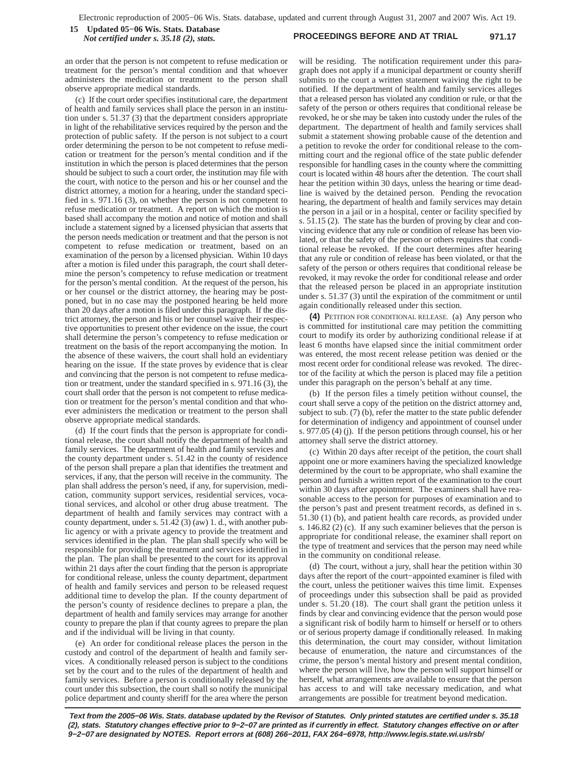an order that the person is not competent to refuse medication or treatment for the person's mental condition and that whoever administers the medication or treatment to the person shall observe appropriate medical standards.

(c) If the court order specifies institutional care, the department of health and family services shall place the person in an institution under s. 51.37 (3) that the department considers appropriate in light of the rehabilitative services required by the person and the protection of public safety. If the person is not subject to a court order determining the person to be not competent to refuse medication or treatment for the person's mental condition and if the institution in which the person is placed determines that the person should be subject to such a court order, the institution may file with the court, with notice to the person and his or her counsel and the district attorney, a motion for a hearing, under the standard specified in s. 971.16 (3), on whether the person is not competent to refuse medication or treatment. A report on which the motion is based shall accompany the motion and notice of motion and shall include a statement signed by a licensed physician that asserts that the person needs medication or treatment and that the person is not competent to refuse medication or treatment, based on an examination of the person by a licensed physician. Within 10 days after a motion is filed under this paragraph, the court shall determine the person's competency to refuse medication or treatment for the person's mental condition. At the request of the person, his or her counsel or the district attorney, the hearing may be postponed, but in no case may the postponed hearing be held more than 20 days after a motion is filed under this paragraph. If the district attorney, the person and his or her counsel waive their respective opportunities to present other evidence on the issue, the court shall determine the person's competency to refuse medication or treatment on the basis of the report accompanying the motion. In the absence of these waivers, the court shall hold an evidentiary hearing on the issue. If the state proves by evidence that is clear and convincing that the person is not competent to refuse medication or treatment, under the standard specified in s. 971.16 (3), the court shall order that the person is not competent to refuse medication or treatment for the person's mental condition and that whoever administers the medication or treatment to the person shall observe appropriate medical standards.

(d) If the court finds that the person is appropriate for conditional release, the court shall notify the department of health and family services. The department of health and family services and the county department under s. 51.42 in the county of residence of the person shall prepare a plan that identifies the treatment and services, if any, that the person will receive in the community. The plan shall address the person's need, if any, for supervision, medication, community support services, residential services, vocational services, and alcohol or other drug abuse treatment. The department of health and family services may contract with a county department, under s. 51.42 (3) (aw) 1. d., with another public agency or with a private agency to provide the treatment and services identified in the plan. The plan shall specify who will be responsible for providing the treatment and services identified in the plan. The plan shall be presented to the court for its approval within 21 days after the court finding that the person is appropriate for conditional release, unless the county department, department of health and family services and person to be released request additional time to develop the plan. If the county department of the person's county of residence declines to prepare a plan, the department of health and family services may arrange for another county to prepare the plan if that county agrees to prepare the plan and if the individual will be living in that county.

(e) An order for conditional release places the person in the custody and control of the department of health and family services. A conditionally released person is subject to the conditions set by the court and to the rules of the department of health and family services. Before a person is conditionally released by the court under this subsection, the court shall so notify the municipal police department and county sheriff for the area where the person will be residing. The notification requirement under this paragraph does not apply if a municipal department or county sheriff submits to the court a written statement waiving the right to be notified. If the department of health and family services alleges that a released person has violated any condition or rule, or that the safety of the person or others requires that conditional release be revoked, he or she may be taken into custody under the rules of the department. The department of health and family services shall submit a statement showing probable cause of the detention and a petition to revoke the order for conditional release to the committing court and the regional office of the state public defender responsible for handling cases in the county where the committing court is located within 48 hours after the detention. The court shall hear the petition within 30 days, unless the hearing or time deadline is waived by the detained person. Pending the revocation hearing, the department of health and family services may detain the person in a jail or in a hospital, center or facility specified by s. 51.15 (2). The state has the burden of proving by clear and convincing evidence that any rule or condition of release has been violated, or that the safety of the person or others requires that conditional release be revoked. If the court determines after hearing that any rule or condition of release has been violated, or that the safety of the person or others requires that conditional release be revoked, it may revoke the order for conditional release and order that the released person be placed in an appropriate institution under s. 51.37 (3) until the expiration of the commitment or until again conditionally released under this section.

**(4)** PETITION FOR CONDITIONAL RELEASE. (a) Any person who is committed for institutional care may petition the committing court to modify its order by authorizing conditional release if at least 6 months have elapsed since the initial commitment order was entered, the most recent release petition was denied or the most recent order for conditional release was revoked. The director of the facility at which the person is placed may file a petition under this paragraph on the person's behalf at any time.

(b) If the person files a timely petition without counsel, the court shall serve a copy of the petition on the district attorney and, subject to sub. (7) (b), refer the matter to the state public defender for determination of indigency and appointment of counsel under s. 977.05 (4) (j). If the person petitions through counsel, his or her attorney shall serve the district attorney.

(c) Within 20 days after receipt of the petition, the court shall appoint one or more examiners having the specialized knowledge determined by the court to be appropriate, who shall examine the person and furnish a written report of the examination to the court within 30 days after appointment. The examiners shall have reasonable access to the person for purposes of examination and to the person's past and present treatment records, as defined in s. 51.30 (1) (b), and patient health care records, as provided under s. 146.82 (2) (c). If any such examiner believes that the person is appropriate for conditional release, the examiner shall report on the type of treatment and services that the person may need while in the community on conditional release.

(d) The court, without a jury, shall hear the petition within 30 days after the report of the court−appointed examiner is filed with the court, unless the petitioner waives this time limit. Expenses of proceedings under this subsection shall be paid as provided under s. 51.20 (18). The court shall grant the petition unless it finds by clear and convincing evidence that the person would pose a significant risk of bodily harm to himself or herself or to others or of serious property damage if conditionally released. In making this determination, the court may consider, without limitation because of enumeration, the nature and circumstances of the crime, the person's mental history and present mental condition, where the person will live, how the person will support himself or herself, what arrangements are available to ensure that the person has access to and will take necessary medication, and what arrangements are possible for treatment beyond medication.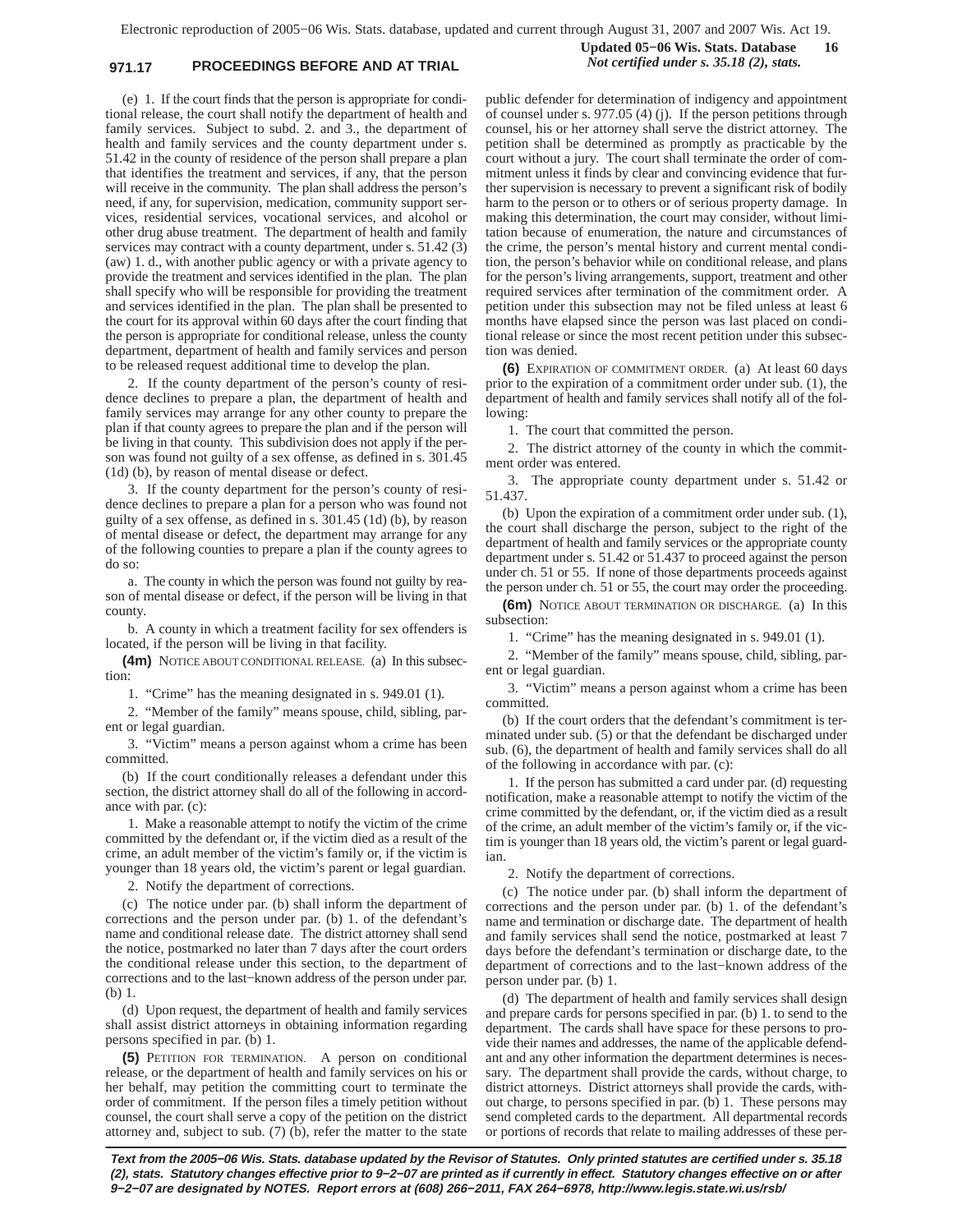(e) 1. If the court finds that the person is appropriate for conditional release, the court shall notify the department of health and family services. Subject to subd. 2. and 3., the department of health and family services and the county department under s. 51.42 in the county of residence of the person shall prepare a plan that identifies the treatment and services, if any, that the person will receive in the community. The plan shall address the person's need, if any, for supervision, medication, community support services, residential services, vocational services, and alcohol or other drug abuse treatment. The department of health and family services may contract with a county department, under s. 51.42 (3) (aw) 1. d., with another public agency or with a private agency to provide the treatment and services identified in the plan. The plan shall specify who will be responsible for providing the treatment and services identified in the plan. The plan shall be presented to the court for its approval within 60 days after the court finding that the person is appropriate for conditional release, unless the county department, department of health and family services and person to be released request additional time to develop the plan.

2. If the county department of the person's county of residence declines to prepare a plan, the department of health and family services may arrange for any other county to prepare the plan if that county agrees to prepare the plan and if the person will be living in that county. This subdivision does not apply if the person was found not guilty of a sex offense, as defined in s. 301.45 (1d) (b), by reason of mental disease or defect.

3. If the county department for the person's county of residence declines to prepare a plan for a person who was found not guilty of a sex offense, as defined in s. 301.45 (1d) (b), by reason of mental disease or defect, the department may arrange for any of the following counties to prepare a plan if the county agrees to do so:

a. The county in which the person was found not guilty by reason of mental disease or defect, if the person will be living in that county.

b. A county in which a treatment facility for sex offenders is located, if the person will be living in that facility.

**(4m)** NOTICE ABOUT CONDITIONAL RELEASE. (a) In this subsection:

1. "Crime" has the meaning designated in s. 949.01 (1).

2. "Member of the family" means spouse, child, sibling, parent or legal guardian.

3. "Victim" means a person against whom a crime has been committed.

(b) If the court conditionally releases a defendant under this section, the district attorney shall do all of the following in accordance with par. (c):

1. Make a reasonable attempt to notify the victim of the crime committed by the defendant or, if the victim died as a result of the crime, an adult member of the victim's family or, if the victim is younger than 18 years old, the victim's parent or legal guardian.

2. Notify the department of corrections.

(c) The notice under par. (b) shall inform the department of corrections and the person under par. (b) 1. of the defendant's name and conditional release date. The district attorney shall send the notice, postmarked no later than 7 days after the court orders the conditional release under this section, to the department of corrections and to the last−known address of the person under par. (b) 1.

(d) Upon request, the department of health and family services shall assist district attorneys in obtaining information regarding persons specified in par. (b) 1.

**(5)** PETITION FOR TERMINATION. A person on conditional release, or the department of health and family services on his or her behalf, may petition the committing court to terminate the order of commitment. If the person files a timely petition without counsel, the court shall serve a copy of the petition on the district attorney and, subject to sub. (7) (b), refer the matter to the state public defender for determination of indigency and appointment of counsel under s. 977.05 (4) (j). If the person petitions through counsel, his or her attorney shall serve the district attorney. The petition shall be determined as promptly as practicable by the court without a jury. The court shall terminate the order of commitment unless it finds by clear and convincing evidence that further supervision is necessary to prevent a significant risk of bodily harm to the person or to others or of serious property damage. In making this determination, the court may consider, without limitation because of enumeration, the nature and circumstances of the crime, the person's mental history and current mental condition, the person's behavior while on conditional release, and plans for the person's living arrangements, support, treatment and other required services after termination of the commitment order. A petition under this subsection may not be filed unless at least 6 months have elapsed since the person was last placed on conditional release or since the most recent petition under this subsection was denied.

**(6)** EXPIRATION OF COMMITMENT ORDER. (a) At least 60 days prior to the expiration of a commitment order under sub. (1), the department of health and family services shall notify all of the following:

1. The court that committed the person.

2. The district attorney of the county in which the commitment order was entered.

3. The appropriate county department under s. 51.42 or 51.437.

(b) Upon the expiration of a commitment order under sub. (1), the court shall discharge the person, subject to the right of the department of health and family services or the appropriate county department under s. 51.42 or 51.437 to proceed against the person under ch. 51 or 55. If none of those departments proceeds against the person under ch. 51 or 55, the court may order the proceeding.

**(6m)** NOTICE ABOUT TERMINATION OR DISCHARGE. (a) In this subsection:

1. "Crime" has the meaning designated in s. 949.01 (1).

2. "Member of the family" means spouse, child, sibling, parent or legal guardian.

3. "Victim" means a person against whom a crime has been committed.

(b) If the court orders that the defendant's commitment is terminated under sub. (5) or that the defendant be discharged under sub. (6), the department of health and family services shall do all of the following in accordance with par. (c):

1. If the person has submitted a card under par. (d) requesting notification, make a reasonable attempt to notify the victim of the crime committed by the defendant, or, if the victim died as a result of the crime, an adult member of the victim's family or, if the victim is younger than 18 years old, the victim's parent or legal guardian.

2. Notify the department of corrections.

(c) The notice under par. (b) shall inform the department of corrections and the person under par. (b) 1. of the defendant's name and termination or discharge date. The department of health and family services shall send the notice, postmarked at least 7 days before the defendant's termination or discharge date, to the department of corrections and to the last−known address of the person under par. (b) 1.

(d) The department of health and family services shall design and prepare cards for persons specified in par. (b) 1. to send to the department. The cards shall have space for these persons to provide their names and addresses, the name of the applicable defendant and any other information the department determines is necessary. The department shall provide the cards, without charge, to district attorneys. District attorneys shall provide the cards, without charge, to persons specified in par. (b) 1. These persons may send completed cards to the department. All departmental records or portions of records that relate to mailing addresses of these per-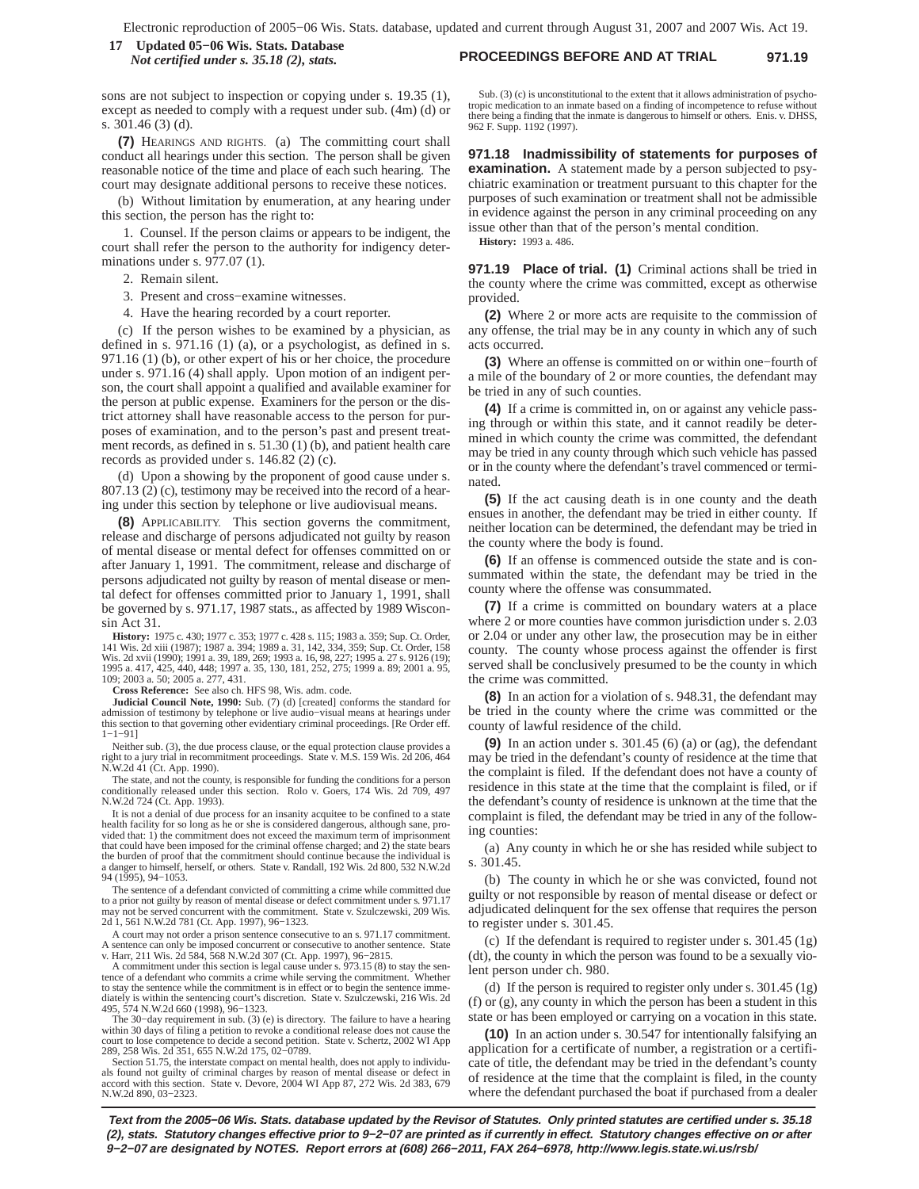sons are not subject to inspection or copying under s. 19.35 (1), except as needed to comply with a request under sub. (4m) (d) or s. 301.46 (3) (d).

**(7)** HEARINGS AND RIGHTS. (a) The committing court shall conduct all hearings under this section. The person shall be given reasonable notice of the time and place of each such hearing. The court may designate additional persons to receive these notices.

(b) Without limitation by enumeration, at any hearing under this section, the person has the right to:

1. Counsel. If the person claims or appears to be indigent, the court shall refer the person to the authority for indigency determinations under s. 977.07 (1).

2. Remain silent.

3. Present and cross−examine witnesses.

4. Have the hearing recorded by a court reporter.

(c) If the person wishes to be examined by a physician, as defined in s. 971.16 (1) (a), or a psychologist, as defined in s. 971.16 (1) (b), or other expert of his or her choice, the procedure under s. 971.16 (4) shall apply. Upon motion of an indigent person, the court shall appoint a qualified and available examiner for the person at public expense. Examiners for the person or the district attorney shall have reasonable access to the person for purposes of examination, and to the person's past and present treatment records, as defined in s. 51.30 (1) (b), and patient health care records as provided under s. 146.82 (2) (c).

(d) Upon a showing by the proponent of good cause under s. 807.13 (2) (c), testimony may be received into the record of a hearing under this section by telephone or live audiovisual means.

**(8)** APPLICABILITY. This section governs the commitment, release and discharge of persons adjudicated not guilty by reason of mental disease or mental defect for offenses committed on or after January 1, 1991. The commitment, release and discharge of persons adjudicated not guilty by reason of mental disease or mental defect for offenses committed prior to January 1, 1991, shall be governed by s. 971.17, 1987 stats., as affected by 1989 Wisconsin Act 31.

**History:** 1975 c. 430; 1977 c. 353; 1977 c. 428 s. 115; 1983 a. 359; Sup. Ct. Order, 141 Wis. 2d xiii (1987); 1987 a. 394; 1989 a. 31, 142, 334, 359; Sup. Ct. Order, 158 Wis. 2d xvii (1990); 1991 a. 39, 189, 269; 1993 a. 16, 98, 227; 1995 a. 27 s. 9126 (19); 1995 a. 417, 425, 440, 448; 1997 a. 35, 130, 181, 252, 275; 1999 a. 89; 2001 a. 95, 109; 2003 a. 50; 2005 a. 277, 431.

**Cross Reference:** See also ch. HFS 98, Wis. adm. code.

**Judicial Council Note, 1990:** Sub. (7) (d) [created] conforms the standard for admission of testimony by telephone or live audio−visual means at hearings under this section to that governing other evidentiary criminal proceedings. [Re Order eff. 1−1−91]

Neither sub. (3), the due process clause, or the equal protection clause provides a right to a jury trial in recommitment proceedings. State v. M.S. 159 Wis. 2d 206, 464 N.W.2d 41 (Ct. App. 1990).

The state, and not the county, is responsible for funding the conditions for a person conditionally released under this section. Rolo v. Goers, 174 Wis. 2d 709, 497 N.W.2d 724 (Ct. App. 1993).

It is not a denial of due process for an insanity acquitee to be confined to a state health facility for so long as he or she is considered dangerous, although sane, provided that: 1) the commitment does not exceed the maximum term of imprisonment that could have been imposed for the criminal offense charged; and 2) the state bears the burden of proof that the commitment should continue because the individual is a danger to himself, herself, or others. State v. Randall, 192 Wis. 2d 800, 532 N.W.2d 94 (1995), 94−1053.

The sentence of a defendant convicted of committing a crime while committed due to a prior not guilty by reason of mental disease or defect commitment under s. 971.17 may not be served concurrent with the commitment. State v. Szulczewski, 209 Wis. 2d 1, 561 N.W.2d 781 (Ct. App. 1997), 96−1323.

A court may not order a prison sentence consecutive to an s. 971.17 commitment. A sentence can only be imposed concurrent or consecutive to another sentence. State v. Harr, 211 Wis. 2d 584, 568 N.W.2d 307 (Ct. App. 1997), 96−2815.

A commitment under this section is legal cause under s. 973.15 (8) to stay the sentence of a defendant who commits a crime while serving the commitment. Whether to stay the sentence while the commitment is in effect or to begin the sentence immediately is within the sentencing court's discretion. State v. Szulczewski, 216 Wis. 2d 495, 574 N.W.2d 660 (1998), 96−1323.

The 30−day requirement in sub. (3) (e) is directory. The failure to have a hearing within 30 days of filing a petition to revoke a conditional release does not cause the court to lose competence to decide a second petition. State v. Schertz, 2002 WI App 289, 258 Wis. 2d 351, 655 N.W.2d 175, 02−0789.

Section 51.75, the interstate compact on mental health, does not apply to individuals found not guilty of criminal charges by reason of mental disease or defect in accord with this section. State v. Devore, 2004 WI App 87, 272 Wis. 2d 383, 679 N.W.2d 890, 03−2323.

Sub. (3) (c) is unconstitutional to the extent that it allows administration of psychotropic medication to an inmate based on a finding of incompetence to refuse without there being a finding that the inmate is dangerous to himself or others. Enis. v. DHSS, 962 F. Supp. 1192 (1997).

**971.18 Inadmissibility of statements for purposes of examination.** A statement made by a person subjected to psychiatric examination or treatment pursuant to this chapter for the purposes of such examination or treatment shall not be admissible in evidence against the person in any criminal proceeding on any issue other than that of the person's mental condition.

**History:** 1993 a. 486.

**971.19 Place of trial. (1)** Criminal actions shall be tried in the county where the crime was committed, except as otherwise provided.

**(2)** Where 2 or more acts are requisite to the commission of any offense, the trial may be in any county in which any of such acts occurred.

**(3)** Where an offense is committed on or within one−fourth of a mile of the boundary of 2 or more counties, the defendant may be tried in any of such counties.

**(4)** If a crime is committed in, on or against any vehicle passing through or within this state, and it cannot readily be determined in which county the crime was committed, the defendant may be tried in any county through which such vehicle has passed or in the county where the defendant's travel commenced or terminated.

**(5)** If the act causing death is in one county and the death ensues in another, the defendant may be tried in either county. If neither location can be determined, the defendant may be tried in the county where the body is found.

**(6)** If an offense is commenced outside the state and is consummated within the state, the defendant may be tried in the county where the offense was consummated.

**(7)** If a crime is committed on boundary waters at a place where 2 or more counties have common jurisdiction under s. 2.03 or 2.04 or under any other law, the prosecution may be in either county. The county whose process against the offender is first served shall be conclusively presumed to be the county in which the crime was committed.

**(8)** In an action for a violation of s. 948.31, the defendant may be tried in the county where the crime was committed or the county of lawful residence of the child.

**(9)** In an action under s. 301.45 (6) (a) or (ag), the defendant may be tried in the defendant's county of residence at the time that the complaint is filed. If the defendant does not have a county of residence in this state at the time that the complaint is filed, or if the defendant's county of residence is unknown at the time that the complaint is filed, the defendant may be tried in any of the following counties:

(a) Any county in which he or she has resided while subject to s. 301.45.

(b) The county in which he or she was convicted, found not guilty or not responsible by reason of mental disease or defect or adjudicated delinquent for the sex offense that requires the person to register under s. 301.45.

(c) If the defendant is required to register under s. 301.45 (1g) (dt), the county in which the person was found to be a sexually violent person under ch. 980.

(d) If the person is required to register only under s. 301.45 (1g) (f) or (g), any county in which the person has been a student in this state or has been employed or carrying on a vocation in this state.

**(10)** In an action under s. 30.547 for intentionally falsifying an application for a certificate of number, a registration or a certificate of title, the defendant may be tried in the defendant's county of residence at the time that the complaint is filed, in the county where the defendant purchased the boat if purchased from a dealer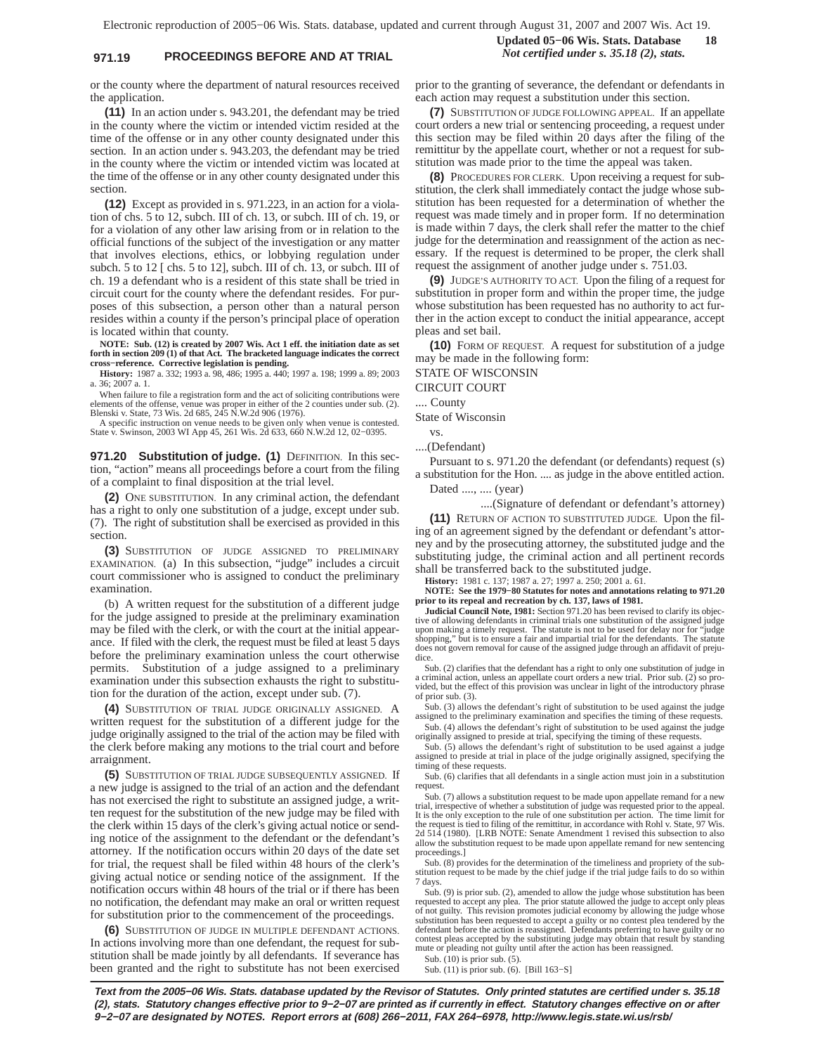or the county where the department of natural resources received the application.

**(11)** In an action under s. 943.201, the defendant may be tried in the county where the victim or intended victim resided at the time of the offense or in any other county designated under this section. In an action under s. 943.203, the defendant may be tried in the county where the victim or intended victim was located at the time of the offense or in any other county designated under this section.

**(12)** Except as provided in s. 971.223, in an action for a violation of chs. 5 to 12, subch. III of ch. 13, or subch. III of ch. 19, or for a violation of any other law arising from or in relation to the official functions of the subject of the investigation or any matter that involves elections, ethics, or lobbying regulation under subch. 5 to 12 [ chs. 5 to 12], subch. III of ch. 13, or subch. III of ch. 19 a defendant who is a resident of this state shall be tried in circuit court for the county where the defendant resides. For purposes of this subsection, a person other than a natural person resides within a county if the person's principal place of operation is located within that county.

**NOTE: Sub. (12) is created by 2007 Wis. Act 1 eff. the initiation date as set forth in section 209 (1) of that Act. The bracketed language indicates the correct cross-reference. Corrective legislation is pending.**

**History:** 1987 a. 332; 1993 a. 98, 486; 1995 a. 440; 1997 a. 198; 1999 a. 89; 2003 a. 36; 2007 a. 1.

When failure to file a registration form and the act of soliciting contributions were elements of the offense, venue was proper in either of the 2 counties under sub. (2). Blenski v. State, 73 Wis. 2d 685, 245 N.W.2d 906 (1976).

A specific instruction on venue needs to be given only when venue is contested. State v. Swinson, 2003 WI App 45, 261 Wis. 2d 633, 660 N.W.2d 12, 02−0395.

**971.20 Substitution of judge. (1)** DEFINITION. In this section, "action" means all proceedings before a court from the filing of a complaint to final disposition at the trial level.

**(2)** ONE SUBSTITUTION. In any criminal action, the defendant has a right to only one substitution of a judge, except under sub. (7). The right of substitution shall be exercised as provided in this section.

**(3)** SUBSTITUTION OF JUDGE ASSIGNED TO PRELIMINARY EXAMINATION. (a) In this subsection, "judge" includes a circuit court commissioner who is assigned to conduct the preliminary examination.

(b) A written request for the substitution of a different judge for the judge assigned to preside at the preliminary examination may be filed with the clerk, or with the court at the initial appearance. If filed with the clerk, the request must be filed at least 5 days before the preliminary examination unless the court otherwise permits. Substitution of a judge assigned to a preliminary examination under this subsection exhausts the right to substitution for the duration of the action, except under sub. (7).

**(4)** SUBSTITUTION OF TRIAL JUDGE ORIGINALLY ASSIGNED. A written request for the substitution of a different judge for the judge originally assigned to the trial of the action may be filed with the clerk before making any motions to the trial court and before arraignment.

**(5)** SUBSTITUTION OF TRIAL JUDGE SUBSEQUENTLY ASSIGNED. If a new judge is assigned to the trial of an action and the defendant has not exercised the right to substitute an assigned judge, a written request for the substitution of the new judge may be filed with the clerk within 15 days of the clerk's giving actual notice or sending notice of the assignment to the defendant or the defendant's attorney. If the notification occurs within 20 days of the date set for trial, the request shall be filed within 48 hours of the clerk's giving actual notice or sending notice of the assignment. If the notification occurs within 48 hours of the trial or if there has been no notification, the defendant may make an oral or written request for substitution prior to the commencement of the proceedings.

**(6)** SUBSTITUTION OF JUDGE IN MULTIPLE DEFENDANT ACTIONS. In actions involving more than one defendant, the request for substitution shall be made jointly by all defendants. If severance has been granted and the right to substitute has not been exercised prior to the granting of severance, the defendant or defendants in each action may request a substitution under this section.

**(7)** SUBSTITUTION OF JUDGE FOLLOWING APPEAL. If an appellate court orders a new trial or sentencing proceeding, a request under this section may be filed within 20 days after the filing of the remittitur by the appellate court, whether or not a request for substitution was made prior to the time the appeal was taken.

**(8)** PROCEDURES FOR CLERK. Upon receiving a request for substitution, the clerk shall immediately contact the judge whose substitution has been requested for a determination of whether the request was made timely and in proper form. If no determination is made within 7 days, the clerk shall refer the matter to the chief judge for the determination and reassignment of the action as necessary. If the request is determined to be proper, the clerk shall request the assignment of another judge under s. 751.03.

**(9)** JUDGE'S AUTHORITY TO ACT. Upon the filing of a request for substitution in proper form and within the proper time, the judge whose substitution has been requested has no authority to act further in the action except to conduct the initial appearance, accept pleas and set bail.

**(10)** FORM OF REQUEST. A request for substitution of a judge may be made in the following form:

STATE OF WISCONSIN

CIRCUIT COURT

.... County

State of Wisconsin

vs.

....(Defendant)

Pursuant to s. 971.20 the defendant (or defendants) request (s) a substitution for the Hon. .... as judge in the above entitled action.

Dated ...., .... (year)

....(Signature of defendant or defendant's attorney)

**(11)** RETURN OF ACTION TO SUBSTITUTED JUDGE. Upon the filing of an agreement signed by the defendant or defendant's attorney and by the prosecuting attorney, the substituted judge and the substituting judge, the criminal action and all pertinent records shall be transferred back to the substituted judge.

**History:** 1981 c. 137; 1987 a. 27; 1997 a. 250; 2001 a. 61.

**NOTE: See the 1979−80 Statutes for notes and annotations relating to 971.20 prior to its repeal and recreation by ch. 137, laws of 1981.**

**Judicial Council Note, 1981:** Section 971.20 has been revised to clarify its objective of allowing defendants in criminal trials one substitution of the assigned judge upon making a timely request. The statute is not to be used for delay nor for "judge shopping," but is to ensure a fair and impartial trial for the defendants. The statute does not govern removal for cause of the assigned judge through an affidavit of prejudice.

Sub. (2) clarifies that the defendant has a right to only one substitution of judge in a criminal action, unless an appellate court orders a new trial. Prior sub. (2) so provided, but the effect of this provision was unclear in light of the introductory phrase of prior sub. (3).

Sub. (3) allows the defendant's right of substitution to be used against the judge assigned to the preliminary examination and specifies the timing of these requests.

Sub. (4) allows the defendant's right of substitution to be used against the judge originally assigned to preside at trial, specifying the timing of these requests.

Sub. (5) allows the defendant's right of substitution to be used against a judge assigned to preside at trial in place of the judge originally assigned, specifying the timing of these requests.

Sub. (6) clarifies that all defendants in a single action must join in a substitution request.

Sub. (7) allows a substitution request to be made upon appellate remand for a new trial, irrespective of whether a substitution of judge was requested prior to the appeal. It is the only exception to the rule of one substitution per action. The time limit for the request is tied to filing of the remittitur, in accordance with Rohl v. State, 97 Wis. 2d 514 (1980). [LRB NOTE: Senate Amendment 1 revised this subsection to also allow the substitution request to be made upon appellate remand for new sentencing proceedings.]

Sub. (8) provides for the determination of the timeliness and propriety of the substitution request to be made by the chief judge if the trial judge fails to do so within 7 days.

Sub. (9) is prior sub. (2), amended to allow the judge whose substitution has been requested to accept any plea. The prior statute allowed the judge to accept only pleas of not guilty. This revision promotes judicial economy by allowing the judge whose substitution has been requested to accept a guilty or no contest plea tendered by the defendant before the action is reassigned. Defendants preferring to have guilty or no contest pleas accepted by the substituting judge may obtain that result by standing mute or pleading not guilty until after the action has been reassigned.

Sub. (10) is prior sub. (5).

Sub. (11) is prior sub. (6). [Bill 163−S]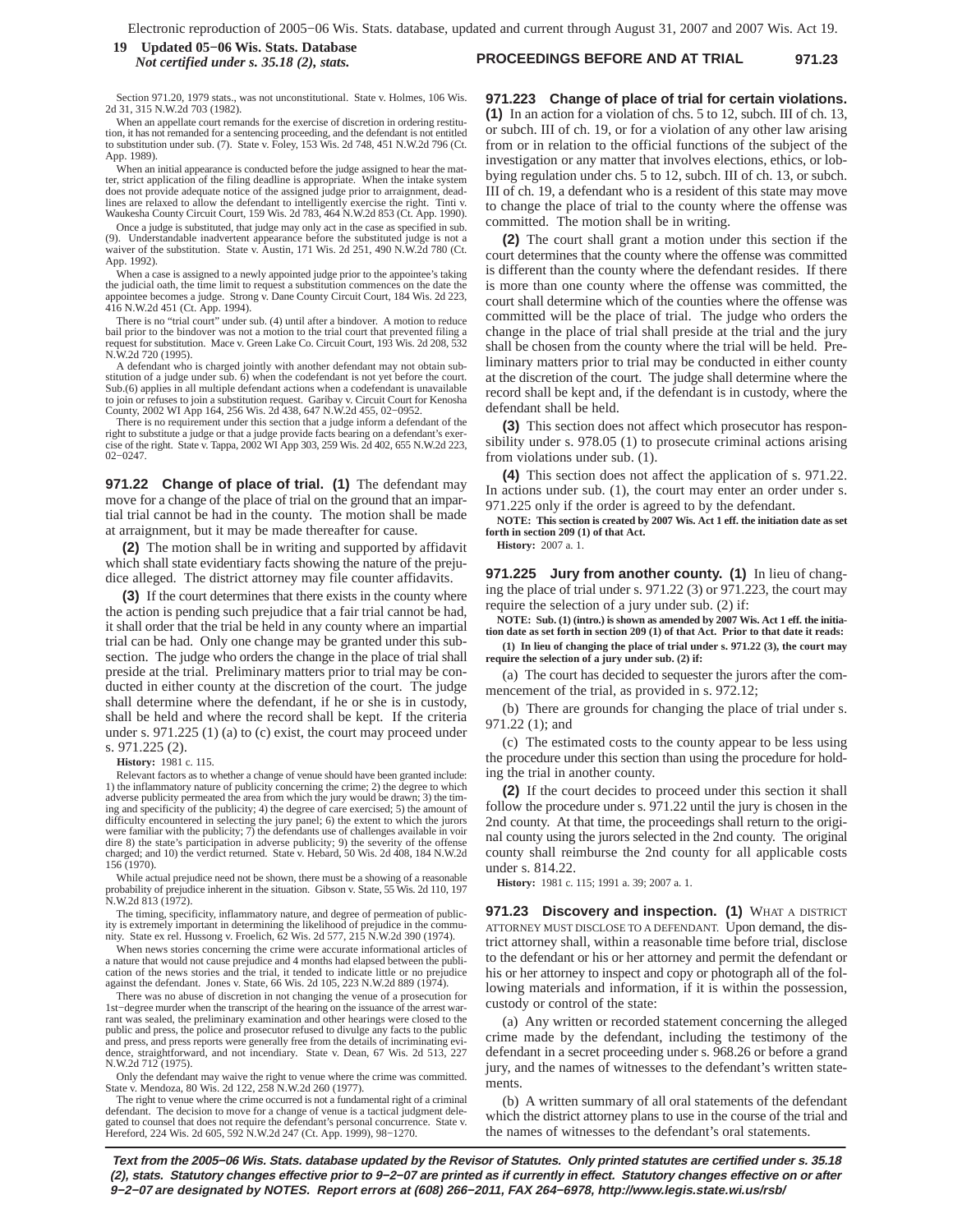Section 971.20, 1979 stats., was not unconstitutional. State v. Holmes, 106 Wis. 2d 31, 315 N.W.2d 703 (1982).

When an appellate court remands for the exercise of discretion in ordering restitution, it has not remanded for a sentencing proceeding, and the defendant is not entitled to substitution under sub. (7). State v. Foley, 153 Wis. 2d 748, 451 N.W.2d 796 (Ct. App. 1989).

When an initial appearance is conducted before the judge assigned to hear the matter, strict application of the filing deadline is appropriate. When the intake system does not provide adequate notice of the assigned judge prior to arraignment, deadlines are relaxed to allow the defendant to intelligently exercise the right. Tinti v. Waukesha County Circuit Court, 159 Wis. 2d 783, 464 N.W.2d 853 (Ct. App. 1990).

Once a judge is substituted, that judge may only act in the case as specified in sub. (9). Understandable inadvertent appearance before the substituted judge is not a waiver of the substitution. State v. Austin, 171 Wis. 2d 251, 490 N.W.2d 780 (Ct. App. 1992).

When a case is assigned to a newly appointed judge prior to the appointee's taking the judicial oath, the time limit to request a substitution commences on the date the appointee becomes a judge. Strong v. Dane County Circuit Court, 184 Wis. 2d 223, 416 N.W.2d 451 (Ct. App. 1994).

There is no "trial court" under sub. (4) until after a bindover. A motion to reduce bail prior to the bindover was not a motion to the trial court that prevented filing a request for substitution. Mace v. Green Lake Co. Circuit Court, 193 Wis. 2d 208, 532 N.W.2d 720 (1995).

A defendant who is charged jointly with another defendant may not obtain substitution of a judge under sub. 6) when the codefendant is not yet before the court. Sub.(6) applies in all multiple defendant actions when a codefendant is unavailable to join or refuses to join a substitution request. Garibay v. Circuit Court for Kenosha County, 2002 WI App 164, 256 Wis. 2d 438, 647 N.W.2d 455, 02−0952.

There is no requirement under this section that a judge inform a defendant of the right to substitute a judge or that a judge provide facts bearing on a defendant's exercise of the right. State v. Tappa, 2002 WI App 303, 259 Wis. 2d 402, 655 N.W.2d 223, 02−0247.

**971.22 Change of place of trial.** **(1)** The defendant may move for a change of the place of trial on the ground that an impartial trial cannot be had in the county. The motion shall be made at arraignment, but it may be made thereafter for cause.

**(2)** The motion shall be in writing and supported by affidavit which shall state evidentiary facts showing the nature of the prejudice alleged. The district attorney may file counter affidavits.

**(3)** If the court determines that there exists in the county where the action is pending such prejudice that a fair trial cannot be had, it shall order that the trial be held in any county where an impartial trial can be had. Only one change may be granted under this subsection. The judge who orders the change in the place of trial shall preside at the trial. Preliminary matters prior to trial may be conducted in either county at the discretion of the court. The judge shall determine where the defendant, if he or she is in custody, shall be held and where the record shall be kept. If the criteria under s. 971.225 (1) (a) to (c) exist, the court may proceed under s. 971.225 (2).

**History:** 1981 c. 115.

Relevant factors as to whether a change of venue should have been granted include: 1) the inflammatory nature of publicity concerning the crime; 2) the degree to which adverse publicity permeated the area from which the jury would be drawn; 3) the timing and specificity of the publicity; 4) the degree of care exercised; 5) the amount of difficulty encountered in selecting the jury panel; 6) the extent to which the jurors were familiar with the publicity; 7) the defendants use of challenges available in voir dire 8) the state's participation in adverse publicity; 9) the severity of the offense charged; and 10) the verdict returned. State v. Hebard, 50 Wis. 2d 408, 184 N.W.2d 156 (1970).

While actual prejudice need not be shown, there must be a showing of a reasonable probability of prejudice inherent in the situation. Gibson v. State, 55 Wis. 2d 110, 197 N.W.2d 813 (1972).

The timing, specificity, inflammatory nature, and degree of permeation of publicity is extremely important in determining the likelihood of prejudice in the community. State ex rel. Hussong v. Froelich, 62 Wis. 2d 577, 215 N.W.2d 390 (1974).

When news stories concerning the crime were accurate informational articles of a nature that would not cause prejudice and 4 months had elapsed between the publication of the news stories and the trial, it tended to indicate little or no prejudice against the defendant. Jones v. State, 66 Wis. 2d 105, 223 N.W.2d 889 (1974).

There was no abuse of discretion in not changing the venue of a prosecution for 1st−degree murder when the transcript of the hearing on the issuance of the arrest warrant was sealed, the preliminary examination and other hearings were closed to the public and press, the police and prosecutor refused to divulge any facts to the public and press, and press reports were generally free from the details of incriminating evidence, straightforward, and not incendiary. State v. Dean, 67 Wis. 2d 513, 227 N.W.2d 712 (1975).

Only the defendant may waive the right to venue where the crime was committed. State v. Mendoza, 80 Wis. 2d 122, 258 N.W.2d 260 (1977).

The right to venue where the crime occurred is not a fundamental right of a criminal defendant. The decision to move for a change of venue is a tactical judgment delegated to counsel that does not require the defendant's personal concurrence. State v. Hereford, 224 Wis. 2d 605, 592 N.W.2d 247 (Ct. App. 1999), 98−1270.

**971.223 Change of place of trial for certain violations.** **(1)** In an action for a violation of chs. 5 to 12, subch. III of ch. 13, or subch. III of ch. 19, or for a violation of any other law arising from or in relation to the official functions of the subject of the investigation or any matter that involves elections, ethics, or lobbying regulation under chs. 5 to 12, subch. III of ch. 13, or subch. III of ch. 19, a defendant who is a resident of this state may move to change the place of trial to the county where the offense was committed. The motion shall be in writing.

**(2)** The court shall grant a motion under this section if the court determines that the county where the offense was committed is different than the county where the defendant resides. If there is more than one county where the offense was committed, the court shall determine which of the counties where the offense was committed will be the place of trial. The judge who orders the change in the place of trial shall preside at the trial and the jury shall be chosen from the county where the trial will be held. Preliminary matters prior to trial may be conducted in either county at the discretion of the court. The judge shall determine where the record shall be kept and, if the defendant is in custody, where the defendant shall be held.

**(3)** This section does not affect which prosecutor has responsibility under s. 978.05 (1) to prosecute criminal actions arising from violations under sub. (1).

**(4)** This section does not affect the application of s. 971.22. In actions under sub. (1), the court may enter an order under s. 971.225 only if the order is agreed to by the defendant.

**NOTE: This section is created by 2007 Wis. Act 1 eff. the initiation date as set forth in section 209 (1) of that Act.**

**History:** 2007 a. 1.

**971.225 Jury from another county.** **(1)** In lieu of changing the place of trial under s. 971.22 (3) or 971.223, the court may require the selection of a jury under sub. (2) if:

**NOTE: Sub. (1) (intro.) is shown as amended by 2007 Wis. Act 1 eff. the initiation date as set forth in section 209 (1) of that Act. Prior to that date it reads:**

**(1) In lieu of changing the place of trial under s. 971.22 (3), the court may require the selection of a jury under sub. (2) if:**

(a) The court has decided to sequester the jurors after the commencement of the trial, as provided in s. 972.12;

(b) There are grounds for changing the place of trial under s. 971.22 (1); and

(c) The estimated costs to the county appear to be less using the procedure under this section than using the procedure for holding the trial in another county.

**(2)** If the court decides to proceed under this section it shall follow the procedure under s. 971.22 until the jury is chosen in the 2nd county. At that time, the proceedings shall return to the original county using the jurors selected in the 2nd county. The original county shall reimburse the 2nd county for all applicable costs under s. 814.22.

**History:** 1981 c. 115; 1991 a. 39; 2007 a. 1.

**971.23 Discovery and inspection.** **(1)** WHAT A DISTRICT ATTORNEY MUST DISCLOSE TO A DEFENDANT. Upon demand, the district attorney shall, within a reasonable time before trial, disclose to the defendant or his or her attorney and permit the defendant or his or her attorney to inspect and copy or photograph all of the following materials and information, if it is within the possession, custody or control of the state:

(a) Any written or recorded statement concerning the alleged crime made by the defendant, including the testimony of the defendant in a secret proceeding under s. 968.26 or before a grand jury, and the names of witnesses to the defendant's written statements.

(b) A written summary of all oral statements of the defendant which the district attorney plans to use in the course of the trial and the names of witnesses to the defendant's oral statements.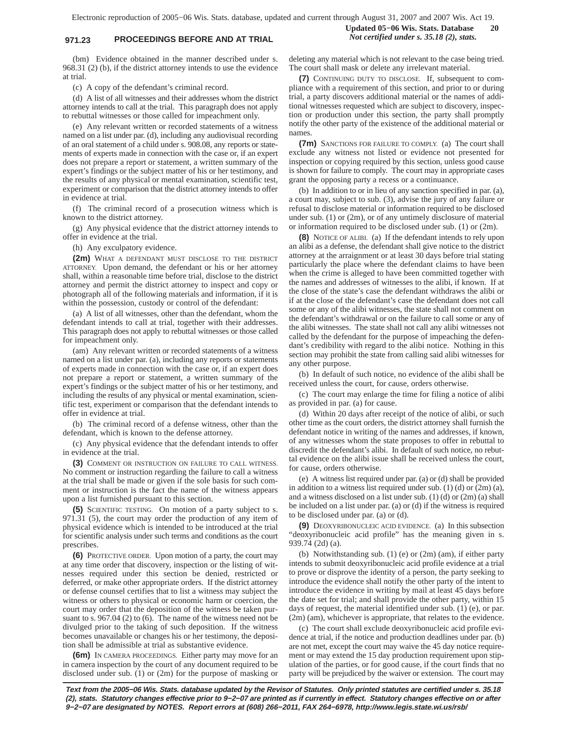(bm) Evidence obtained in the manner described under s. 968.31 (2) (b), if the district attorney intends to use the evidence at trial.

(c) A copy of the defendant's criminal record.

(d) A list of all witnesses and their addresses whom the district attorney intends to call at the trial. This paragraph does not apply to rebuttal witnesses or those called for impeachment only.

(e) Any relevant written or recorded statements of a witness named on a list under par. (d), including any audiovisual recording of an oral statement of a child under s. 908.08, any reports or statements of experts made in connection with the case or, if an expert does not prepare a report or statement, a written summary of the expert's findings or the subject matter of his or her testimony, and the results of any physical or mental examination, scientific test, experiment or comparison that the district attorney intends to offer in evidence at trial.

(f) The criminal record of a prosecution witness which is known to the district attorney.

(g) Any physical evidence that the district attorney intends to offer in evidence at the trial.

(h) Any exculpatory evidence.

**(2m)** WHAT A DEFENDANT MUST DISCLOSE TO THE DISTRICT ATTORNEY. Upon demand, the defendant or his or her attorney shall, within a reasonable time before trial, disclose to the district attorney and permit the district attorney to inspect and copy or photograph all of the following materials and information, if it is within the possession, custody or control of the defendant:

(a) A list of all witnesses, other than the defendant, whom the defendant intends to call at trial, together with their addresses. This paragraph does not apply to rebuttal witnesses or those called for impeachment only.

(am) Any relevant written or recorded statements of a witness named on a list under par. (a), including any reports or statements of experts made in connection with the case or, if an expert does not prepare a report or statement, a written summary of the expert's findings or the subject matter of his or her testimony, and including the results of any physical or mental examination, scientific test, experiment or comparison that the defendant intends to offer in evidence at trial.

(b) The criminal record of a defense witness, other than the defendant, which is known to the defense attorney.

(c) Any physical evidence that the defendant intends to offer in evidence at the trial.

**(3)** COMMENT OR INSTRUCTION ON FAILURE TO CALL WITNESS. No comment or instruction regarding the failure to call a witness at the trial shall be made or given if the sole basis for such comment or instruction is the fact the name of the witness appears upon a list furnished pursuant to this section.

**(5)** SCIENTIFIC TESTING. On motion of a party subject to s. 971.31 (5), the court may order the production of any item of physical evidence which is intended to be introduced at the trial for scientific analysis under such terms and conditions as the court prescribes.

**(6)** PROTECTIVE ORDER. Upon motion of a party, the court may at any time order that discovery, inspection or the listing of witnesses required under this section be denied, restricted or deferred, or make other appropriate orders. If the district attorney or defense counsel certifies that to list a witness may subject the witness or others to physical or economic harm or coercion, the court may order that the deposition of the witness be taken pursuant to s. 967.04 (2) to (6). The name of the witness need not be divulged prior to the taking of such deposition. If the witness becomes unavailable or changes his or her testimony, the deposition shall be admissible at trial as substantive evidence.

**(6m)** IN CAMERA PROCEEDINGS. Either party may move for an in camera inspection by the court of any document required to be disclosed under sub. (1) or (2m) for the purpose of masking or deleting any material which is not relevant to the case being tried. The court shall mask or delete any irrelevant material.

**(7)** CONTINUING DUTY TO DISCLOSE. If, subsequent to compliance with a requirement of this section, and prior to or during trial, a party discovers additional material or the names of additional witnesses requested which are subject to discovery, inspection or production under this section, the party shall promptly notify the other party of the existence of the additional material or names.

**(7m)** SANCTIONS FOR FAILURE TO COMPLY. (a) The court shall exclude any witness not listed or evidence not presented for inspection or copying required by this section, unless good cause is shown for failure to comply. The court may in appropriate cases grant the opposing party a recess or a continuance.

(b) In addition to or in lieu of any sanction specified in par. (a), a court may, subject to sub. (3), advise the jury of any failure or refusal to disclose material or information required to be disclosed under sub. (1) or (2m), or of any untimely disclosure of material or information required to be disclosed under sub. (1) or (2m).

**(8)** NOTICE OF ALIBI. (a) If the defendant intends to rely upon an alibi as a defense, the defendant shall give notice to the district attorney at the arraignment or at least 30 days before trial stating particularly the place where the defendant claims to have been when the crime is alleged to have been committed together with the names and addresses of witnesses to the alibi, if known. If at the close of the state's case the defendant withdraws the alibi or if at the close of the defendant's case the defendant does not call some or any of the alibi witnesses, the state shall not comment on the defendant's withdrawal or on the failure to call some or any of the alibi witnesses. The state shall not call any alibi witnesses not called by the defendant for the purpose of impeaching the defendant's credibility with regard to the alibi notice. Nothing in this section may prohibit the state from calling said alibi witnesses for any other purpose.

(b) In default of such notice, no evidence of the alibi shall be received unless the court, for cause, orders otherwise.

(c) The court may enlarge the time for filing a notice of alibi as provided in par. (a) for cause.

(d) Within 20 days after receipt of the notice of alibi, or such other time as the court orders, the district attorney shall furnish the defendant notice in writing of the names and addresses, if known, of any witnesses whom the state proposes to offer in rebuttal to discredit the defendant's alibi. In default of such notice, no rebuttal evidence on the alibi issue shall be received unless the court, for cause, orders otherwise.

(e) A witness list required under par. (a) or (d) shall be provided in addition to a witness list required under sub. (1) (d) or (2m) (a), and a witness disclosed on a list under sub. (1) (d) or (2m) (a) shall be included on a list under par. (a) or (d) if the witness is required to be disclosed under par. (a) or (d).

**(9)** DEOXYRIBONUCLEIC ACID EVIDENCE. (a) In this subsection "deoxyribonucleic acid profile" has the meaning given in s. 939.74 (2d) (a).

(b) Notwithstanding sub. (1) (e) or (2m) (am), if either party intends to submit deoxyribonucleic acid profile evidence at a trial to prove or disprove the identity of a person, the party seeking to introduce the evidence shall notify the other party of the intent to introduce the evidence in writing by mail at least 45 days before the date set for trial; and shall provide the other party, within 15 days of request, the material identified under sub. (1) (e), or par. (2m) (am), whichever is appropriate, that relates to the evidence.

(c) The court shall exclude deoxyribonucleic acid profile evidence at trial, if the notice and production deadlines under par. (b) are not met, except the court may waive the 45 day notice requirement or may extend the 15 day production requirement upon stipulation of the parties, or for good cause, if the court finds that no party will be prejudiced by the waiver or extension. The court may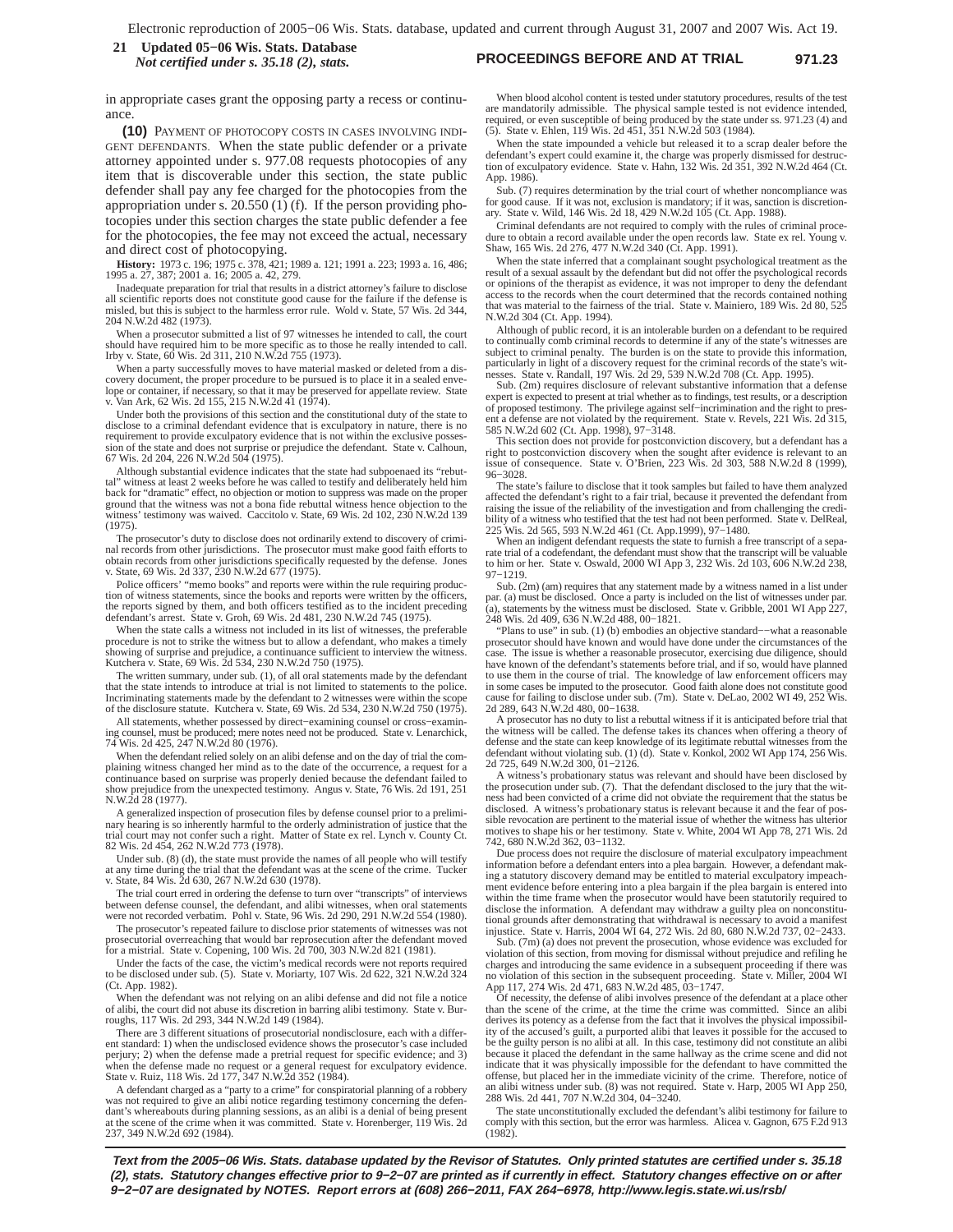in appropriate cases grant the opposing party a recess or continuance.

**(10)** PAYMENT OF PHOTOCOPY COSTS IN CASES INVOLVING INDIGENT DEFENDANTS. When the state public defender or a private attorney appointed under s. 977.08 requests photocopies of any item that is discoverable under this section, the state public defender shall pay any fee charged for the photocopies from the appropriation under s. 20.550 (1) (f). If the person providing photocopies under this section charges the state public defender a fee for the photocopies, the fee may not exceed the actual, necessary and direct cost of photocopying.

**History:** 1973 c. 196; 1975 c. 378, 421; 1989 a. 121; 1991 a. 223; 1993 a. 16, 486; 1995 a. 27, 387; 2001 a. 16; 2005 a. 42, 279.

Inadequate preparation for trial that results in a district attorney's failure to disclose all scientific reports does not constitute good cause for the failure if the defense is misled, but this is subject to the harmless error rule. Wold v. State, 57 Wis. 2d 344, 204 N.W.2d 482 (1973).

When a prosecutor submitted a list of 97 witnesses he intended to call, the court should have required him to be more specific as to those he really intended to call. Irby v. State, 60 Wis. 2d 311, 210 N.W.2d 755 (1973).

When a party successfully moves to have material masked or deleted from a discovery document, the proper procedure to be pursued is to place it in a sealed envelope or container, if necessary, so that it may be preserved for appellate review. State v. Van Ark, 62 Wis. 2d 155, 215 N.W.2d 41 (1974).

Under both the provisions of this section and the constitutional duty of the state to disclose to a criminal defendant evidence that is exculpatory in nature, there is no requirement to provide exculpatory evidence that is not within the exclusive possession of the state and does not surprise or prejudice the defendant. State v. Calhoun, 67 Wis. 2d 204, 226 N.W.2d 504 (1975).

Although substantial evidence indicates that the state had subpoenaed its "rebuttal" witness at least 2 weeks before he was called to testify and deliberately held him back for "dramatic" effect, no objection or motion to suppress was made on the proper ground that the witness was not a bona fide rebuttal witness hence objection to the witness' testimony was waived. Caccitolo v. State, 69 Wis. 2d 102, 230 N.W.2d 139 (1975).

The prosecutor's duty to disclose does not ordinarily extend to discovery of criminal records from other jurisdictions. The prosecutor must make good faith efforts to obtain records from other jurisdictions specifically requested by the defense. Jones v. State, 69 Wis. 2d 337, 230 N.W.2d 677 (1975).

Police officers' "memo books" and reports were within the rule requiring production of witness statements, since the books and reports were written by the officers, the reports signed by them, and both officers testified as to the incident preceding defendant's arrest. State v. Groh, 69 Wis. 2d 481, 230 N.W.2d 745 (1975).

When the state calls a witness not included in its list of witnesses, the preferable procedure is not to strike the witness but to allow a defendant, who makes a timely showing of surprise and prejudice, a continuance sufficient to interview the witness. Kutchera v. State, 69 Wis. 2d 534, 230 N.W.2d 750 (1975).

The written summary, under sub. (1), of all oral statements made by the defendant that the state intends to introduce at trial is not limited to statements to the police. Incriminating statements made by the defendant to 2 witnesses were within the scope of the disclosure statute. Kutchera v. State, 69 Wis. 2d 534, 230 N.W.2d 750 (1975).

All statements, whether possessed by direct−examining counsel or cross−examining counsel, must be produced; mere notes need not be produced. State v. Lenarchick, 74 Wis. 2d 425, 247 N.W.2d 80 (1976).

When the defendant relied solely on an alibi defense and on the day of trial the complaining witness changed her mind as to the date of the occurrence, a request for a continuance based on surprise was properly denied because the defendant failed to show prejudice from the unexpected testimony. Angus v. State, 76 Wis. 2d 191, 251 N.W.2d 28 (1977).

A generalized inspection of prosecution files by defense counsel prior to a preliminary hearing is so inherently harmful to the orderly administration of justice that the trial court may not confer such a right. Matter of State ex rel. Lynch v. County Ct. 82 Wis. 2d 454, 262 N.W.2d 773 (1978).

Under sub. (8) (d), the state must provide the names of all people who will testify at any time during the trial that the defendant was at the scene of the crime. Tucker v. State, 84 Wis. 2d 630, 267 N.W.2d 630 (1978).

The trial court erred in ordering the defense to turn over "transcripts" of interviews between defense counsel, the defendant, and alibi witnesses, when oral statements were not recorded verbatim. Pohl v. State, 96 Wis. 2d 290, 291 N.W.2d 554 (1980).

The prosecutor's repeated failure to disclose prior statements of witnesses was not prosecutorial overreaching that would bar reprosecution after the defendant moved for a mistrial. State v. Copening, 100 Wis. 2d 700, 303 N.W.2d 821 (1981).

Under the facts of the case, the victim's medical records were not reports required to be disclosed under sub. (5). State v. Moriarty, 107 Wis. 2d 622, 321 N.W.2d 324 (Ct. App. 1982).

When the defendant was not relying on an alibi defense and did not file a notice of alibi, the court did not abuse its discretion in barring alibi testimony. State v. Burroughs, 117 Wis. 2d 293, 344 N.W.2d 149 (1984).

There are 3 different situations of prosecutorial nondisclosure, each with a different standard: 1) when the undisclosed evidence shows the prosecutor's case included perjury; 2) when the defense made a pretrial request for specific evidence; and 3) when the defense made no request or a general request for exculpatory evidence. State v. Ruiz, 118 Wis. 2d 177, 347 N.W.2d 352 (1984).

A defendant charged as a "party to a crime" for conspiratorial planning of a robbery was not required to give an alibi notice regarding testimony concerning the defendant's whereabouts during planning sessions, as an alibi is a denial of being present at the scene of the crime when it was committed. State v. Horenberger, 119 Wis. 2d 237, 349 N.W.2d 692 (1984).

When blood alcohol content is tested under statutory procedures, results of the test are mandatorily admissible. The physical sample tested is not evidence intended, required, or even susceptible of being produced by the state under ss. 971.23 (4) and (5). State v. Ehlen, 119 Wis. 2d 451, 351 N.W.2d 503 (1984).

When the state impounded a vehicle but released it to a scrap dealer before the defendant's expert could examine it, the charge was properly dismissed for destruction of exculpatory evidence. State v. Hahn, 132 Wis. 2d 351, 392 N.W.2d 464 (Ct. App. 1986).

Sub. (7) requires determination by the trial court of whether noncompliance was for good cause. If it was not, exclusion is mandatory; if it was, sanction is discretionary. State v. Wild, 146 Wis. 2d 18, 429 N.W.2d 105 (Ct. App. 1988).

Criminal defendants are not required to comply with the rules of criminal procedure to obtain a record available under the open records law. State ex rel. Young v. Shaw, 165 Wis. 2d 276, 477 N.W.2d 340 (Ct. App. 1991).

When the state inferred that a complainant sought psychological treatment as the result of a sexual assault by the defendant but did not offer the psychological records or opinions of the therapist as evidence, it was not improper to deny the defendant access to the records when the court determined that the records contained nothing that was material to the fairness of the trial. State v. Mainiero, 189 Wis. 2d 80, 525 N.W.2d 304 (Ct. App. 1994).

Although of public record, it is an intolerable burden on a defendant to be required to continually comb criminal records to determine if any of the state's witnesses are subject to criminal penalty. The burden is on the state to provide this information, particularly in light of a discovery request for the criminal records of the state's witnesses. State v. Randall, 197 Wis. 2d 29, 539 N.W.2d 708 (Ct. App. 1995).

Sub. (2m) requires disclosure of relevant substantive information that a defense expert is expected to present at trial whether as to findings, test results, or a description of proposed testimony. The privilege against self−incrimination and the right to present a defense are not violated by the requirement. State v. Revels, 221 Wis. 2d 315, 585 N.W.2d 602 (Ct. App. 1998), 97−3148.

This section does not provide for postconviction discovery, but a defendant has a right to postconviction discovery when the sought after evidence is relevant to an issue of consequence. State v. O'Brien, 223 Wis. 2d 303, 588 N.W.2d 8 (1999), 96−3028.

The state's failure to disclose that it took samples but failed to have them analyzed affected the defendant's right to a fair trial, because it prevented the defendant from raising the issue of the reliability of the investigation and from challenging the credibility of a witness who testified that the test had not been performed. State v. DelReal, 225 Wis. 2d 565, 593 N.W.2d 461 (Ct. App.1999), 97−1480.

When an indigent defendant requests the state to furnish a free transcript of a separate trial of a codefendant, the defendant must show that the transcript will be valuable to him or her. State v. Oswald, 2000 WI App 3, 232 Wis. 2d 103, 606 N.W.2d 238, 97−1219.

Sub. (2m) (am) requires that any statement made by a witness named in a list under par. (a) must be disclosed. Once a party is included on the list of witnesses under par. (a), statements by the witness must be disclosed. State v. Gribble, 2001 WI App 227, 248 Wis. 2d 409, 636 N.W.2d 488, 00−1821.

"Plans to use" in sub. (1) (b) embodies an objective standard−−what a reasonable prosecutor should have known and would have done under the circumstances of the case. The issue is whether a reasonable prosecutor, exercising due diligence, should have known of the defendant's statements before trial, and if so, would have planned to use them in the course of trial. The knowledge of law enforcement officers may in some cases be imputed to the prosecutor. Good faith alone does not constitute good cause for failing to disclose under sub. (7m). State v. DeLao, 2002 WI 49, 252 Wis. 2d 289, 643 N.W.2d 480, 00−1638.

A prosecutor has no duty to list a rebuttal witness if it is anticipated before trial that the witness will be called. The defense takes its chances when offering a theory of defense and the state can keep knowledge of its legitimate rebuttal witnesses from the defendant without violating sub. (1) (d). State v. Konkol, 2002 WI App 174, 256 Wis. 2d 725, 649 N.W.2d 300, 01−2126.

A witness's probationary status was relevant and should have been disclosed by the prosecution under sub. (7). That the defendant disclosed to the jury that the witness had been convicted of a crime did not obviate the requirement that the status be disclosed. A witness's probationary status is relevant because it and the fear of possible revocation are pertinent to the material issue of whether the witness has ulterior motives to shape his or her testimony. State v. White, 2004 WI App 78, 271 Wis. 2d 742, 680 N.W.2d 362, 03−1132.

Due process does not require the disclosure of material exculpatory impeachment information before a defendant enters into a plea bargain. However, a defendant making a statutory discovery demand may be entitled to material exculpatory impeachment evidence before entering into a plea bargain if the plea bargain is entered into within the time frame when the prosecutor would have been statutorily required to disclose the information. A defendant may withdraw a guilty plea on nonconstitutional grounds after demonstrating that withdrawal is necessary to avoid a manifest injustice. State v. Harris, 2004 WI 64, 272 Wis. 2d 80, 680 N.W.2d 737, 02−2433.

Sub. (7m) (a) does not prevent the prosecution, whose evidence was excluded for violation of this section, from moving for dismissal without prejudice and refiling he charges and introducing the same evidence in a subsequent proceeding if there was no violation of this section in the subsequent proceeding. State v. Miller, 2004 WI App 117, 274 Wis. 2d 471, 683 N.W.2d 485, 03−1747.

Of necessity, the defense of alibi involves presence of the defendant at a place other than the scene of the crime, at the time the crime was committed. Since an alibi derives its potency as a defense from the fact that it involves the physical impossibility of the accused's guilt, a purported alibi that leaves it possible for the accused to be the guilty person is no alibi at all. In this case, testimony did not constitute an alibi because it placed the defendant in the same hallway as the crime scene and did not indicate that it was physically impossible for the defendant to have committed the offense, but placed her in the immediate vicinity of the crime. Therefore, notice of an alibi witness under sub. (8) was not required. State v. Harp, 2005 WI App 250, 288 Wis. 2d 441, 707 N.W.2d 304, 04−3240.

The state unconstitutionally excluded the defendant's alibi testimony for failure to comply with this section, but the error was harmless. Alicea v. Gagnon, 675 F.2d 913 (1982).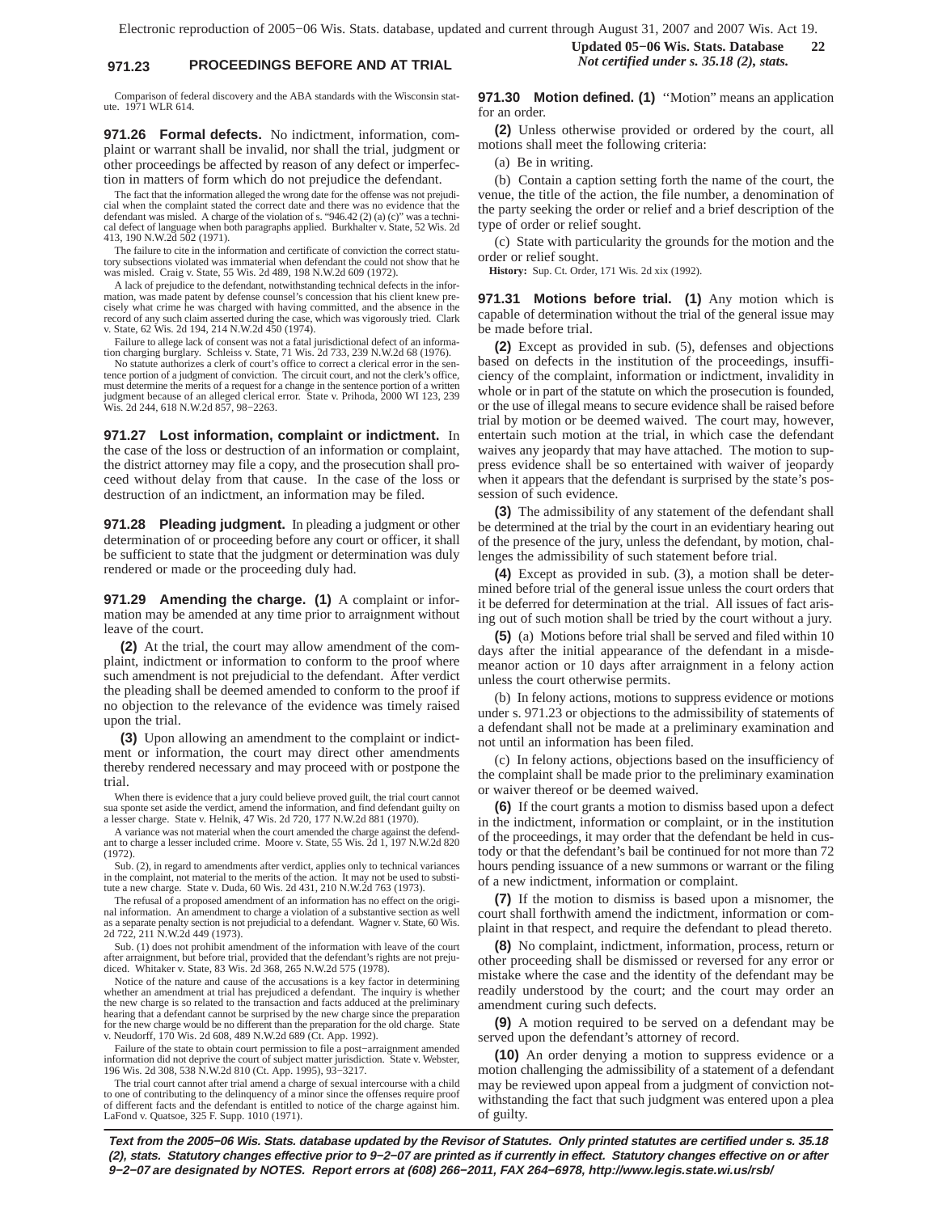Comparison of federal discovery and the ABA standards with the Wisconsin statute. 1971 WLR 614.

**971.26 Formal defects.** No indictment, information, complaint or warrant shall be invalid, nor shall the trial, judgment or other proceedings be affected by reason of any defect or imperfection in matters of form which do not prejudice the defendant.

The fact that the information alleged the wrong date for the offense was not prejudicial when the complaint stated the correct date and there was no evidence that the defendant was misled. A charge of the violation of s. "946.42 (2) (a) (c)" was a technical defect of language when both paragraphs applied. Burkhalter v. State, 52 Wis. 2d 413, 190 N.W.2d 502 (1971).

The failure to cite in the information and certificate of conviction the correct statutory subsections violated was immaterial when defendant the could not show that he was misled. Craig v. State, 55 Wis. 2d 489, 198 N.W.2d 609 (1972).

A lack of prejudice to the defendant, notwithstanding technical defects in the information, was made patent by defense counsel's concession that his client knew precisely what crime he was charged with having committed, and the absence in the record of any such claim asserted during the case, which was vigorously tried. Clark v. State, 62 Wis. 2d 194, 214 N.W.2d 450 (1974).

Failure to allege lack of consent was not a fatal jurisdictional defect of an information charging burglary. Schleiss v. State, 71 Wis. 2d 733, 239 N.W.2d 68 (1976).

No statute authorizes a clerk of court's office to correct a clerical error in the sentence portion of a judgment of conviction. The circuit court, and not the clerk's office, must determine the merits of a request for a change in the sentence portion of a written judgment because of an alleged clerical error. State v. Prihoda, 2000 WI 123, 239 Wis. 2d 244, 618 N.W.2d 857, 98−2263.

**971.27 Lost information, complaint or indictment.** In the case of the loss or destruction of an information or complaint, the district attorney may file a copy, and the prosecution shall proceed without delay from that cause. In the case of the loss or destruction of an indictment, an information may be filed.

**971.28 Pleading judgment.** In pleading a judgment or other determination of or proceeding before any court or officer, it shall be sufficient to state that the judgment or determination was duly rendered or made or the proceeding duly had.

**971.29 Amending the charge.** **(1)** A complaint or information may be amended at any time prior to arraignment without leave of the court.

**(2)** At the trial, the court may allow amendment of the complaint, indictment or information to conform to the proof where such amendment is not prejudicial to the defendant. After verdict the pleading shall be deemed amended to conform to the proof if no objection to the relevance of the evidence was timely raised upon the trial.

**(3)** Upon allowing an amendment to the complaint or indictment or information, the court may direct other amendments thereby rendered necessary and may proceed with or postpone the trial.

When there is evidence that a jury could believe proved guilt, the trial court cannot sua sponte set aside the verdict, amend the information, and find defendant guilty on a lesser charge. State v. Helnik, 47 Wis. 2d 720, 177 N.W.2d 881 (1970).

A variance was not material when the court amended the charge against the defendant to charge a lesser included crime. Moore v. State, 55 Wis. 2d 1, 197 N.W.2d 820 (1972).

Sub. (2), in regard to amendments after verdict, applies only to technical variances in the complaint, not material to the merits of the action. It may not be used to substitute a new charge. State v. Duda, 60 Wis. 2d 431, 210 N.W.2d 763 (1973).

The refusal of a proposed amendment of an information has no effect on the original information. An amendment to charge a violation of a substantive section as well as a separate penalty section is not prejudicial to a defendant. Wagner v. State, 60 Wis. 2d 722, 211 N.W.2d 449 (1973).

Sub. (1) does not prohibit amendment of the information with leave of the court after arraignment, but before trial, provided that the defendant's rights are not prejudiced. Whitaker v. State, 83 Wis. 2d 368, 265 N.W.2d 575 (1978).

Notice of the nature and cause of the accusations is a key factor in determining whether an amendment at trial has prejudiced a defendant. The inquiry is whether the new charge is so related to the transaction and facts adduced at the preliminary hearing that a defendant cannot be surprised by the new charge since the preparation for the new charge would be no different than the preparation for the old charge. State v. Neudorff, 170 Wis. 2d 608, 489 N.W.2d 689 (Ct. App. 1992).

Failure of the state to obtain court permission to file a post−arraignment amended information did not deprive the court of subject matter jurisdiction. State v. Webster, 196 Wis. 2d 308, 538 N.W.2d 810 (Ct. App. 1995), 93−3217.

The trial court cannot after trial amend a charge of sexual intercourse with a child to one of contributing to the delinquency of a minor since the offenses require proof of different facts and the defendant is entitled to notice of the charge against him. LaFond v. Quatsoe, 325 F. Supp. 1010 (1971).

**971.30 Motion defined.** **(1)** "Motion" means an application for an order.

**(2)** Unless otherwise provided or ordered by the court, all motions shall meet the following criteria:

(a) Be in writing.

(b) Contain a caption setting forth the name of the court, the venue, the title of the action, the file number, a denomination of the party seeking the order or relief and a brief description of the type of order or relief sought.

(c) State with particularity the grounds for the motion and the order or relief sought.

**History:** Sup. Ct. Order, 171 Wis. 2d xix (1992).

**971.31 Motions before trial.** **(1)** Any motion which is capable of determination without the trial of the general issue may be made before trial.

**(2)** Except as provided in sub. (5), defenses and objections based on defects in the institution of the proceedings, insufficiency of the complaint, information or indictment, invalidity in whole or in part of the statute on which the prosecution is founded, or the use of illegal means to secure evidence shall be raised before trial by motion or be deemed waived. The court may, however, entertain such motion at the trial, in which case the defendant waives any jeopardy that may have attached. The motion to suppress evidence shall be so entertained with waiver of jeopardy when it appears that the defendant is surprised by the state's possession of such evidence.

**(3)** The admissibility of any statement of the defendant shall be determined at the trial by the court in an evidentiary hearing out of the presence of the jury, unless the defendant, by motion, challenges the admissibility of such statement before trial.

**(4)** Except as provided in sub. (3), a motion shall be determined before trial of the general issue unless the court orders that it be deferred for determination at the trial. All issues of fact arising out of such motion shall be tried by the court without a jury.

**(5)** (a) Motions before trial shall be served and filed within 10 days after the initial appearance of the defendant in a misdemeanor action or 10 days after arraignment in a felony action unless the court otherwise permits.

(b) In felony actions, motions to suppress evidence or motions under s. 971.23 or objections to the admissibility of statements of a defendant shall not be made at a preliminary examination and not until an information has been filed.

(c) In felony actions, objections based on the insufficiency of the complaint shall be made prior to the preliminary examination or waiver thereof or be deemed waived.

**(6)** If the court grants a motion to dismiss based upon a defect in the indictment, information or complaint, or in the institution of the proceedings, it may order that the defendant be held in custody or that the defendant's bail be continued for not more than 72 hours pending issuance of a new summons or warrant or the filing of a new indictment, information or complaint.

**(7)** If the motion to dismiss is based upon a misnomer, the court shall forthwith amend the indictment, information or complaint in that respect, and require the defendant to plead thereto.

**(8)** No complaint, indictment, information, process, return or other proceeding shall be dismissed or reversed for any error or mistake where the case and the identity of the defendant may be readily understood by the court; and the court may order an amendment curing such defects.

**(9)** A motion required to be served on a defendant may be served upon the defendant's attorney of record.

**(10)** An order denying a motion to suppress evidence or a motion challenging the admissibility of a statement of a defendant may be reviewed upon appeal from a judgment of conviction notwithstanding the fact that such judgment was entered upon a plea of guilty.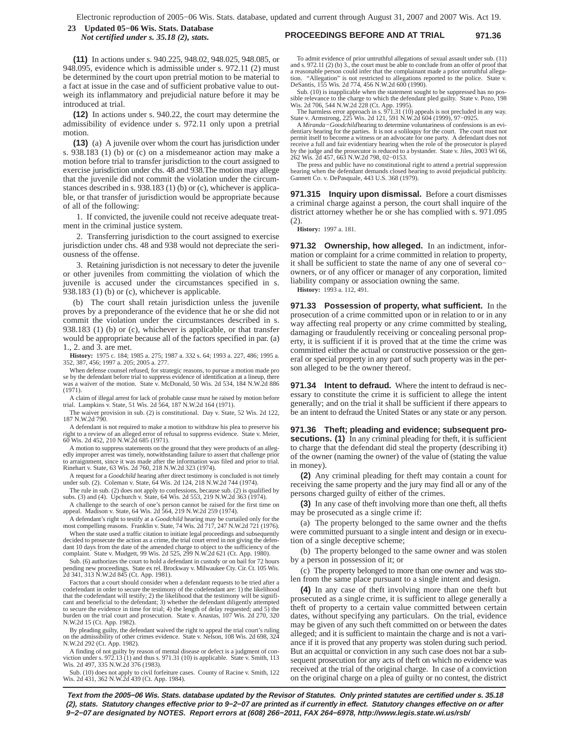**(11)** In actions under s. 940.225, 948.02, 948.025, 948.085, or 948.095, evidence which is admissible under s. 972.11 (2) must be determined by the court upon pretrial motion to be material to a fact at issue in the case and of sufficient probative value to outweigh its inflammatory and prejudicial nature before it may be introduced at trial.

**(12)** In actions under s. 940.22, the court may determine the admissibility of evidence under s. 972.11 only upon a pretrial motion.

**(13)** (a) A juvenile over whom the court has jurisdiction under s. 938.183 (1) (b) or (c) on a misdemeanor action may make a motion before trial to transfer jurisdiction to the court assigned to exercise jurisdiction under chs. 48 and 938.The motion may allege that the juvenile did not commit the violation under the circumstances described in s. 938.183 (1) (b) or (c), whichever is applicable, or that transfer of jurisdiction would be appropriate because of all of the following:

1. If convicted, the juvenile could not receive adequate treatment in the criminal justice system.

2. Transferring jurisdiction to the court assigned to exercise jurisdiction under chs. 48 and 938 would not depreciate the seriousness of the offense.

3. Retaining jurisdiction is not necessary to deter the juvenile or other juveniles from committing the violation of which the juvenile is accused under the circumstances specified in s. 938.183 (1) (b) or (c), whichever is applicable.

(b) The court shall retain jurisdiction unless the juvenile proves by a preponderance of the evidence that he or she did not commit the violation under the circumstances described in s. 938.183 (1) (b) or (c), whichever is applicable, or that transfer would be appropriate because all of the factors specified in par. (a) 1., 2. and 3. are met.

**History:** 1975 c. 184; 1985 a. 275; 1987 a. 332 s. 64; 1993 a. 227, 486; 1995 a. 352, 387, 456; 1997 a. 205; 2005 a. 277.

When defense counsel refused, for strategic reasons, to pursue a motion made pro se by the defendant before trial to suppress evidence of identification at a lineup, there was a waiver of the motion. State v. McDonald, 50 Wis. 2d 534, 184 N.W.2d 886 (1971).

A claim of illegal arrest for lack of probable cause must be raised by motion before trial. Lampkins v. State, 51 Wis. 2d 564, 187 N.W.2d 164 (1971).

The waiver provision in sub. (2) is constitutional. Day v. State, 52 Wis. 2d 122, 187 N.W.2d 790.

A defendant is not required to make a motion to withdraw his plea to preserve his right to a review of an alleged error of refusal to suppress evidence. State v. Meier, 60 Wis. 2d 452, 210 N.W.2d 685 (1971).

A motion to suppress statements on the ground that they were products of an allegedly improper arrest was timely, notwithstanding failure to assert that challenge prior to arraignment, since it was made after the information was filed and prior to trial. Rinehart v. State, 63 Wis. 2d 760, 218 N.W.2d 323 (1974).

A request for a *Goodchild* hearing after direct testimony is concluded is not timely under sub. (2). Coleman v. State, 64 Wis. 2d 124, 218 N.W.2d 744 (1974).

The rule in sub. (2) does not apply to confessions, because sub. (2) is qualified by subs. (3) and (4). Upchurch v. State, 64 Wis. 2d 553, 219 N.W.2d 363 (1974).

A challenge to the search of one's person cannot be raised for the first time on appeal. Madison v. State, 64 Wis. 2d 564, 219 N.W.2d 259 (1974).

A defendant's right to testify at a *Goodchild* hearing may be curtailed only for the most compelling reasons. Franklin v. State, 74 Wis. 2d 717, 247 N.W.2d 721 (1976).

When the state used a traffic citation to initiate legal proceedings and subsequently decided to prosecute the action as a crime, the trial court erred in not giving the defendant 10 days from the date of the amended charge to object to the sufficiency of the complaint. State v. Mudgett, 99 Wis. 2d 525, 299 N.W.2d 621 (Ct. App. 1980).

Sub. (6) authorizes the court to hold a defendant in custody or on bail for 72 hours pending new proceedings. State ex rel. Brockway v. Milwaukee Cty. Cir. Ct. 105 Wis. 2d 341, 313 N.W.2d 845 (Ct. App. 1981).

Factors that a court should consider when a defendant requests to be tried after a codefendant in order to secure the testimony of the codefendant are: 1) the likelihood that the codefendant will testify; 2) the likelihood that the testimony will be significant and beneficial to the defendant; 3) whether the defendant diligently attempted to secure the evidence in time for trial; 4) the length of delay requested; and 5) the burden on the trial court and prosecution. State v. Anastas, 107 Wis. 2d 270, 320 N.W.2d 15 (Ct. App. 1982).

By pleading guilty, the defendant waived the right to appeal the trial court's ruling on the admissibility of other crimes evidence. State v. Nelson, 108 Wis. 2d 698, 324 N.W.2d 292 (Ct. App. 1982).

A finding of not guilty by reason of mental disease or defect is a judgment of conviction under s. 972.13 (1) and thus s. 971.31 (10) is applicable. State v. Smith, 113 Wis. 2d 497, 335 N.W.2d 376 (1983).

Sub. (10) does not apply to civil forfeiture cases. County of Racine v. Smith, 122 Wis. 2d 431, 362 N.W.2d 439 (Ct. App. 1984).

To admit evidence of prior untruthful allegations of sexual assault under sub. (11) and s. 972.11 (2) (b) 3., the court must be able to conclude from an offer of proof that a reasonable person could infer that the complainant made a prior untruthful allegation. "Allegation" is not restricted to allegations reported to the police. State v. DeSantis, 155 Wis. 2d 774, 456 N.W.2d 600 (1990).

Sub. (10) is inapplicable when the statement sought to be suppressed has no possible relevance to the charge to which the defendant pled guilty. State v. Pozo, 198 Wis. 2d 706, 544 N.W.2d 228 (Ct. App. 1995).

The harmless error approach in s. 971.31 (10) appeals is not precluded in any way. State v. Armstrong, 225 Wis. 2d 121, 591 N.W.2d 604 (1999), 97−0925.

A *Miranda−Goodchild* hearing to determine voluntariness of confessions is an evidentiary hearing for the parties. It is not a soliloquy for the court. The court must not permit itself to become a witness or an advocate for one party. A defendant does not receive a full and fair evidentiary hearing when the role of the prosecutor is played by the judge and the prosecutor is reduced to a bystander. State v. Jiles, 2003 WI 66, 262 Wis. 2d 457, 663 N.W.2d 798, 02−0153.

The press and public have no constitutional right to attend a pretrial suppression hearing when the defendant demands closed hearing to avoid prejudicial publicity. Gannett Co. v. DePasquale, 443 U.S. 368 (1979).

**971.315 Inquiry upon dismissal.** Before a court dismisses a criminal charge against a person, the court shall inquire of the district attorney whether he or she has complied with s. 971.095 (2).

**History:** 1997 a. 181.

**971.32 Ownership, how alleged.** In an indictment, information or complaint for a crime committed in relation to property, it shall be sufficient to state the name of any one of several co−owners, or of any officer or manager of any corporation, limited liability company or association owning the same.

**History:** 1993 a. 112, 491.

**971.33 Possession of property, what sufficient.** In the prosecution of a crime committed upon or in relation to or in any way affecting real property or any crime committed by stealing, damaging or fraudulently receiving or concealing personal property, it is sufficient if it is proved that at the time the crime was committed either the actual or constructive possession or the general or special property in any part of such property was in the person alleged to be the owner thereof.

**971.34 Intent to defraud.** Where the intent to defraud is necessary to constitute the crime it is sufficient to allege the intent generally; and on the trial it shall be sufficient if there appears to be an intent to defraud the United States or any state or any person.

**971.36 Theft; pleading and evidence; subsequent prosecutions. (1)** In any criminal pleading for theft, it is sufficient to charge that the defendant did steal the property (describing it) of the owner (naming the owner) of the value of (stating the value in money).

**(2)** Any criminal pleading for theft may contain a count for receiving the same property and the jury may find all or any of the persons charged guilty of either of the crimes.

**(3)** In any case of theft involving more than one theft, all thefts may be prosecuted as a single crime if:

(a) The property belonged to the same owner and the thefts were committed pursuant to a single intent and design or in execution of a single deceptive scheme;

(b) The property belonged to the same owner and was stolen by a person in possession of it; or

(c) The property belonged to more than one owner and was stolen from the same place pursuant to a single intent and design.

**(4)** In any case of theft involving more than one theft but prosecuted as a single crime, it is sufficient to allege generally a theft of property to a certain value committed between certain dates, without specifying any particulars. On the trial, evidence may be given of any such theft committed on or between the dates alleged; and it is sufficient to maintain the charge and is not a variance if it is proved that any property was stolen during such period. But an acquittal or conviction in any such case does not bar a subsequent prosecution for any acts of theft on which no evidence was received at the trial of the original charge. In case of a conviction on the original charge on a plea of guilty or no contest, the district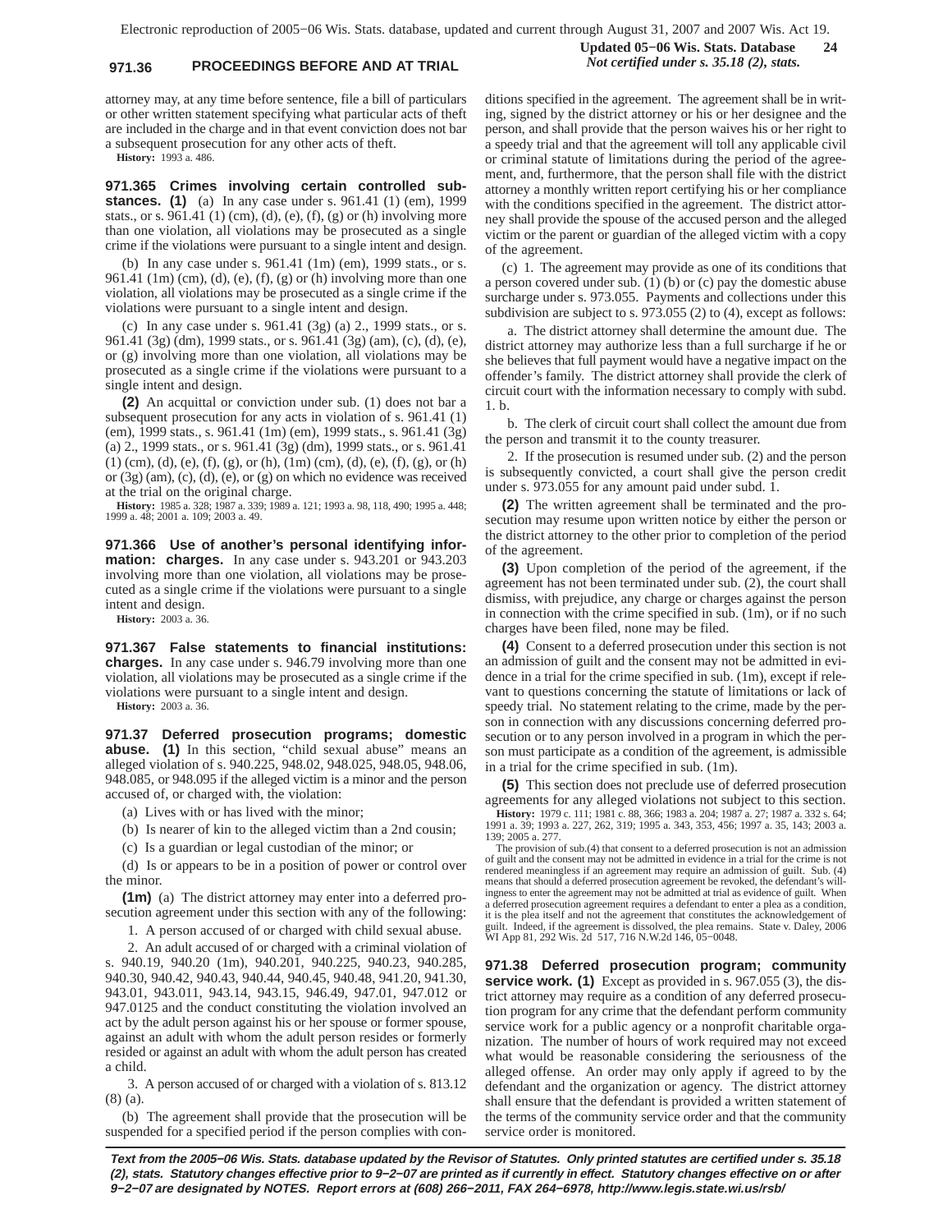attorney may, at any time before sentence, file a bill of particulars or other written statement specifying what particular acts of theft are included in the charge and in that event conviction does not bar a subsequent prosecution for any other acts of theft.

**History:** 1993 a. 486.

**971.365 Crimes involving certain controlled substances. (1)** (a) In any case under s. 961.41 (1) (em), 1999 stats., or s. 961.41 (1) (cm), (d), (e), (f), (g) or (h) involving more than one violation, all violations may be prosecuted as a single crime if the violations were pursuant to a single intent and design.

(b) In any case under s. 961.41 (1m) (em), 1999 stats., or s. 961.41 (1m) (cm), (d), (e), (f), (g) or (h) involving more than one violation, all violations may be prosecuted as a single crime if the violations were pursuant to a single intent and design.

(c) In any case under s. 961.41 (3g) (a) 2., 1999 stats., or s. 961.41 (3g) (dm), 1999 stats., or s. 961.41 (3g) (am), (c), (d), (e), or (g) involving more than one violation, all violations may be prosecuted as a single crime if the violations were pursuant to a single intent and design.

**(2)** An acquittal or conviction under sub. (1) does not bar a subsequent prosecution for any acts in violation of s. 961.41 (1) (em), 1999 stats., s. 961.41 (1m) (em), 1999 stats., s. 961.41 (3g) (a) 2., 1999 stats., or s. 961.41 (3g) (dm), 1999 stats., or s. 961.41 (1) (cm), (d), (e), (f), (g), or (h), (1m) (cm), (d), (e), (f), (g), or (h) or (3g) (am), (c), (d), (e), or (g) on which no evidence was received at the trial on the original charge.

**History:** 1985 a. 328; 1987 a. 339; 1989 a. 121; 1993 a. 98, 118, 490; 1995 a. 448; 1999 a. 48; 2001 a. 109; 2003 a. 49.

**971.366 Use of another's personal identifying information: charges.** In any case under s. 943.201 or 943.203 involving more than one violation, all violations may be prosecuted as a single crime if the violations were pursuant to a single intent and design.

**History:** 2003 a. 36.

**971.367 False statements to financial institutions: charges.** In any case under s. 946.79 involving more than one violation, all violations may be prosecuted as a single crime if the violations were pursuant to a single intent and design.

**History:** 2003 a. 36.

**971.37 Deferred prosecution programs; domestic abuse. (1)** In this section, "child sexual abuse" means an alleged violation of s. 940.225, 948.02, 948.025, 948.05, 948.06, 948.085, or 948.095 if the alleged victim is a minor and the person accused of, or charged with, the violation:

(a) Lives with or has lived with the minor;

(b) Is nearer of kin to the alleged victim than a 2nd cousin;

(c) Is a guardian or legal custodian of the minor; or

(d) Is or appears to be in a position of power or control over the minor.

**(1m)** (a) The district attorney may enter into a deferred prosecution agreement under this section with any of the following:

1. A person accused of or charged with child sexual abuse.

2. An adult accused of or charged with a criminal violation of s. 940.19, 940.20 (1m), 940.201, 940.225, 940.23, 940.285, 940.30, 940.42, 940.43, 940.44, 940.45, 940.48, 941.20, 941.30, 943.01, 943.011, 943.14, 943.15, 946.49, 947.01, 947.012 or 947.0125 and the conduct constituting the violation involved an act by the adult person against his or her spouse or former spouse, against an adult with whom the adult person resides or formerly resided or against an adult with whom the adult person has created a child.

3. A person accused of or charged with a violation of s. 813.12 (8) (a).

(b) The agreement shall provide that the prosecution will be suspended for a specified period if the person complies with conditions specified in the agreement. The agreement shall be in writing, signed by the district attorney or his or her designee and the person, and shall provide that the person waives his or her right to a speedy trial and that the agreement will toll any applicable civil or criminal statute of limitations during the period of the agreement, and, furthermore, that the person shall file with the district attorney a monthly written report certifying his or her compliance with the conditions specified in the agreement. The district attorney shall provide the spouse of the accused person and the alleged victim or the parent or guardian of the alleged victim with a copy of the agreement.

(c) 1. The agreement may provide as one of its conditions that a person covered under sub. (1) (b) or (c) pay the domestic abuse surcharge under s. 973.055. Payments and collections under this subdivision are subject to s. 973.055 (2) to (4), except as follows:

a. The district attorney shall determine the amount due. The district attorney may authorize less than a full surcharge if he or she believes that full payment would have a negative impact on the offender's family. The district attorney shall provide the clerk of circuit court with the information necessary to comply with subd. 1. b.

b. The clerk of circuit court shall collect the amount due from the person and transmit it to the county treasurer.

2. If the prosecution is resumed under sub. (2) and the person is subsequently convicted, a court shall give the person credit under s. 973.055 for any amount paid under subd. 1.

**(2)** The written agreement shall be terminated and the prosecution may resume upon written notice by either the person or the district attorney to the other prior to completion of the period of the agreement.

**(3)** Upon completion of the period of the agreement, if the agreement has not been terminated under sub. (2), the court shall dismiss, with prejudice, any charge or charges against the person in connection with the crime specified in sub. (1m), or if no such charges have been filed, none may be filed.

**(4)** Consent to a deferred prosecution under this section is not an admission of guilt and the consent may not be admitted in evidence in a trial for the crime specified in sub. (1m), except if relevant to questions concerning the statute of limitations or lack of speedy trial. No statement relating to the crime, made by the person in connection with any discussions concerning deferred prosecution or to any person involved in a program in which the person must participate as a condition of the agreement, is admissible in a trial for the crime specified in sub. (1m).

**(5)** This section does not preclude use of deferred prosecution agreements for any alleged violations not subject to this section.

**History:** 1979 c. 111; 1981 c. 88, 366; 1983 a. 204; 1987 a. 27; 1987 a. 332 s. 64; 1991 a. 39; 1993 a. 227, 262, 319; 1995 a. 343, 353, 456; 1997 a. 35, 143; 2003 a. 139; 2005 a. 277.

The provision of sub.(4) that consent to a deferred prosecution is not an admission of guilt and the consent may not be admitted in evidence in a trial for the crime is not rendered meaningless if an agreement may require an admission of guilt. Sub. (4) means that should a deferred prosecution agreement be revoked, the defendant's willingness to enter the agreement may not be admitted at trial as evidence of guilt. When a deferred prosecution agreement requires a defendant to enter a plea as a condition, it is the plea itself and not the agreement that constitutes the acknowledgement of guilt. Indeed, if the agreement is dissolved, the plea remains. State v. Daley, 2006 WI App 81, 292 Wis. 2d 517, 716 N.W.2d 146, 05−0048.

**971.38 Deferred prosecution program; community service work. (1)** Except as provided in s. 967.055 (3), the district attorney may require as a condition of any deferred prosecution program for any crime that the defendant perform community service work for a public agency or a nonprofit charitable organization. The number of hours of work required may not exceed what would be reasonable considering the seriousness of the alleged offense. An order may only apply if agreed to by the defendant and the organization or agency. The district attorney shall ensure that the defendant is provided a written statement of the terms of the community service order and that the community service order is monitored.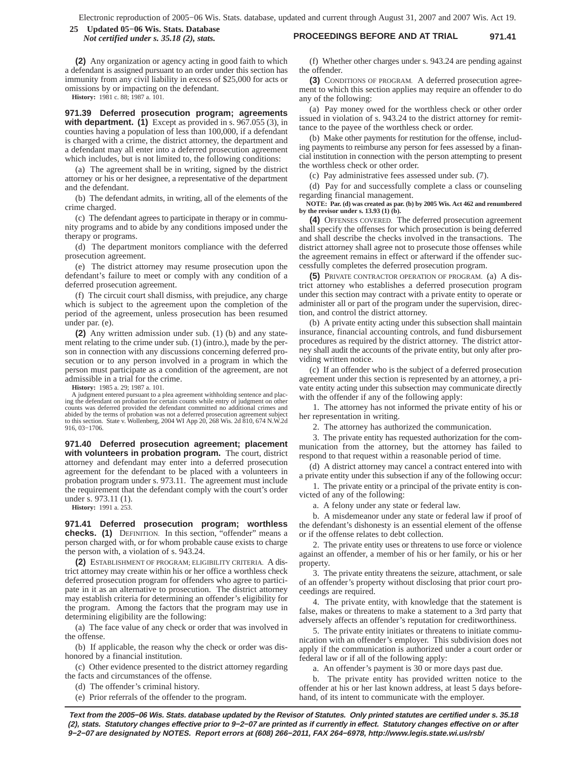**(2)** Any organization or agency acting in good faith to which a defendant is assigned pursuant to an order under this section has immunity from any civil liability in excess of $25,000 for acts or omissions by or impacting on the defendant.

**History:** 1981 c. 88; 1987 a. 101.

**971.39 Deferred prosecution program; agreements with department.** **(1)** Except as provided in s. 967.055 (3), in counties having a population of less than 100,000, if a defendant is charged with a crime, the district attorney, the department and a defendant may all enter into a deferred prosecution agreement which includes, but is not limited to, the following conditions:

(a) The agreement shall be in writing, signed by the district attorney or his or her designee, a representative of the department and the defendant.

(b) The defendant admits, in writing, all of the elements of the crime charged.

(c) The defendant agrees to participate in therapy or in community programs and to abide by any conditions imposed under the therapy or programs.

(d) The department monitors compliance with the deferred prosecution agreement.

(e) The district attorney may resume prosecution upon the defendant's failure to meet or comply with any condition of a deferred prosecution agreement.

(f) The circuit court shall dismiss, with prejudice, any charge which is subject to the agreement upon the completion of the period of the agreement, unless prosecution has been resumed under par. (e).

**(2)** Any written admission under sub. (1) (b) and any statement relating to the crime under sub. (1) (intro.), made by the person in connection with any discussions concerning deferred prosecution or to any person involved in a program in which the person must participate as a condition of the agreement, are not admissible in a trial for the crime.

**History:** 1985 a. 29; 1987 a. 101.

A judgment entered pursuant to a plea agreement withholding sentence and placing the defendant on probation for certain counts while entry of judgment on other counts was deferred provided the defendant committed no additional crimes and abided by the terms of probation was not a deferred prosecution agreement subject to this section. State v. Wollenberg, 2004 WI App 20, 268 Wis. 2d 810, 674 N.W.2d 916, 03−1706.

**971.40 Deferred prosecution agreement; placement with volunteers in probation program.** The court, district attorney and defendant may enter into a deferred prosecution agreement for the defendant to be placed with a volunteers in probation program under s. 973.11. The agreement must include the requirement that the defendant comply with the court's order under s. 973.11 (1).

**History:** 1991 a. 253.

**971.41 Deferred prosecution program; worthless checks.** **(1)** DEFINITION. In this section, "offender" means a person charged with, or for whom probable cause exists to charge the person with, a violation of s. 943.24.

**(2)** ESTABLISHMENT OF PROGRAM; ELIGIBILITY CRITERIA. A district attorney may create within his or her office a worthless check deferred prosecution program for offenders who agree to participate in it as an alternative to prosecution. The district attorney may establish criteria for determining an offender's eligibility for the program. Among the factors that the program may use in determining eligibility are the following:

(a) The face value of any check or order that was involved in the offense.

(b) If applicable, the reason why the check or order was dishonored by a financial institution.

(c) Other evidence presented to the district attorney regarding the facts and circumstances of the offense.

(d) The offender's criminal history.

(e) Prior referrals of the offender to the program.

(f) Whether other charges under s. 943.24 are pending against the offender.

**(3)** CONDITIONS OF PROGRAM. A deferred prosecution agreement to which this section applies may require an offender to do any of the following:

(a) Pay money owed for the worthless check or other order issued in violation of s. 943.24 to the district attorney for remittance to the payee of the worthless check or order.

(b) Make other payments for restitution for the offense, including payments to reimburse any person for fees assessed by a financial institution in connection with the person attempting to present the worthless check or other order.

(c) Pay administrative fees assessed under sub. (7).

(d) Pay for and successfully complete a class or counseling regarding financial management.

**NOTE: Par. (d) was created as par. (b) by 2005 Wis. Act 462 and renumbered by the revisor under s. 13.93 (1) (b).**

**(4)** OFFENSES COVERED. The deferred prosecution agreement shall specify the offenses for which prosecution is being deferred and shall describe the checks involved in the transactions. The district attorney shall agree not to prosecute those offenses while the agreement remains in effect or afterward if the offender successfully completes the deferred prosecution program.

**(5)** PRIVATE CONTRACTOR OPERATION OF PROGRAM. (a) A district attorney who establishes a deferred prosecution program under this section may contract with a private entity to operate or administer all or part of the program under the supervision, direction, and control the district attorney.

(b) A private entity acting under this subsection shall maintain insurance, financial accounting controls, and fund disbursement procedures as required by the district attorney. The district attorney shall audit the accounts of the private entity, but only after providing written notice.

(c) If an offender who is the subject of a deferred prosecution agreement under this section is represented by an attorney, a private entity acting under this subsection may communicate directly with the offender if any of the following apply:

1. The attorney has not informed the private entity of his or her representation in writing.

2. The attorney has authorized the communication.

3. The private entity has requested authorization for the communication from the attorney, but the attorney has failed to respond to that request within a reasonable period of time.

(d) A district attorney may cancel a contract entered into with a private entity under this subsection if any of the following occur:

1. The private entity or a principal of the private entity is convicted of any of the following:

a. A felony under any state or federal law.

b. A misdemeanor under any state or federal law if proof of the defendant's dishonesty is an essential element of the offense or if the offense relates to debt collection.

2. The private entity uses or threatens to use force or violence against an offender, a member of his or her family, or his or her property.

3. The private entity threatens the seizure, attachment, or sale of an offender's property without disclosing that prior court proceedings are required.

4. The private entity, with knowledge that the statement is false, makes or threatens to make a statement to a 3rd party that adversely affects an offender's reputation for creditworthiness.

5. The private entity initiates or threatens to initiate communication with an offender's employer. This subdivision does not apply if the communication is authorized under a court order or federal law or if all of the following apply:

a. An offender's payment is 30 or more days past due.

b. The private entity has provided written notice to the offender at his or her last known address, at least 5 days beforehand, of its intent to communicate with the employer.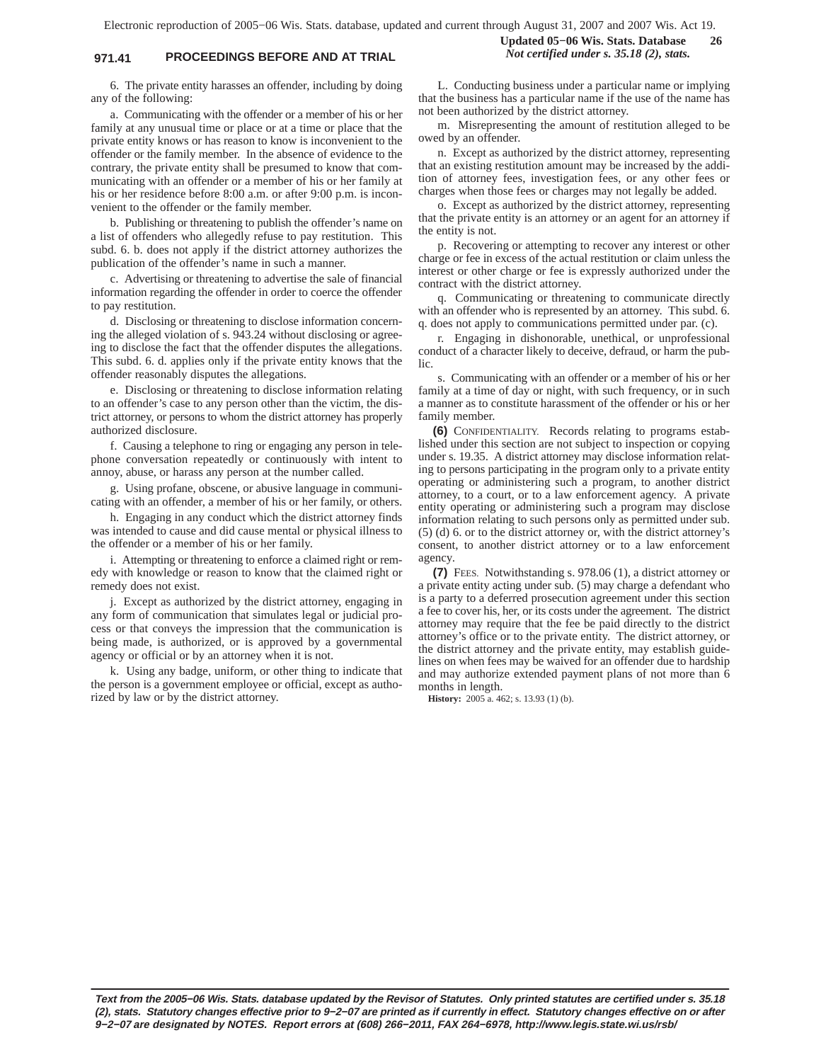6. The private entity harasses an offender, including by doing any of the following:

a. Communicating with the offender or a member of his or her family at any unusual time or place or at a time or place that the private entity knows or has reason to know is inconvenient to the offender or the family member. In the absence of evidence to the contrary, the private entity shall be presumed to know that communicating with an offender or a member of his or her family at his or her residence before 8:00 a.m. or after 9:00 p.m. is inconvenient to the offender or the family member.

b. Publishing or threatening to publish the offender's name on a list of offenders who allegedly refuse to pay restitution. This subd. 6. b. does not apply if the district attorney authorizes the publication of the offender's name in such a manner.

c. Advertising or threatening to advertise the sale of financial information regarding the offender in order to coerce the offender to pay restitution.

d. Disclosing or threatening to disclose information concerning the alleged violation of s. 943.24 without disclosing or agreeing to disclose the fact that the offender disputes the allegations. This subd. 6. d. applies only if the private entity knows that the offender reasonably disputes the allegations.

e. Disclosing or threatening to disclose information relating to an offender's case to any person other than the victim, the district attorney, or persons to whom the district attorney has properly authorized disclosure.

f. Causing a telephone to ring or engaging any person in telephone conversation repeatedly or continuously with intent to annoy, abuse, or harass any person at the number called.

g. Using profane, obscene, or abusive language in communicating with an offender, a member of his or her family, or others.

h. Engaging in any conduct which the district attorney finds was intended to cause and did cause mental or physical illness to the offender or a member of his or her family.

i. Attempting or threatening to enforce a claimed right or remedy with knowledge or reason to know that the claimed right or remedy does not exist.

j. Except as authorized by the district attorney, engaging in any form of communication that simulates legal or judicial process or that conveys the impression that the communication is being made, is authorized, or is approved by a governmental agency or official or by an attorney when it is not.

k. Using any badge, uniform, or other thing to indicate that the person is a government employee or official, except as authorized by law or by the district attorney.

L. Conducting business under a particular name or implying that the business has a particular name if the use of the name has not been authorized by the district attorney.

m. Misrepresenting the amount of restitution alleged to be owed by an offender.

n. Except as authorized by the district attorney, representing that an existing restitution amount may be increased by the addition of attorney fees, investigation fees, or any other fees or charges when those fees or charges may not legally be added.

o. Except as authorized by the district attorney, representing that the private entity is an attorney or an agent for an attorney if the entity is not.

p. Recovering or attempting to recover any interest or other charge or fee in excess of the actual restitution or claim unless the interest or other charge or fee is expressly authorized under the contract with the district attorney.

q. Communicating or threatening to communicate directly with an offender who is represented by an attorney. This subd. 6. q. does not apply to communications permitted under par. (c).

r. Engaging in dishonorable, unethical, or unprofessional conduct of a character likely to deceive, defraud, or harm the public.

s. Communicating with an offender or a member of his or her family at a time of day or night, with such frequency, or in such a manner as to constitute harassment of the offender or his or her family member.

**(6)** CONFIDENTIALITY. Records relating to programs established under this section are not subject to inspection or copying under s. 19.35. A district attorney may disclose information relating to persons participating in the program only to a private entity operating or administering such a program, to another district attorney, to a court, or to a law enforcement agency. A private entity operating or administering such a program may disclose information relating to such persons only as permitted under sub. (5) (d) 6. or to the district attorney or, with the district attorney's consent, to another district attorney or to a law enforcement agency.

**(7)** FEES. Notwithstanding s. 978.06 (1), a district attorney or a private entity acting under sub. (5) may charge a defendant who is a party to a deferred prosecution agreement under this section a fee to cover his, her, or its costs under the agreement. The district attorney may require that the fee be paid directly to the district attorney's office or to the private entity. The district attorney, or the district attorney and the private entity, may establish guidelines on when fees may be waived for an offender due to hardship and may authorize extended payment plans of not more than 6 months in length.

**History:** 2005 a. 462; s. 13.93 (1) (b).